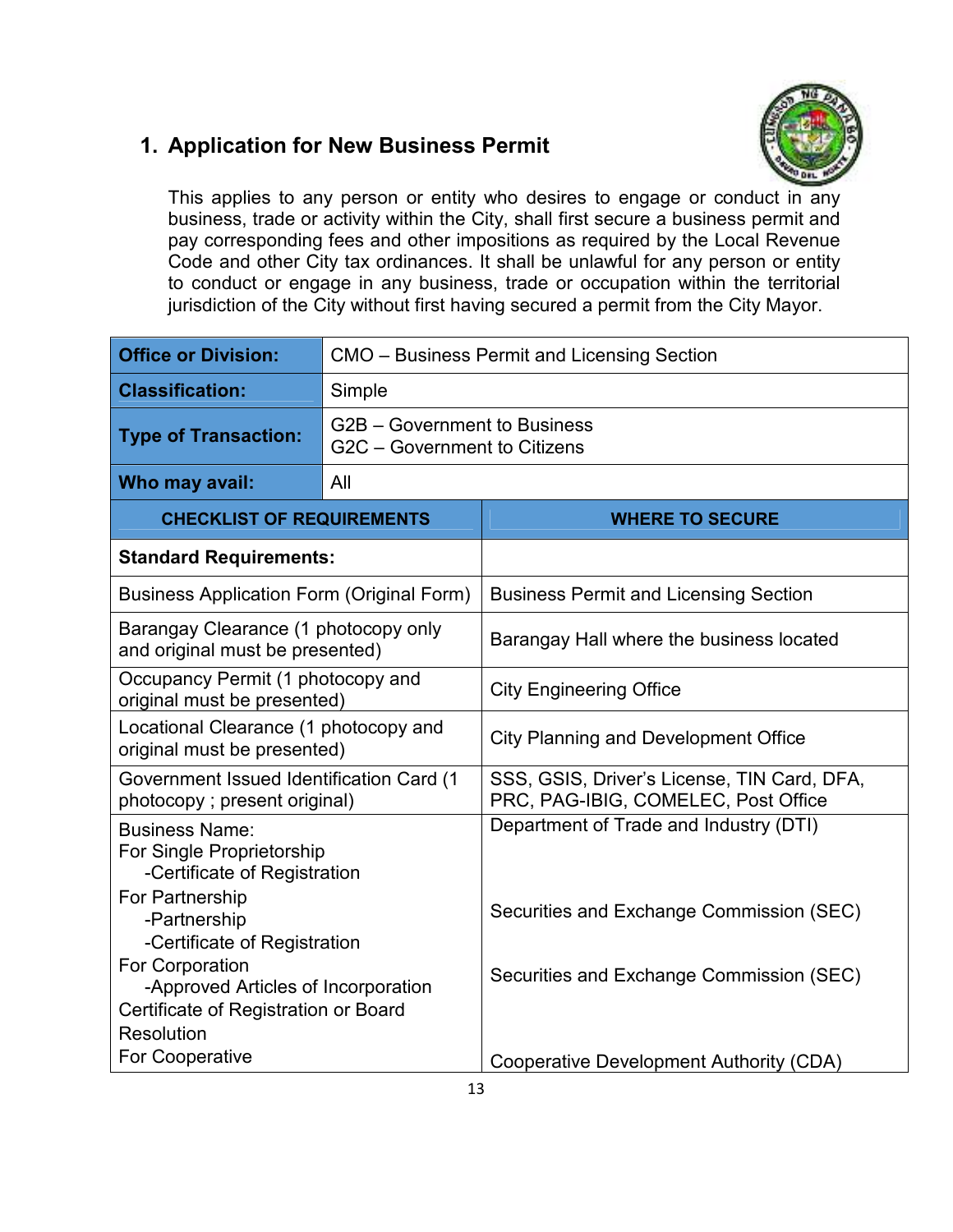## 1. Application for New Business Permit

This applies to any person or entity who desires to engage or conduct in any business, trade or activity within the City, shall first secure a business permit and pay corresponding fees and other impositions as required by the Local Revenue Code and other City tax ordinances. It shall be unlawful for any person or entity to conduct or engage in any business, trade or occupation within the territorial jurisdiction of the City without first having secured a permit from the City Mayor.

| **Office or Division:** | CMO – Business Permit and Licensing Section |
|---|---|
| **Classification:** | Simple |
| **Type of Transaction:** | G2B – Government to Business<br>G2C – Government to Citizens |
| **Who may avail:** | All |

| **CHECKLIST OF REQUIREMENTS** | **WHERE TO SECURE** |
|---|---|
| **Standard Requirements:** | |
| Business Application Form (Original Form) | Business Permit and Licensing Section |
| Barangay Clearance (1 photocopy only and original must be presented) | Barangay Hall where the business located |
| Occupancy Permit (1 photocopy and original must be presented) | City Engineering Office |
| Locational Clearance (1 photocopy and original must be presented) | City Planning and Development Office |
| Government Issued Identification Card (1 photocopy ; present original) | SSS, GSIS, Driver's License, TIN Card, DFA, PRC, PAG-IBIG, COMELEC, Post Office |
| Business Name:<br>For Single Proprietorship<br>-Certificate of Registration | Department of Trade and Industry (DTI) |
| For Partnership<br>-Partnership<br>-Certificate of Registration | Securities and Exchange Commission (SEC) |
| For Corporation<br>-Approved Articles of Incorporation<br>Certificate of Registration or Board Resolution | Securities and Exchange Commission (SEC) |
| For Cooperative | Cooperative Development Authority (CDA) |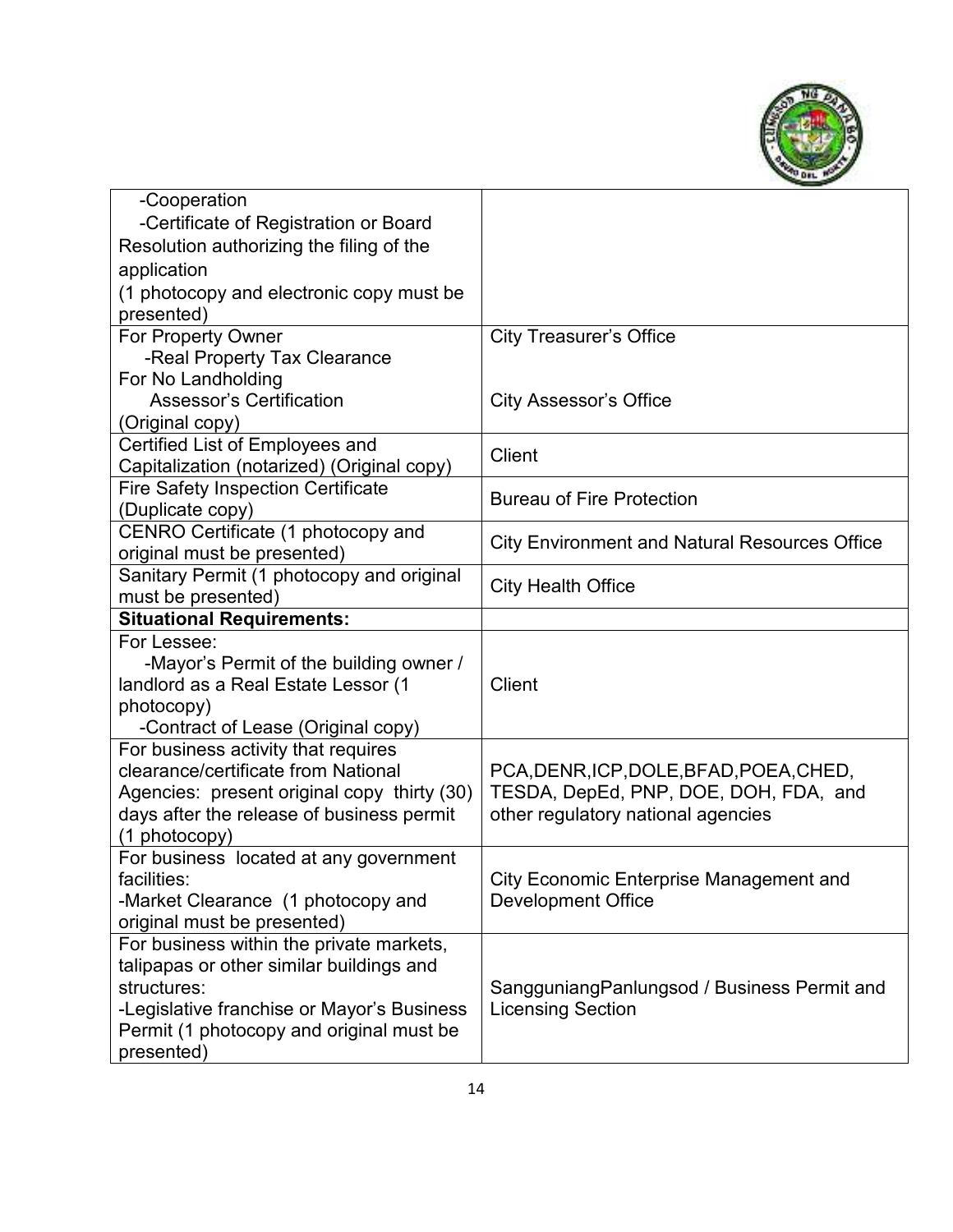| | |
|---|---|
| -Cooperation<br>-Certificate of Registration or Board Resolution authorizing the filing of the application<br>(1 photocopy and electronic copy must be presented) | |
| For Property Owner<br>-Real Property Tax Clearance<br>For No Landholding<br>Assessor's Certification<br>(Original copy) | City Treasurer's Office<br><br>City Assessor's Office |
| Certified List of Employees and Capitalization (notarized) (Original copy) | Client |
| Fire Safety Inspection Certificate (Duplicate copy) | Bureau of Fire Protection |
| CENRO Certificate (1 photocopy and original must be presented) | City Environment and Natural Resources Office |
| Sanitary Permit (1 photocopy and original must be presented) | City Health Office |
| **Situational Requirements:** | |
| For Lessee:<br>-Mayor's Permit of the building owner / landlord as a Real Estate Lessor (1 photocopy)<br>-Contract of Lease (Original copy) | Client |
| For business activity that requires clearance/certificate from National Agencies: present original copy thirty (30) days after the release of business permit (1 photocopy) | PCA,DENR,ICP,DOLE,BFAD,POEA,CHED, TESDA, DepEd, PNP, DOE, DOH, FDA, and other regulatory national agencies |
| For business located at any government facilities:<br>-Market Clearance (1 photocopy and original must be presented) | City Economic Enterprise Management and Development Office |
| For business within the private markets, talipapas or other similar buildings and structures:<br>-Legislative franchise or Mayor's Business Permit (1 photocopy and original must be presented) | SangguniangPanlungsod / Business Permit and Licensing Section |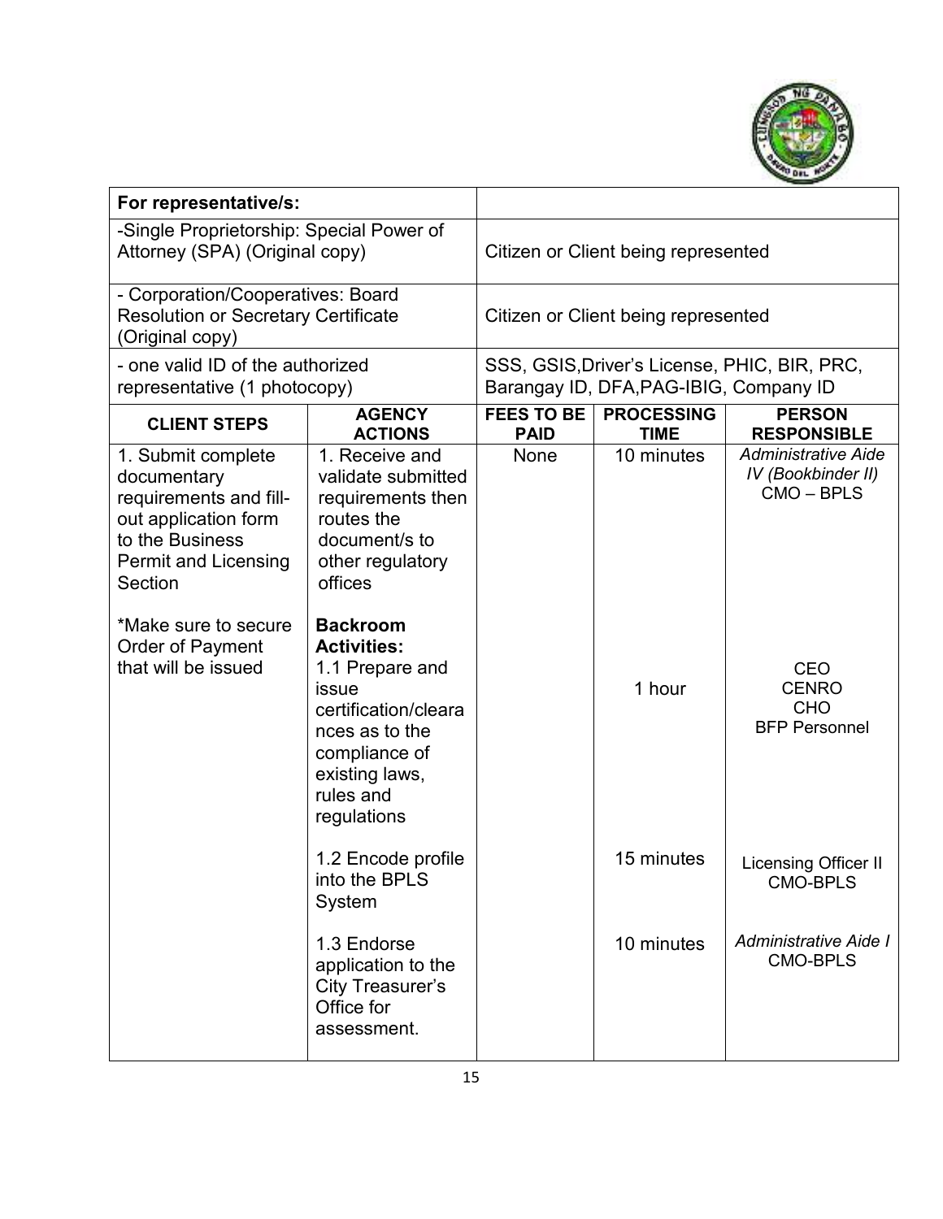| For representative/s: | |
|---|---|
| -Single Proprietorship: Special Power of Attorney (SPA) (Original copy) | Citizen or Client being represented |
| - Corporation/Cooperatives: Board Resolution or Secretary Certificate (Original copy) | Citizen or Client being represented |
| - one valid ID of the authorized representative (1 photocopy) | SSS, GSIS,Driver's License, PHIC, BIR, PRC, Barangay ID, DFA,PAG-IBIG, Company ID |

| CLIENT STEPS | AGENCY ACTIONS | FEES TO BE PAID | PROCESSING TIME | PERSON RESPONSIBLE |
|---|---|---|---|---|
| 1. Submit complete documentary requirements and fill-out application form to the Business Permit and Licensing Section | 1. Receive and validate submitted requirements then routes the document/s to other regulatory offices | None | 10 minutes | *Administrative Aide IV (Bookbinder II)* CMO – BPLS |
| *Make sure to secure Order of Payment that will be issued | **Backroom Activities:** 1.1 Prepare and issue certification/clearances as to the compliance of existing laws, rules and regulations | | 1 hour | CEO CENRO CHO BFP Personnel |
| | 1.2 Encode profile into the BPLS System | | 15 minutes | Licensing Officer II CMO-BPLS |
| | 1.3 Endorse application to the City Treasurer's Office for assessment. | | 10 minutes | *Administrative Aide I* CMO-BPLS |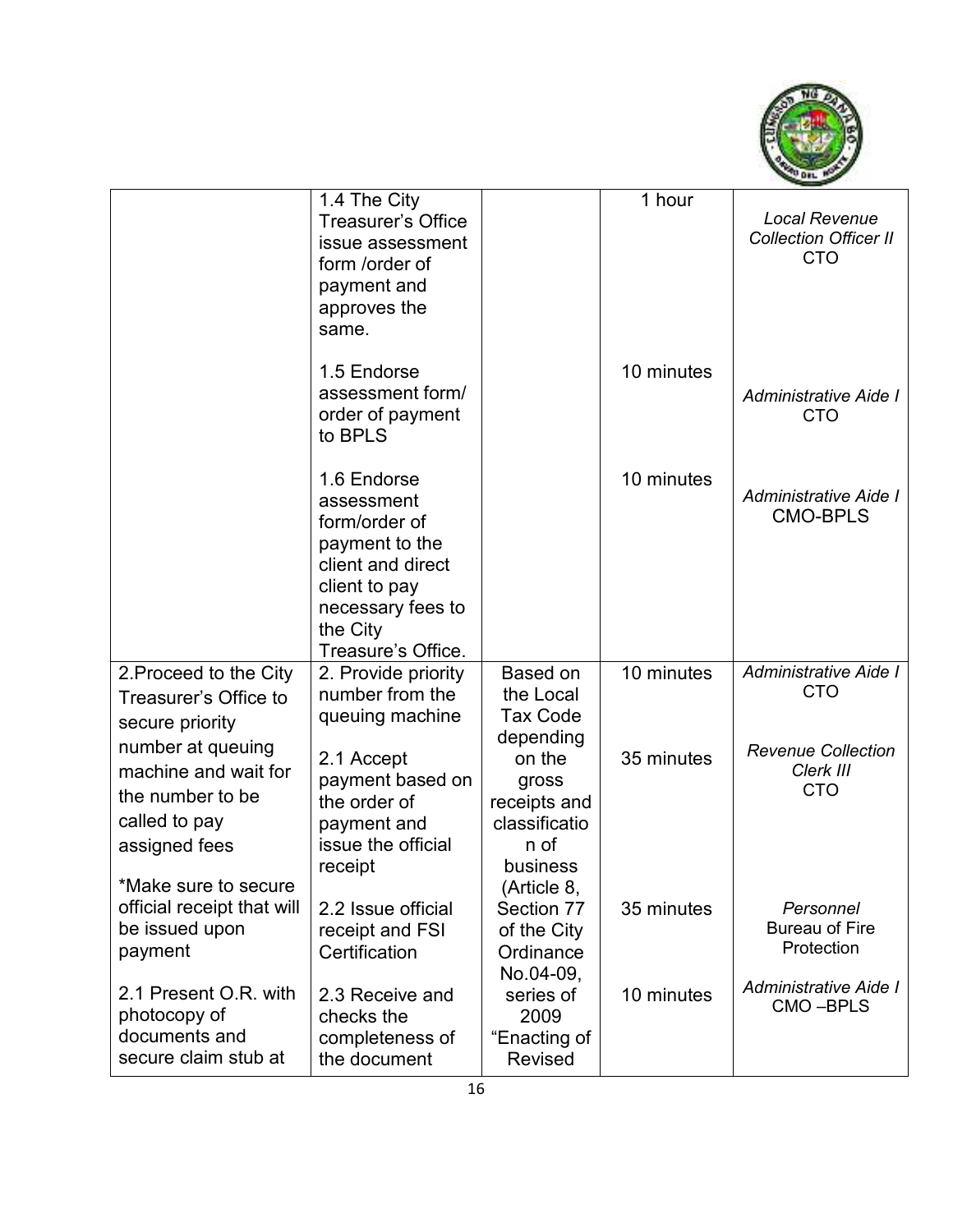| | | | | |
|---|---|---|---|---|
| | 1.4 The City Treasurer's Office issue assessment form /order of payment and approves the same.<br><br>1.5 Endorse assessment form/ order of payment to BPLS<br><br>1.6 Endorse assessment form/order of payment to the client and direct client to pay necessary fees to the City Treasure's Office. | | 1 hour<br><br>10 minutes<br><br>10 minutes | *Local Revenue Collection Officer II* CTO<br><br>*Administrative Aide I* CTO<br><br>*Administrative Aide I* CMO-BPLS |
| 2.Proceed to the City Treasurer's Office to secure priority number at queuing machine and wait for the number to be called to pay assigned fees<br><br>*Make sure to secure official receipt that will be issued upon payment<br><br>2.1 Present O.R. with photocopy of documents and secure claim stub at | 2. Provide priority number from the queuing machine<br><br>2.1 Accept payment based on the order of payment and issue the official receipt<br><br>2.2 Issue official receipt and FSI Certification<br><br>2.3 Receive and checks the completeness of the document | Based on the Local Tax Code depending on the gross receipts and classification of business (Article 8, Section 77 of the City Ordinance No.04-09, series of 2009 "Enacting of Revised | 10 minutes<br><br>35 minutes<br><br>35 minutes<br><br>10 minutes | *Administrative Aide I* CTO<br><br>*Revenue Collection Clerk III* CTO<br><br>*Personnel* Bureau of Fire Protection<br><br>*Administrative Aide I* CMO –BPLS |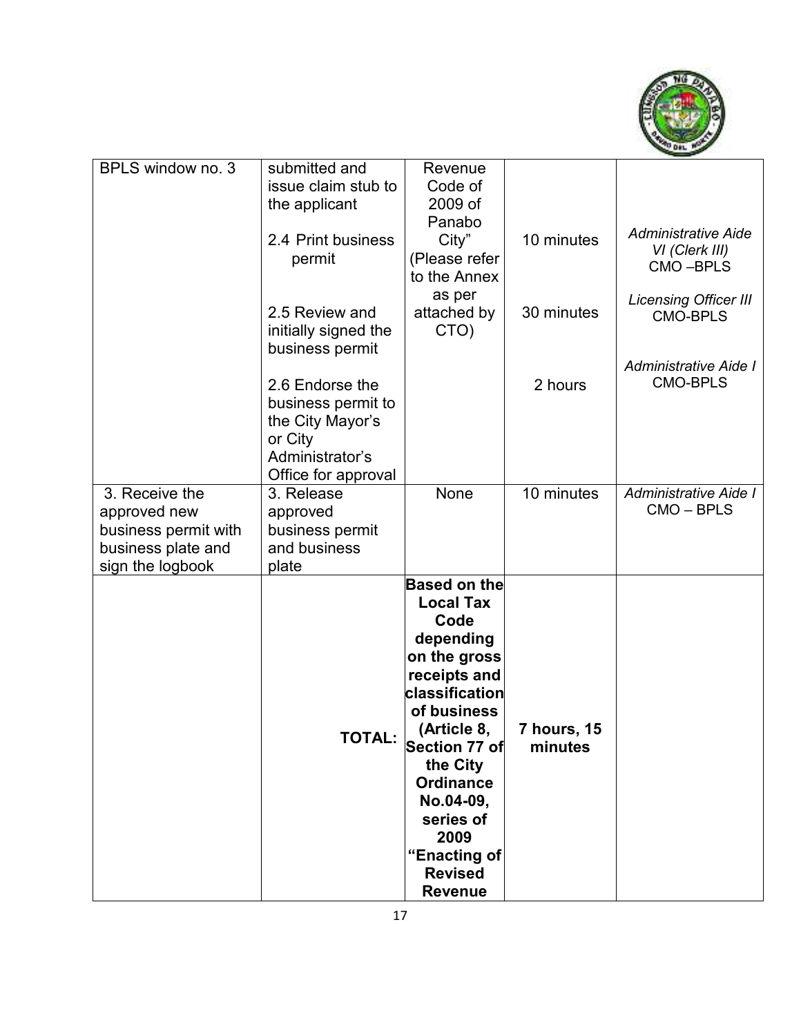| | | | | |
|---|---|---|---|---|
| BPLS window no. 3 | submitted and issue claim stub to the applicant<br><br>2.4 Print business permit<br><br>2.5 Review and initially signed the business permit<br><br>2.6 Endorse the business permit to the City Mayor's or City Administrator's Office for approval | Revenue Code of 2009 of Panabo City" (Please refer to the Annex as per attached by CTO) | <br><br>10 minutes<br><br>30 minutes<br><br>2 hours | <br><br>*Administrative Aide VI (Clerk III)* CMO –BPLS<br><br>*Licensing Officer III* CMO-BPLS<br><br>*Administrative Aide I* CMO-BPLS |
| 3. Receive the approved new business permit with business plate and sign the logbook | 3. Release approved business permit and business plate | None | 10 minutes | *Administrative Aide I* CMO – BPLS |
| | **TOTAL:** | **Based on the Local Tax Code depending on the gross receipts and classification of business (Article 8, Section 77 of the City Ordinance No.04-09, series of 2009 "Enacting of Revised Revenue** | **7 hours, 15 minutes** | |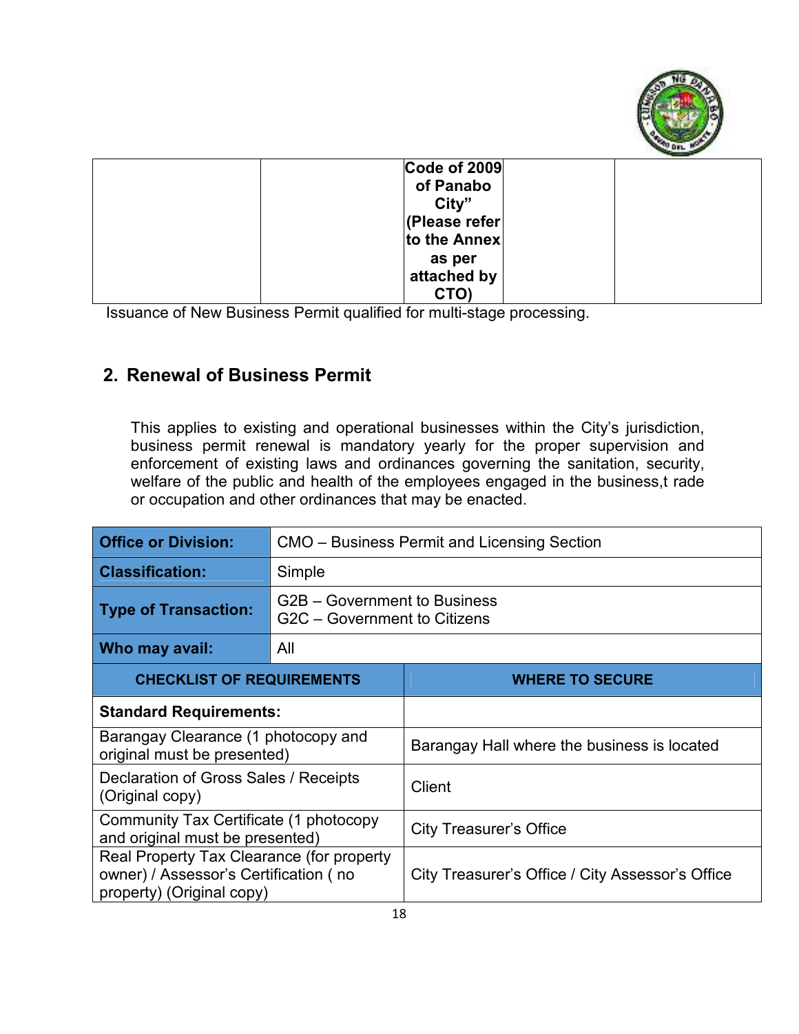|  |  | **Code of 2009 of Panabo City" (Please refer to the Annex as per attached by CTO)** |  |  |
|---|---|---|---|---|

Issuance of New Business Permit qualified for multi-stage processing.

## 2. Renewal of Business Permit

This applies to existing and operational businesses within the City's jurisdiction, business permit renewal is mandatory yearly for the proper supervision and enforcement of existing laws and ordinances governing the sanitation, security, welfare of the public and health of the employees engaged in the business,t rade or occupation and other ordinances that may be enacted.

| **Office or Division:** | CMO – Business Permit and Licensing Section |
|---|---|
| **Classification:** | Simple |
| **Type of Transaction:** | G2B – Government to Business<br>G2C – Government to Citizens |
| **Who may avail:** | All |

| **CHECKLIST OF REQUIREMENTS** | **WHERE TO SECURE** |
|---|---|
| **Standard Requirements:** | |
| Barangay Clearance (1 photocopy and original must be presented) | Barangay Hall where the business is located |
| Declaration of Gross Sales / Receipts (Original copy) | Client |
| Community Tax Certificate (1 photocopy and original must be presented) | City Treasurer's Office |
| Real Property Tax Clearance (for property owner) / Assessor's Certification ( no property) (Original copy) | City Treasurer's Office / City Assessor's Office |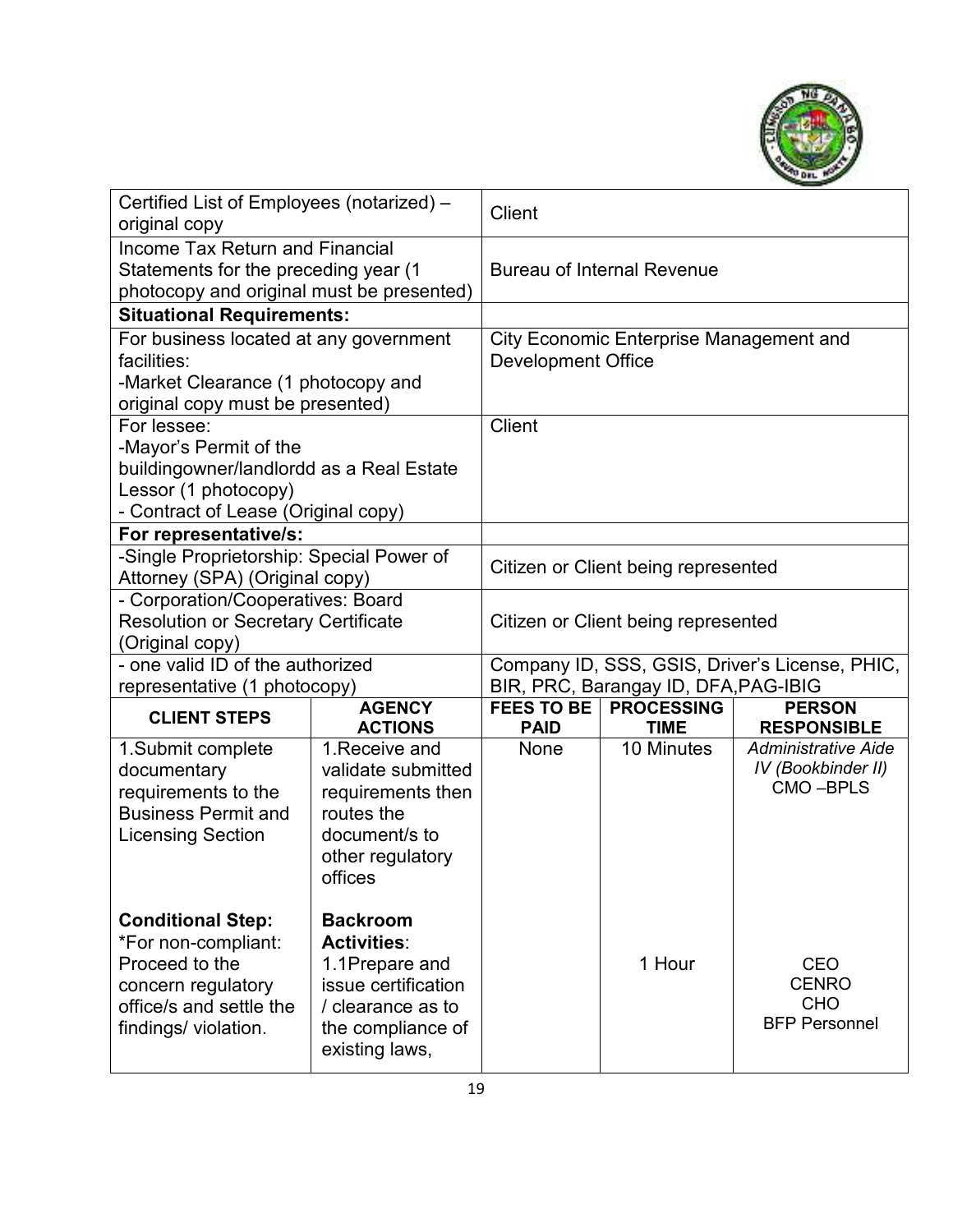| | |
|---|---|
| Certified List of Employees (notarized) – original copy | Client |
| Income Tax Return and Financial Statements for the preceding year (1 photocopy and original must be presented) | Bureau of Internal Revenue |
| **Situational Requirements:** | |
| For business located at any government facilities:<br>-Market Clearance (1 photocopy and original copy must be presented) | City Economic Enterprise Management and Development Office |
| For lessee:<br>-Mayor's Permit of the buildingowner/landlordd as a Real Estate Lessor (1 photocopy)<br>- Contract of Lease (Original copy) | Client |
| **For representative/s:** | |
| -Single Proprietorship: Special Power of Attorney (SPA) (Original copy) | Citizen or Client being represented |
| - Corporation/Cooperatives: Board Resolution or Secretary Certificate (Original copy) | Citizen or Client being represented |
| - one valid ID of the authorized representative (1 photocopy) | Company ID, SSS, GSIS, Driver's License, PHIC, BIR, PRC, Barangay ID, DFA,PAG-IBIG |

| CLIENT STEPS | AGENCY ACTIONS | FEES TO BE PAID | PROCESSING TIME | PERSON RESPONSIBLE |
|---|---|---|---|---|
| 1.Submit complete documentary requirements to the Business Permit and Licensing Section | 1.Receive and validate submitted requirements then routes the document/s to other regulatory offices | None | 10 Minutes | *Administrative Aide IV (Bookbinder II)*<br>CMO –BPLS |
| **Conditional Step:**<br>*For non-compliant: Proceed to the concern regulatory office/s and settle the findings/ violation. | **Backroom Activities**:<br>1.1Prepare and issue certification / clearance as to the compliance of existing laws, | | 1 Hour | CEO<br>CENRO<br>CHO<br>BFP Personnel |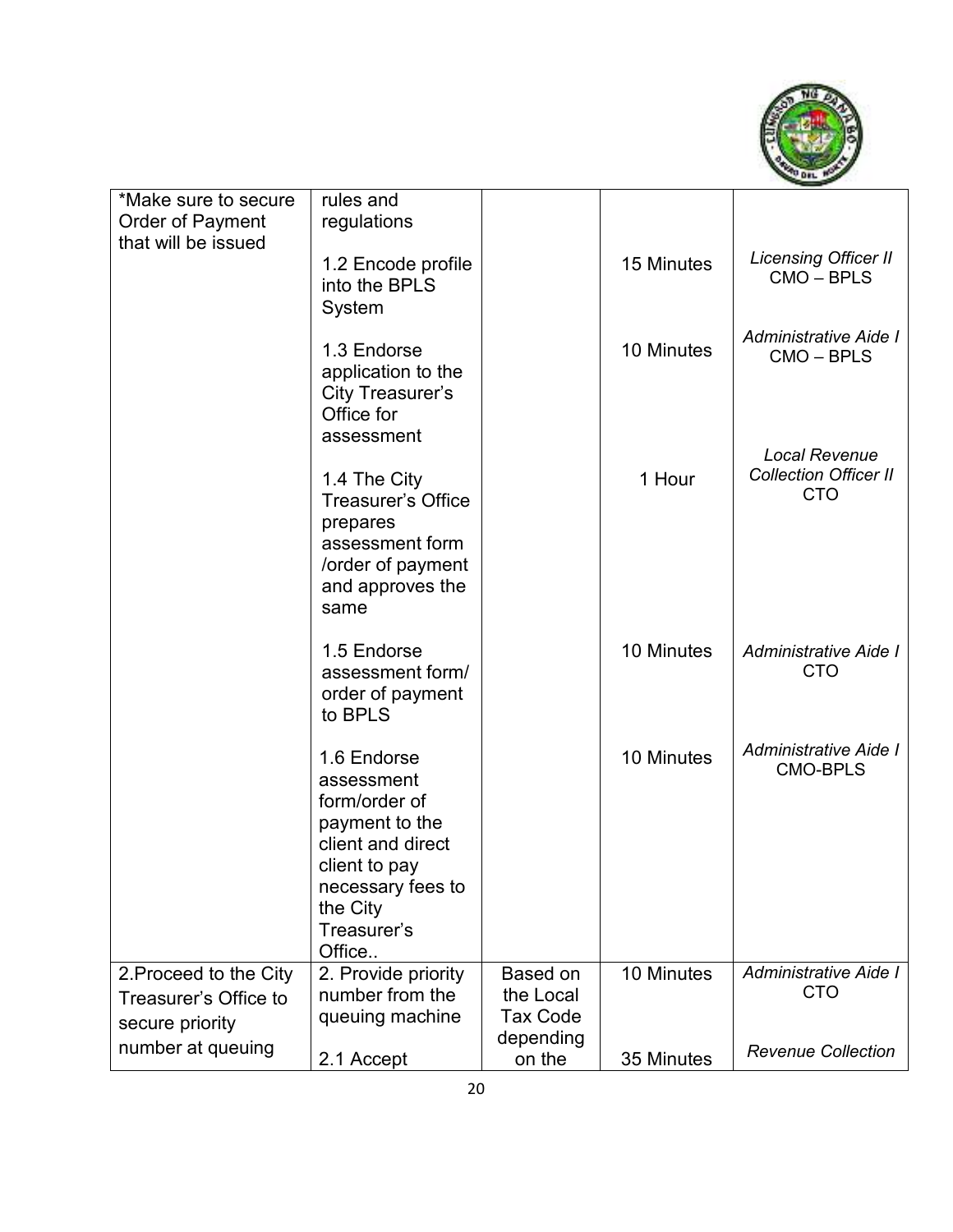| | | | | |
|---|---|---|---|---|
| *Make sure to secure Order of Payment that will be issued | rules and regulations<br><br>1.2 Encode profile into the BPLS System<br><br>1.3 Endorse application to the City Treasurer's Office for assessment<br><br>1.4 The City Treasurer's Office prepares assessment form /order of payment and approves the same<br><br>1.5 Endorse assessment form/ order of payment to BPLS<br><br>1.6 Endorse assessment form/order of payment to the client and direct client to pay necessary fees to the City Treasurer's Office.. | | <br><br>15 Minutes<br><br>10 Minutes<br><br>1 Hour<br><br>10 Minutes<br><br>10 Minutes | <br><br>*Licensing Officer II* CMO – BPLS<br><br>*Administrative Aide I* CMO – BPLS<br><br>*Local Revenue Collection Officer II* CTO<br><br>*Administrative Aide I* CTO<br><br>*Administrative Aide I* CMO-BPLS |
| 2.Proceed to the City Treasurer's Office to secure priority number at queuing | 2. Provide priority number from the queuing machine<br><br>2.1 Accept | Based on the Local Tax Code depending on the | 10 Minutes<br><br>35 Minutes | *Administrative Aide I* CTO<br><br>*Revenue Collection* |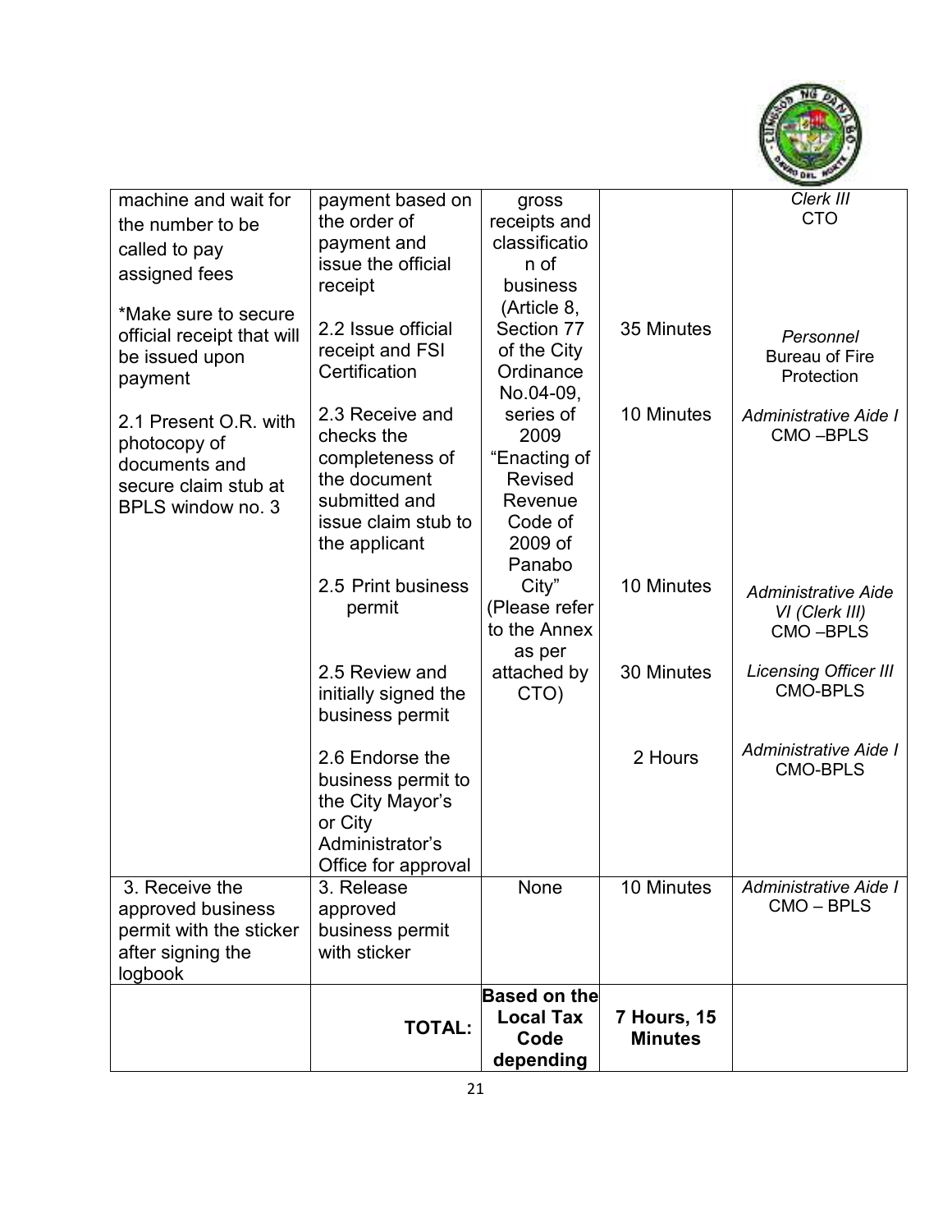| machine and wait for the number to be called to pay assigned fees<br><br>*Make sure to secure official receipt that will be issued upon payment<br><br>2.1 Present O.R. with photocopy of documents and secure claim stub at BPLS window no. 3 | payment based on the order of payment and issue the official receipt | gross receipts and classification of business (Article 8, Section 77 of the City Ordinance No.04-09, series of 2009 "Enacting of Revised Revenue Code of 2009 of Panabo City" (Please refer to the Annex as per attached by CTO) | | *Clerk III*<br>CTO |
|---|---|---|---|---|
| | 2.2 Issue official receipt and FSI Certification | | 35 Minutes | *Personnel*<br>Bureau of Fire Protection |
| | 2.3 Receive and checks the completeness of the document submitted and issue claim stub to the applicant | | 10 Minutes | *Administrative Aide I*<br>CMO –BPLS |
| | 2.5 Print business permit | | 10 Minutes | *Administrative Aide VI (Clerk III)*<br>CMO –BPLS |
| | 2.5 Review and initially signed the business permit | | 30 Minutes | *Licensing Officer III*<br>CMO-BPLS |
| | 2.6 Endorse the business permit to the City Mayor's or City Administrator's Office for approval | | 2 Hours | *Administrative Aide I*<br>CMO-BPLS |
| 3. Receive the approved business permit with the sticker after signing the logbook | 3. Release approved business permit with sticker | None | 10 Minutes | *Administrative Aide I*<br>CMO – BPLS |
| | **TOTAL:** | **Based on the Local Tax Code depending** | **7 Hours, 15 Minutes** | |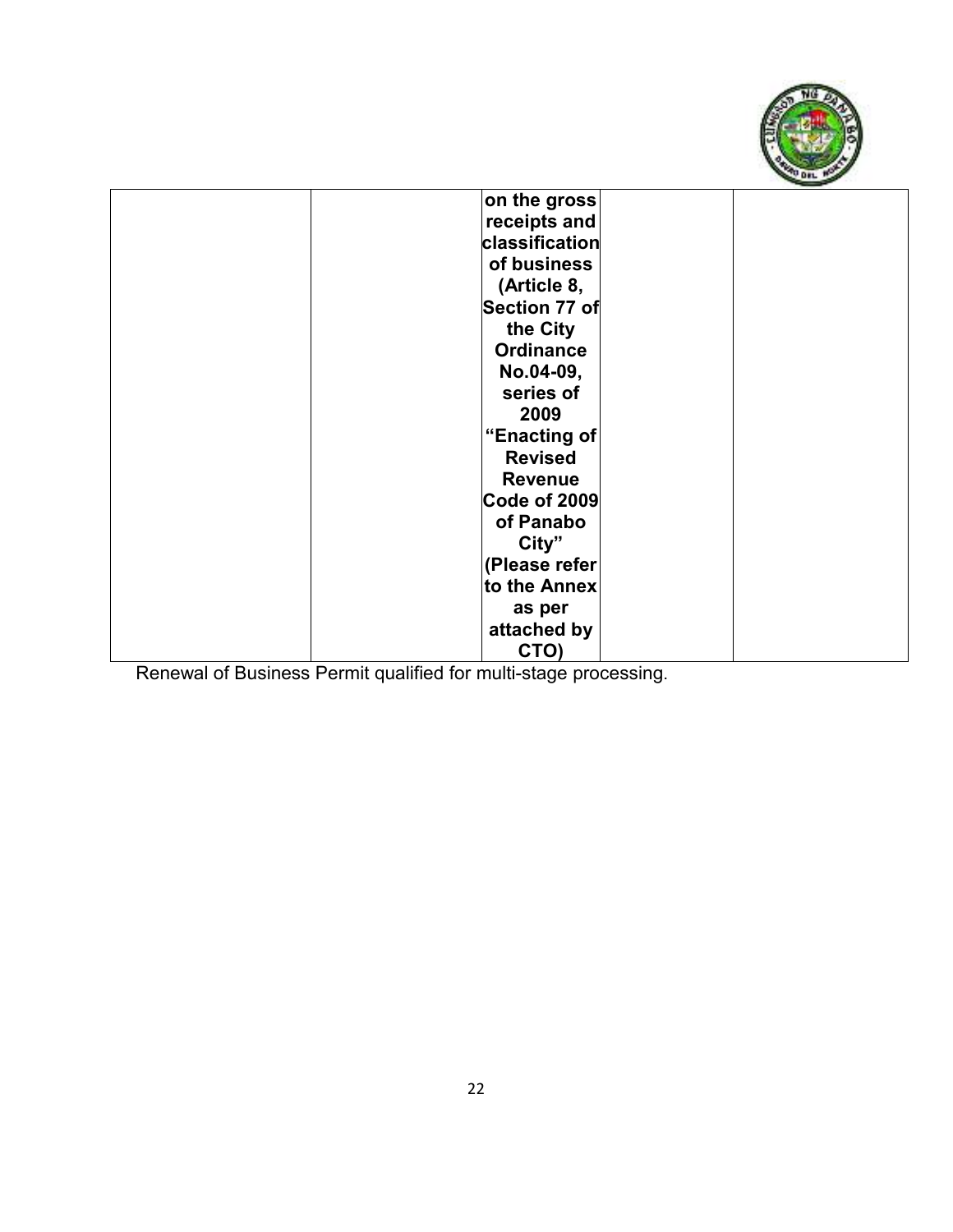| | | | | |
|---|---|---|---|---|
| | | **on the gross receipts and classification of business (Article 8, Section 77 of the City Ordinance No.04-09, series of 2009 "Enacting of Revised Revenue Code of 2009 of Panabo City" (Please refer to the Annex as per attached by CTO)** | | |

Renewal of Business Permit qualified for multi-stage processing.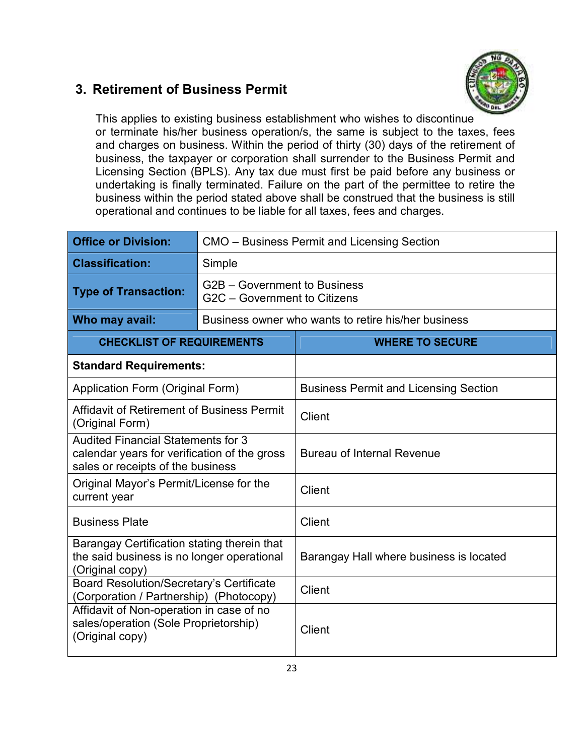## 3. Retirement of Business Permit

This applies to existing business establishment who wishes to discontinue or terminate his/her business operation/s, the same is subject to the taxes, fees and charges on business. Within the period of thirty (30) days of the retirement of business, the taxpayer or corporation shall surrender to the Business Permit and Licensing Section (BPLS). Any tax due must first be paid before any business or undertaking is finally terminated. Failure on the part of the permittee to retire the business within the period stated above shall be construed that the business is still operational and continues to be liable for all taxes, fees and charges.

| **Office or Division:** | CMO – Business Permit and Licensing Section |
|---|---|
| **Classification:** | Simple |
| **Type of Transaction:** | G2B – Government to Business<br>G2C – Government to Citizens |
| **Who may avail:** | Business owner who wants to retire his/her business |
| **CHECKLIST OF REQUIREMENTS** | **WHERE TO SECURE** |
| **Standard Requirements:** | |
| Application Form (Original Form) | Business Permit and Licensing Section |
| Affidavit of Retirement of Business Permit (Original Form) | Client |
| Audited Financial Statements for 3 calendar years for verification of the gross sales or receipts of the business | Bureau of Internal Revenue |
| Original Mayor's Permit/License for the current year | Client |
| Business Plate | Client |
| Barangay Certification stating therein that the said business is no longer operational (Original copy) | Barangay Hall where business is located |
| Board Resolution/Secretary's Certificate (Corporation / Partnership) (Photocopy) | Client |
| Affidavit of Non-operation in case of no sales/operation (Sole Proprietorship) (Original copy) | Client |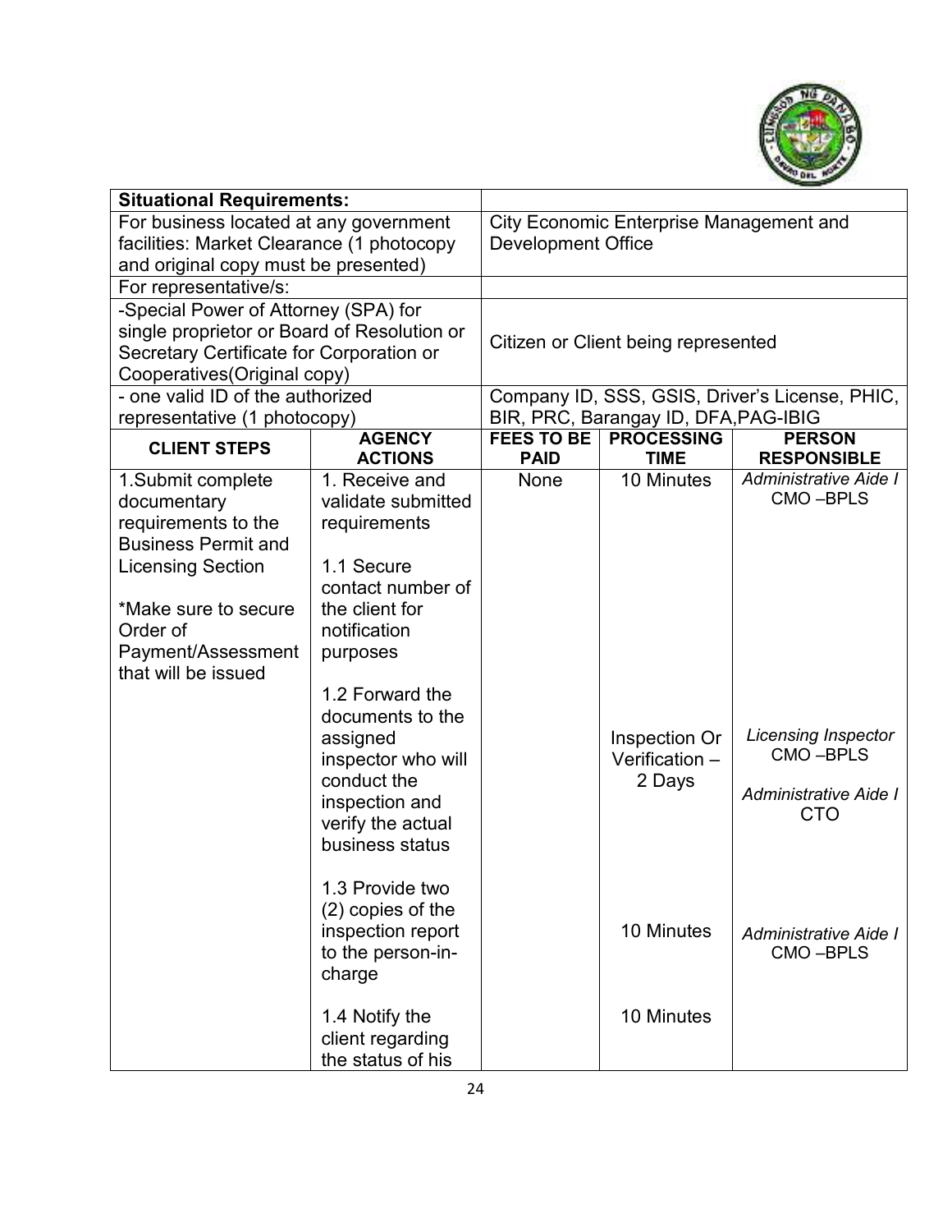| **Situational Requirements:** | |
|---|---|
| For business located at any government facilities: Market Clearance (1 photocopy and original copy must be presented) | City Economic Enterprise Management and Development Office |
| For representative/s: | |
| -Special Power of Attorney (SPA) for single proprietor or Board of Resolution or Secretary Certificate for Corporation or Cooperatives(Original copy) | Citizen or Client being represented |
| - one valid ID of the authorized representative (1 photocopy) | Company ID, SSS, GSIS, Driver's License, PHIC, BIR, PRC, Barangay ID, DFA,PAG-IBIG |

| CLIENT STEPS | AGENCY ACTIONS | FEES TO BE PAID | PROCESSING TIME | PERSON RESPONSIBLE |
|---|---|---|---|---|
| 1.Submit complete documentary requirements to the Business Permit and Licensing Section<br><br>*Make sure to secure Order of Payment/Assessment that will be issued | 1. Receive and validate submitted requirements<br><br>1.1 Secure contact number of the client for notification purposes | None | 10 Minutes | *Administrative Aide I* CMO –BPLS |
| | 1.2 Forward the documents to the assigned inspector who will conduct the inspection and verify the actual business status | | Inspection Or Verification – 2 Days | *Licensing Inspector* CMO –BPLS<br><br>*Administrative Aide I* CTO |
| | 1.3 Provide two (2) copies of the inspection report to the person-in-charge | | 10 Minutes | *Administrative Aide I* CMO –BPLS |
| | 1.4 Notify the client regarding the status of his | | 10 Minutes | |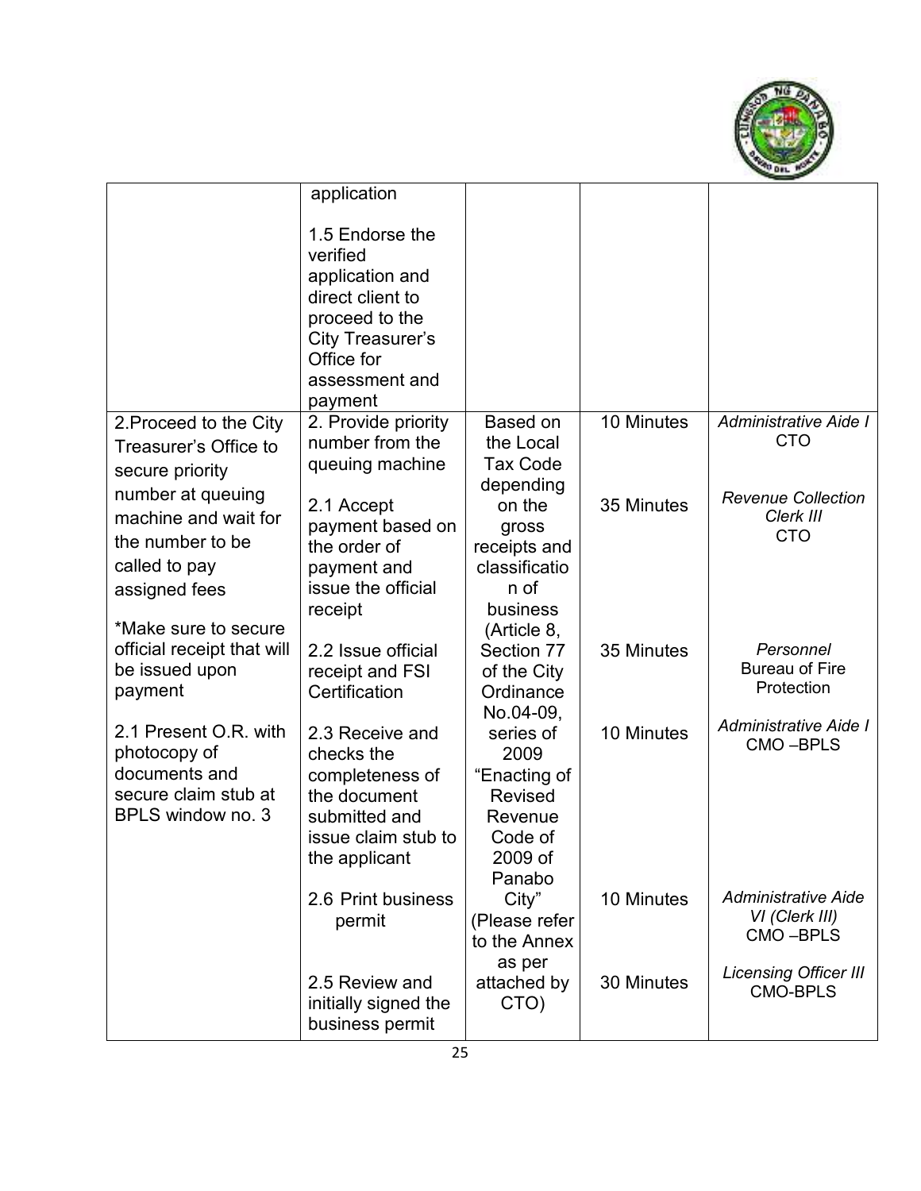| | application<br><br>1.5 Endorse the verified application and direct client to proceed to the City Treasurer's Office for assessment and payment | | | |
|---|---|---|---|---|
| 2.Proceed to the City Treasurer's Office to secure priority number at queuing machine and wait for the number to be called to pay assigned fees<br><br>*Make sure to secure official receipt that will be issued upon payment<br><br>2.1 Present O.R. with photocopy of documents and secure claim stub at BPLS window no. 3 | 2. Provide priority number from the queuing machine<br><br>2.1 Accept payment based on the order of payment and issue the official receipt<br><br>2.2 Issue official receipt and FSI Certification<br><br>2.3 Receive and checks the completeness of the document submitted and issue claim stub to the applicant<br><br>2.6 Print business permit<br><br>2.5 Review and initially signed the business permit | Based on the Local Tax Code depending on the gross receipts and classification of business (Article 8, Section 77 of the City Ordinance No.04-09, series of 2009 "Enacting of Revised Revenue Code of 2009 of Panabo City" (Please refer to the Annex as per attached by CTO) | 10 Minutes<br><br>35 Minutes<br><br>35 Minutes<br><br>10 Minutes<br><br>10 Minutes<br><br>30 Minutes | *Administrative Aide I*<br>CTO<br><br>*Revenue Collection Clerk III*<br>CTO<br><br>*Personnel*<br>Bureau of Fire Protection<br><br>*Administrative Aide I*<br>CMO –BPLS<br><br>*Administrative Aide VI (Clerk III)*<br>CMO –BPLS<br><br>*Licensing Officer III*<br>CMO-BPLS |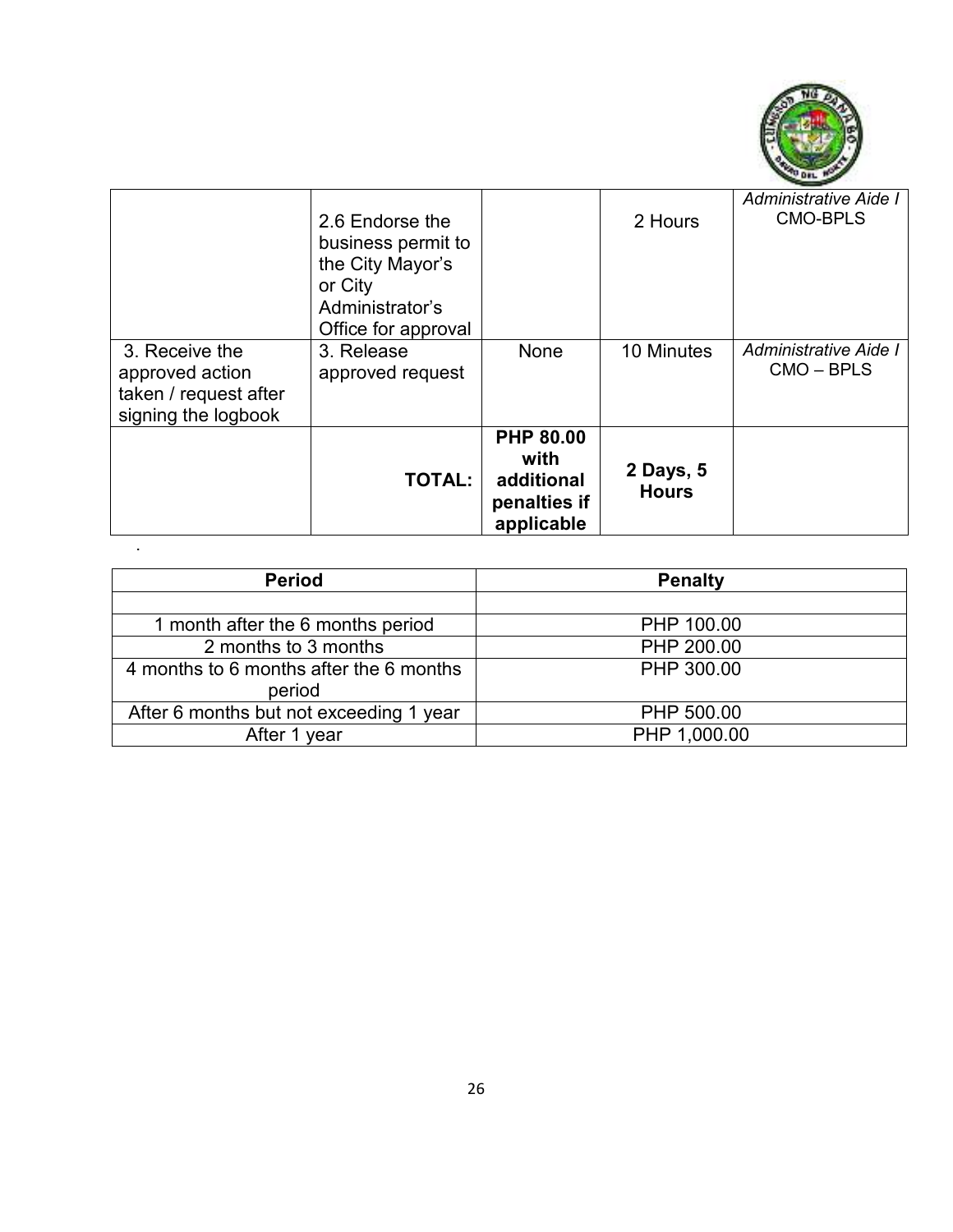| | | | | |
|---|---|---|---|---|
| | 2.6 Endorse the business permit to the City Mayor's or City Administrator's Office for approval | | 2 Hours | *Administrative Aide I* CMO-BPLS |
| 3. Receive the approved action taken / request after signing the logbook | 3. Release approved request | None | 10 Minutes | *Administrative Aide I* CMO – BPLS |
| | **TOTAL:** | **PHP 80.00 with additional penalties if applicable** | **2 Days, 5 Hours** | |

.

| Period | Penalty |
|---|---|
| | |
| 1 month after the 6 months period | PHP 100.00 |
| 2 months to 3 months | PHP 200.00 |
| 4 months to 6 months after the 6 months period | PHP 300.00 |
| After 6 months but not exceeding 1 year | PHP 500.00 |
| After 1 year | PHP 1,000.00 |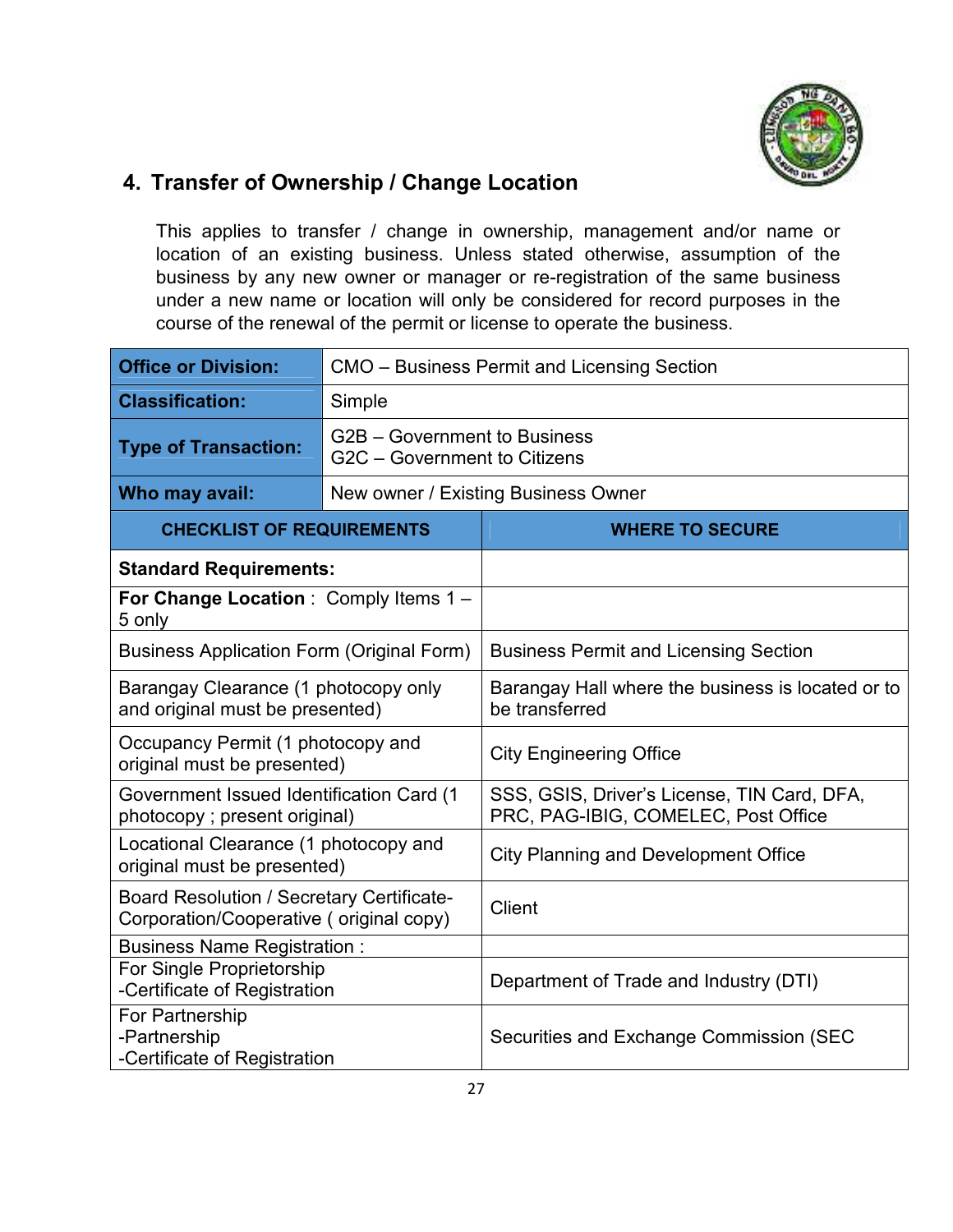## 4. Transfer of Ownership / Change Location

This applies to transfer / change in ownership, management and/or name or location of an existing business. Unless stated otherwise, assumption of the business by any new owner or manager or re-registration of the same business under a new name or location will only be considered for record purposes in the course of the renewal of the permit or license to operate the business.

| **Office or Division:** | CMO – Business Permit and Licensing Section |
|---|---|
| **Classification:** | Simple |
| **Type of Transaction:** | G2B – Government to Business<br>G2C – Government to Citizens |
| **Who may avail:** | New owner / Existing Business Owner |

| **CHECKLIST OF REQUIREMENTS** | **WHERE TO SECURE** |
|---|---|
| **Standard Requirements:** | |
| **For Change Location** : Comply Items 1 – 5 only | |
| Business Application Form (Original Form) | Business Permit and Licensing Section |
| Barangay Clearance (1 photocopy only and original must be presented) | Barangay Hall where the business is located or to be transferred |
| Occupancy Permit (1 photocopy and original must be presented) | City Engineering Office |
| Government Issued Identification Card (1 photocopy ; present original) | SSS, GSIS, Driver's License, TIN Card, DFA, PRC, PAG-IBIG, COMELEC, Post Office |
| Locational Clearance (1 photocopy and original must be presented) | City Planning and Development Office |
| Board Resolution / Secretary Certificate- Corporation/Cooperative ( original copy) | Client |
| Business Name Registration : | |
| For Single Proprietorship<br>-Certificate of Registration | Department of Trade and Industry (DTI) |
| For Partnership<br>-Partnership<br>-Certificate of Registration | Securities and Exchange Commission (SEC |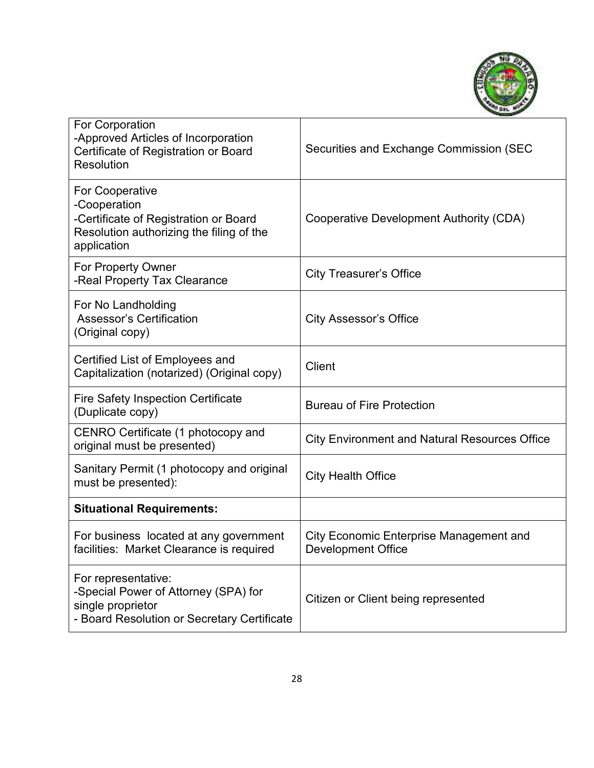| | |
|---|---|
| For Corporation<br>-Approved Articles of Incorporation Certificate of Registration or Board Resolution | Securities and Exchange Commission (SEC |
| For Cooperative<br>-Cooperation<br>-Certificate of Registration or Board Resolution authorizing the filing of the application | Cooperative Development Authority (CDA) |
| For Property Owner<br>-Real Property Tax Clearance | City Treasurer's Office |
| For No Landholding<br>Assessor's Certification<br>(Original copy) | City Assessor's Office |
| Certified List of Employees and Capitalization (notarized) (Original copy) | Client |
| Fire Safety Inspection Certificate (Duplicate copy) | Bureau of Fire Protection |
| CENRO Certificate (1 photocopy and original must be presented) | City Environment and Natural Resources Office |
| Sanitary Permit (1 photocopy and original must be presented): | City Health Office |
| **Situational Requirements:** | |
| For business located at any government facilities: Market Clearance is required | City Economic Enterprise Management and Development Office |
| For representative:<br>-Special Power of Attorney (SPA) for single proprietor<br>- Board Resolution or Secretary Certificate | Citizen or Client being represented |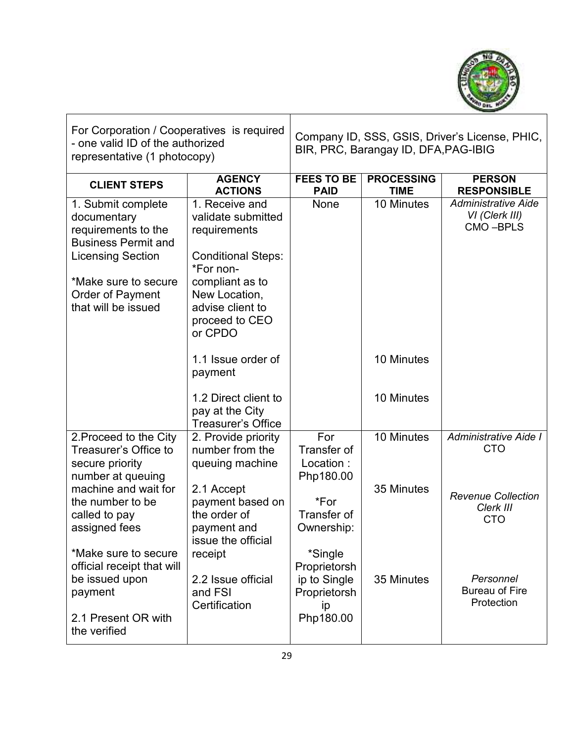| For Corporation / Cooperatives is required - one valid ID of the authorized representative (1 photocopy) | Company ID, SSS, GSIS, Driver's License, PHIC, BIR, PRC, Barangay ID, DFA,PAG-IBIG |
|---|---|

| CLIENT STEPS | AGENCY ACTIONS | FEES TO BE PAID | PROCESSING TIME | PERSON RESPONSIBLE |
|---|---|---|---|---|
| 1. Submit complete documentary requirements to the Business Permit and Licensing Section<br><br>*Make sure to secure Order of Payment that will be issued | 1. Receive and validate submitted requirements<br><br>Conditional Steps:<br>*For non-compliant as to New Location, advise client to proceed to CEO or CPDO | None | 10 Minutes | *Administrative Aide VI (Clerk III)*<br>CMO –BPLS |
| | 1.1 Issue order of payment | | 10 Minutes | |
| | 1.2 Direct client to pay at the City Treasurer's Office | | 10 Minutes | |
| 2.Proceed to the City Treasurer's Office to secure priority number at queuing machine and wait for the number to be called to pay assigned fees<br><br>*Make sure to secure official receipt that will be issued upon payment<br><br>2.1 Present OR with the verified | 2. Provide priority number from the queuing machine<br><br>2.1 Accept payment based on the order of payment and issue the official receipt<br><br>2.2 Issue official and FSI Certification | For Transfer of Location : Php180.00<br><br>*For Transfer of Ownership:<br><br>*Single Proprietorship to Single Proprietorship Php180.00 | 10 Minutes<br><br>35 Minutes<br><br>35 Minutes | *Administrative Aide I*<br>CTO<br><br>*Revenue Collection Clerk III*<br>CTO<br><br>*Personnel*<br>Bureau of Fire Protection |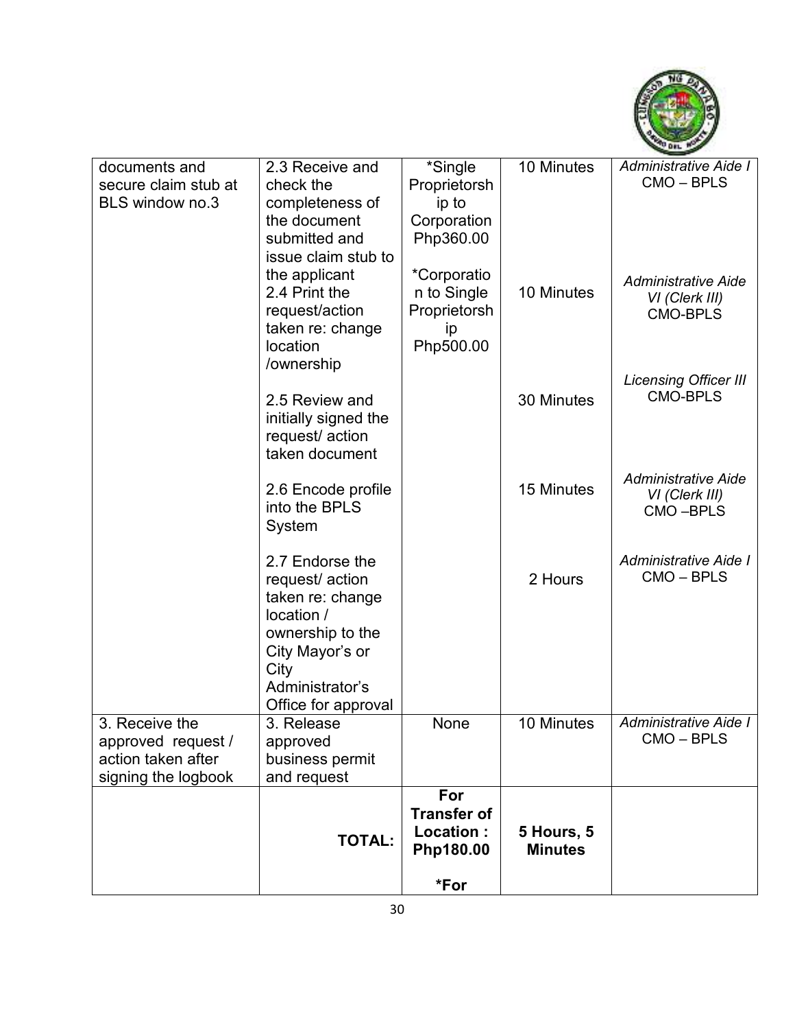| | | | | |
|---|---|---|---|---|
| documents and secure claim stub at BLS window no.3 | 2.3 Receive and check the completeness of the document submitted and issue claim stub to the applicant | *Single Proprietorship to Corporation Php360.00 | 10 Minutes | *Administrative Aide I* CMO – BPLS |
| | 2.4 Print the request/action taken re: change location /ownership | *Corporation to Single Proprietorship Php500.00 | 10 Minutes | *Administrative Aide VI (Clerk III)* CMO-BPLS |
| | 2.5 Review and initially signed the request/ action taken document | | 30 Minutes | *Licensing Officer III* CMO-BPLS |
| | 2.6 Encode profile into the BPLS System | | 15 Minutes | *Administrative Aide VI (Clerk III)* CMO –BPLS |
| | 2.7 Endorse the request/ action taken re: change location / ownership to the City Mayor's or City Administrator's Office for approval | | 2 Hours | *Administrative Aide I* CMO – BPLS |
| 3. Receive the approved request / action taken after signing the logbook | 3. Release approved business permit and request | None | 10 Minutes | *Administrative Aide I* CMO – BPLS |
| | **TOTAL:** | **For Transfer of Location : Php180.00** **\*For** | **5 Hours, 5 Minutes** | |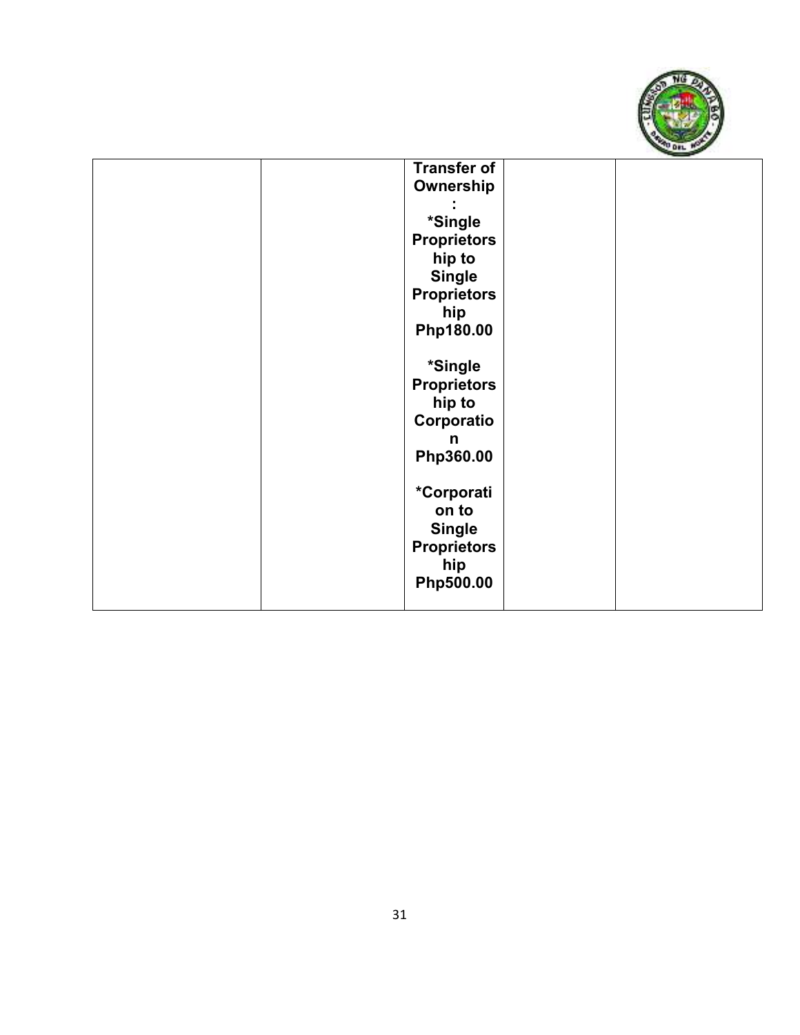|  |  |  |  |  |
|---|---|---|---|---|
|  |  | **Transfer of Ownership:**<br>**\*Single Proprietorship to Single Proprietorship Php180.00**<br><br>**\*Single Proprietorship to Corporation Php360.00**<br><br>**\*Corporation to Single Proprietorship Php500.00** |  |  |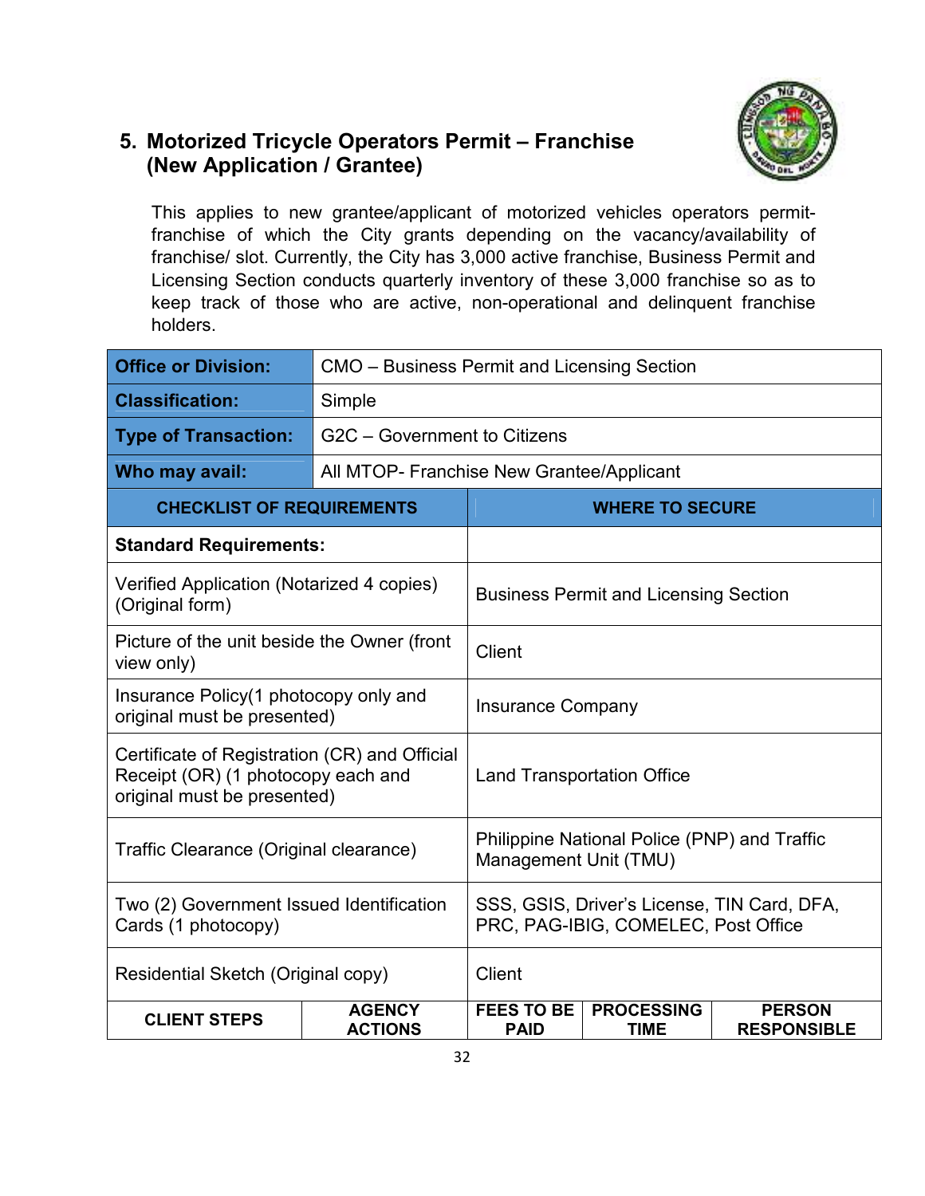## 5. Motorized Tricycle Operators Permit – Franchise (New Application / Grantee)

This applies to new grantee/applicant of motorized vehicles operators permit-franchise of which the City grants depending on the vacancy/availability of franchise/ slot. Currently, the City has 3,000 active franchise, Business Permit and Licensing Section conducts quarterly inventory of these 3,000 franchise so as to keep track of those who are active, non-operational and delinquent franchise holders.

| **Office or Division:** | CMO – Business Permit and Licensing Section |
|---|---|
| **Classification:** | Simple |
| **Type of Transaction:** | G2C – Government to Citizens |
| **Who may avail:** | All MTOP- Franchise New Grantee/Applicant |

| CHECKLIST OF REQUIREMENTS | WHERE TO SECURE |
|---|---|
| **Standard Requirements:** | |
| Verified Application (Notarized 4 copies) (Original form) | Business Permit and Licensing Section |
| Picture of the unit beside the Owner (front view only) | Client |
| Insurance Policy(1 photocopy only and original must be presented) | Insurance Company |
| Certificate of Registration (CR) and Official Receipt (OR) (1 photocopy each and original must be presented) | Land Transportation Office |
| Traffic Clearance (Original clearance) | Philippine National Police (PNP) and Traffic Management Unit (TMU) |
| Two (2) Government Issued Identification Cards (1 photocopy) | SSS, GSIS, Driver's License, TIN Card, DFA, PRC, PAG-IBIG, COMELEC, Post Office |
| Residential Sketch (Original copy) | Client |

| CLIENT STEPS | AGENCY ACTIONS | FEES TO BE PAID | PROCESSING TIME | PERSON RESPONSIBLE |
|---|---|---|---|---|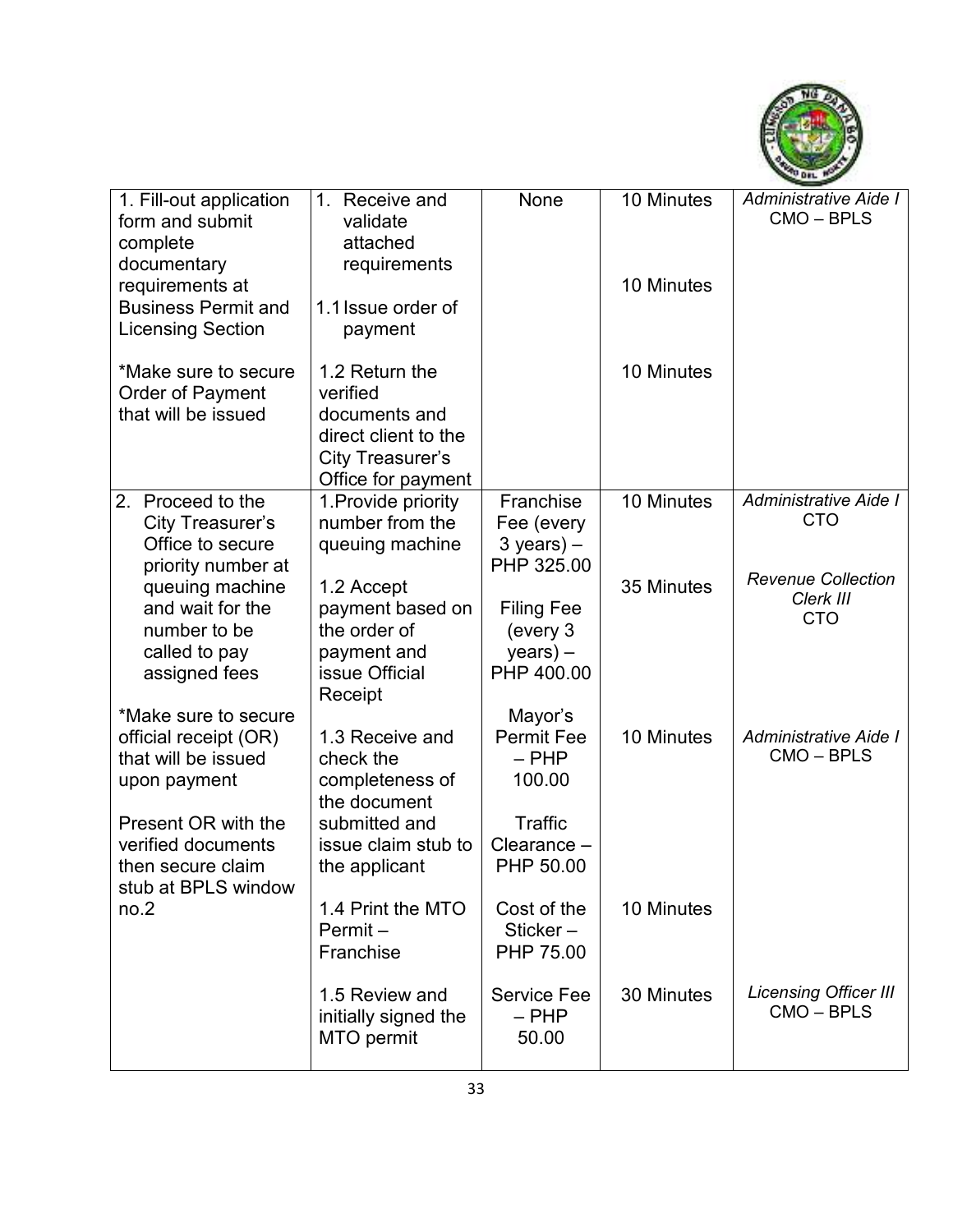| | | | | |
|---|---|---|---|---|
| 1. Fill-out application form and submit complete documentary requirements at Business Permit and Licensing Section<br><br>*Make sure to secure Order of Payment that will be issued | 1. Receive and validate attached requirements<br><br>1.1 Issue order of payment<br><br>1.2 Return the verified documents and direct client to the City Treasurer's Office for payment | None | 10 Minutes<br><br>10 Minutes<br><br>10 Minutes | *Administrative Aide I* CMO – BPLS |
| 2. Proceed to the City Treasurer's Office to secure priority number at queuing machine and wait for the number to be called to pay assigned fees<br><br>*Make sure to secure official receipt (OR) that will be issued upon payment<br><br>Present OR with the verified documents then secure claim stub at BPLS window no.2 | 1.Provide priority number from the queuing machine<br><br>1.2 Accept payment based on the order of payment and issue Official Receipt<br><br>1.3 Receive and check the completeness of the document submitted and issue claim stub to the applicant<br><br>1.4 Print the MTO Permit – Franchise<br><br>1.5 Review and initially signed the MTO permit | Franchise Fee (every 3 years) – PHP 325.00<br><br>Filing Fee (every 3 years) – PHP 400.00<br><br>Mayor's Permit Fee – PHP 100.00<br><br>Traffic Clearance – PHP 50.00<br><br>Cost of the Sticker – PHP 75.00<br><br>Service Fee – PHP 50.00 | 10 Minutes<br><br>35 Minutes<br><br>10 Minutes<br><br>10 Minutes<br><br>30 Minutes | *Administrative Aide I* CTO<br><br>*Revenue Collection Clerk III* CTO<br><br>*Administrative Aide I* CMO – BPLS<br><br>*Licensing Officer III* CMO – BPLS |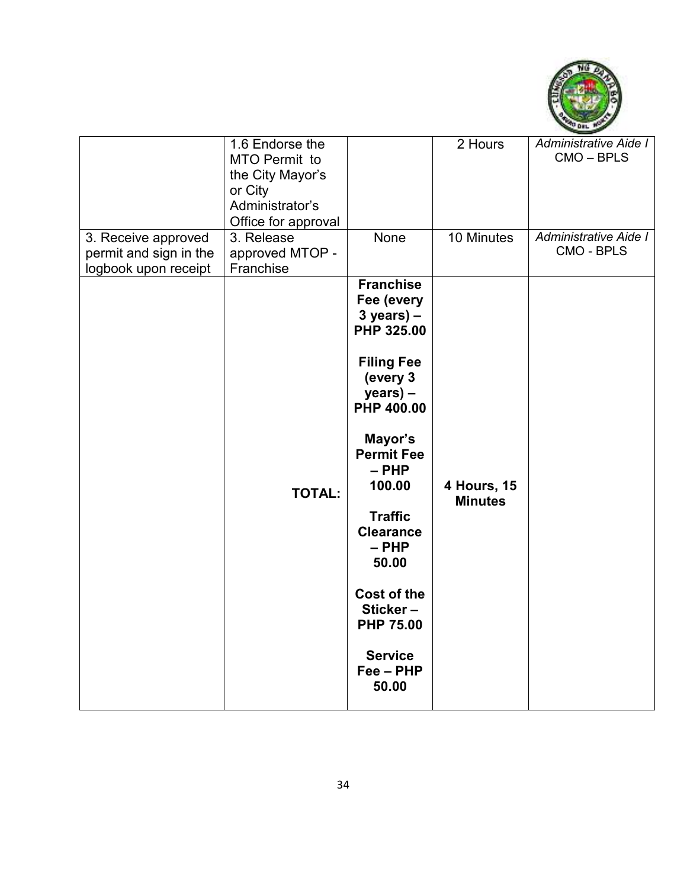| | | | | |
|---|---|---|---|---|
| | 1.6 Endorse the MTO Permit to the City Mayor's or City Administrator's Office for approval | | 2 Hours | *Administrative Aide I* CMO – BPLS |
| 3. Receive approved permit and sign in the logbook upon receipt | 3. Release approved MTOP - Franchise | None | 10 Minutes | *Administrative Aide I* CMO - BPLS |
| | **TOTAL:** | **Franchise Fee (every 3 years) – PHP 325.00**<br><br>**Filing Fee (every 3 years) – PHP 400.00**<br><br>**Mayor's Permit Fee – PHP 100.00**<br><br>**Traffic Clearance – PHP 50.00**<br><br>**Cost of the Sticker – PHP 75.00**<br><br>**Service Fee – PHP 50.00** | **4 Hours, 15 Minutes** | |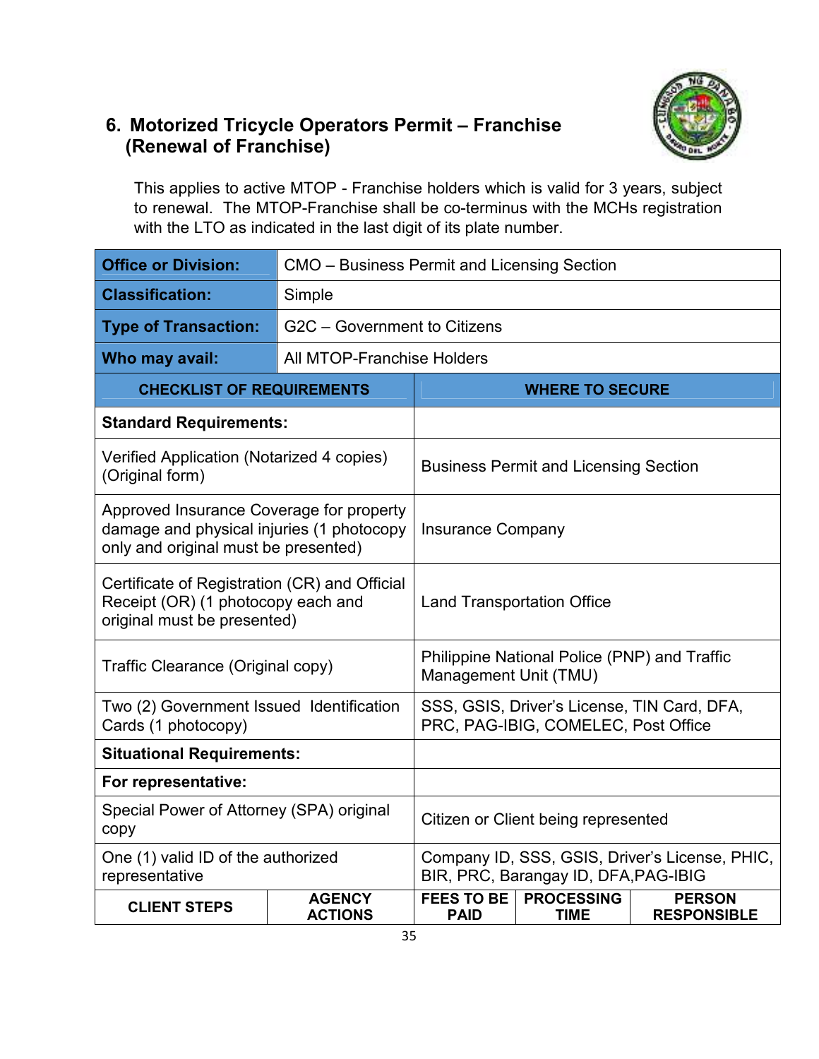## 6. Motorized Tricycle Operators Permit – Franchise (Renewal of Franchise)

This applies to active MTOP - Franchise holders which is valid for 3 years, subject to renewal. The MTOP-Franchise shall be co-terminus with the MCHs registration with the LTO as indicated in the last digit of its plate number.

| **Office or Division:** | CMO – Business Permit and Licensing Section |
|---|---|
| **Classification:** | Simple |
| **Type of Transaction:** | G2C – Government to Citizens |
| **Who may avail:** | All MTOP-Franchise Holders |

| CHECKLIST OF REQUIREMENTS | WHERE TO SECURE |
|---|---|
| **Standard Requirements:** | |
| Verified Application (Notarized 4 copies) (Original form) | Business Permit and Licensing Section |
| Approved Insurance Coverage for property damage and physical injuries (1 photocopy only and original must be presented) | Insurance Company |
| Certificate of Registration (CR) and Official Receipt (OR) (1 photocopy each and original must be presented) | Land Transportation Office |
| Traffic Clearance (Original copy) | Philippine National Police (PNP) and Traffic Management Unit (TMU) |
| Two (2) Government Issued Identification Cards (1 photocopy) | SSS, GSIS, Driver's License, TIN Card, DFA, PRC, PAG-IBIG, COMELEC, Post Office |
| **Situational Requirements:** | |
| **For representative:** | |
| Special Power of Attorney (SPA) original copy | Citizen or Client being represented |
| One (1) valid ID of the authorized representative | Company ID, SSS, GSIS, Driver's License, PHIC, BIR, PRC, Barangay ID, DFA,PAG-IBIG |

| CLIENT STEPS | AGENCY ACTIONS | FEES TO BE PAID | PROCESSING TIME | PERSON RESPONSIBLE |
|---|---|---|---|---|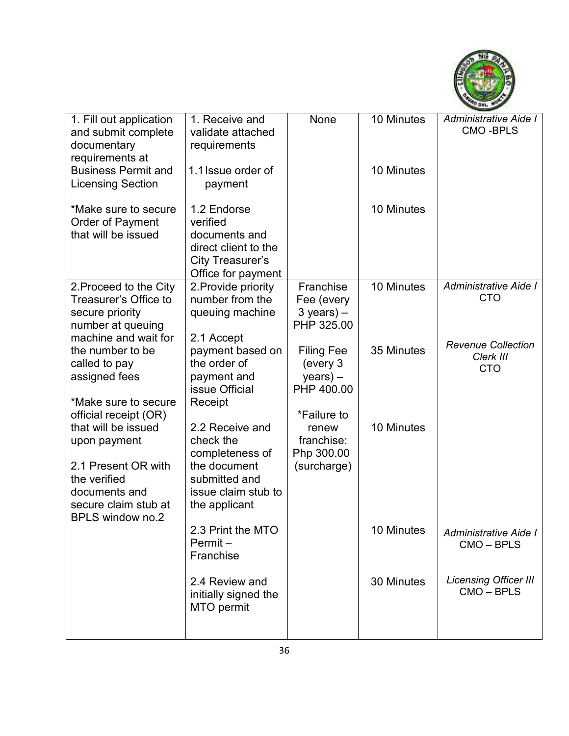| | | | | |
|---|---|---|---|---|
| 1. Fill out application and submit complete documentary requirements at Business Permit and Licensing Section<br><br>*Make sure to secure Order of Payment that will be issued | 1. Receive and validate attached requirements<br><br>1.1 Issue order of payment<br><br>1.2 Endorse verified documents and direct client to the City Treasurer's Office for payment | None | 10 Minutes<br><br>10 Minutes<br><br>10 Minutes | *Administrative Aide I*<br>CMO -BPLS |
| 2.Proceed to the City Treasurer's Office to secure priority number at queuing machine and wait for the number to be called to pay assigned fees<br><br>*Make sure to secure official receipt (OR) that will be issued upon payment<br><br>2.1 Present OR with the verified documents and secure claim stub at BPLS window no.2 | 2.Provide priority number from the queuing machine<br><br>2.1 Accept payment based on the order of payment and issue Official Receipt<br><br>2.2 Receive and check the completeness of the document submitted and issue claim stub to the applicant<br><br>2.3 Print the MTO Permit – Franchise<br><br>2.4 Review and initially signed the MTO permit | Franchise Fee (every 3 years) – PHP 325.00<br><br>Filing Fee (every 3 years) – PHP 400.00<br><br>*Failure to renew franchise: Php 300.00 (surcharge) | 10 Minutes<br><br>35 Minutes<br><br>10 Minutes<br><br>10 Minutes<br><br>30 Minutes | *Administrative Aide I*<br>CTO<br><br>*Revenue Collection Clerk III*<br>CTO<br><br>*Administrative Aide I*<br>CMO – BPLS<br><br>*Licensing Officer III*<br>CMO – BPLS |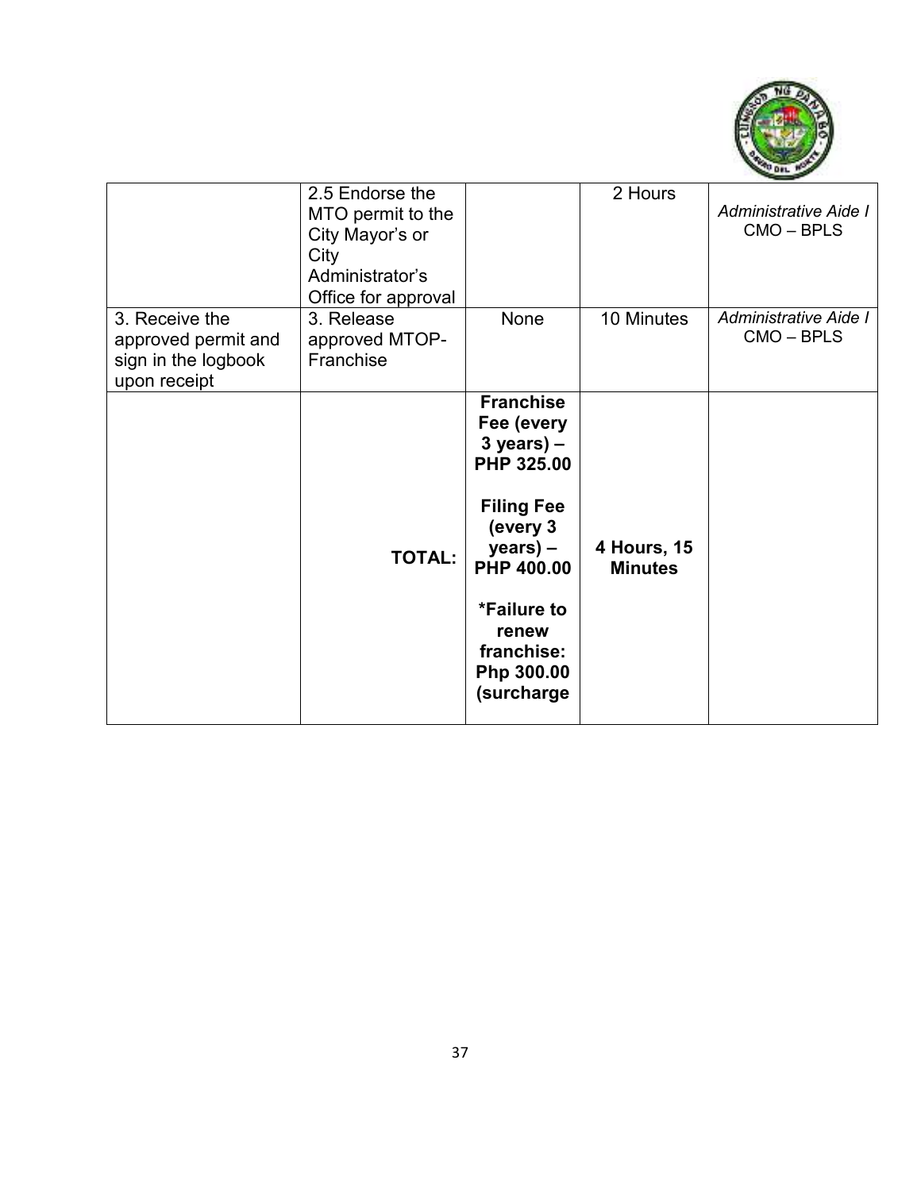| | | | | |
|---|---|---|---|---|
| | 2.5 Endorse the MTO permit to the City Mayor's or City Administrator's Office for approval | | 2 Hours | *Administrative Aide I* CMO – BPLS |
| 3. Receive the approved permit and sign in the logbook upon receipt | 3. Release approved MTOP-Franchise | None | 10 Minutes | *Administrative Aide I* CMO – BPLS |
| | **TOTAL:** | **Franchise Fee (every 3 years) – PHP 325.00**<br><br>**Filing Fee (every 3 years) – PHP 400.00**<br><br>**\*Failure to renew franchise: Php 300.00 (surcharge** | **4 Hours, 15 Minutes** | |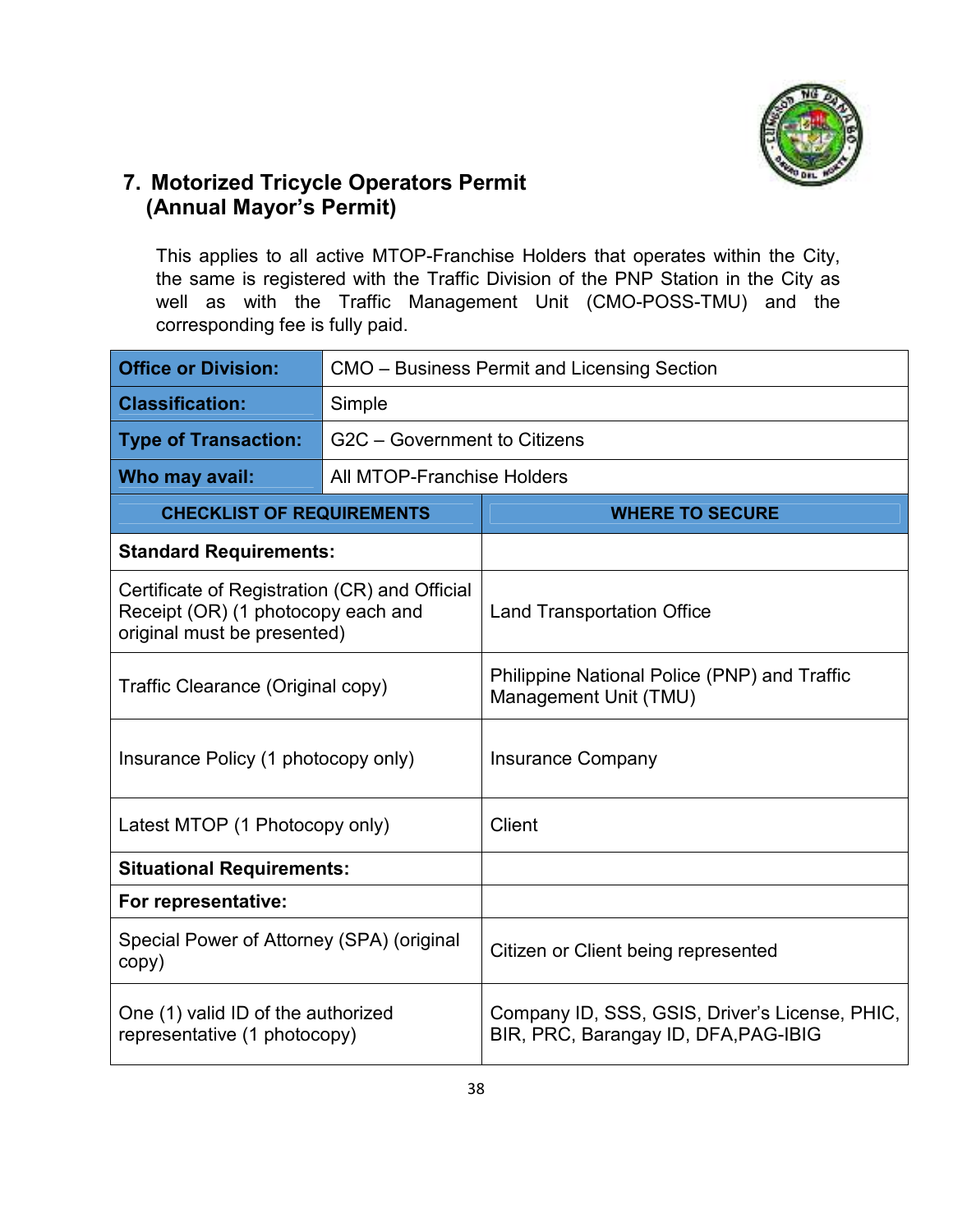## 7. Motorized Tricycle Operators Permit (Annual Mayor's Permit)

This applies to all active MTOP-Franchise Holders that operates within the City, the same is registered with the Traffic Division of the PNP Station in the City as well as with the Traffic Management Unit (CMO-POSS-TMU) and the corresponding fee is fully paid.

| **Office or Division:** | CMO – Business Permit and Licensing Section |
|---|---|
| **Classification:** | Simple |
| **Type of Transaction:** | G2C – Government to Citizens |
| **Who may avail:** | All MTOP-Franchise Holders |
| **CHECKLIST OF REQUIREMENTS** | **WHERE TO SECURE** |
| **Standard Requirements:** | |
| Certificate of Registration (CR) and Official Receipt (OR) (1 photocopy each and original must be presented) | Land Transportation Office |
| Traffic Clearance (Original copy) | Philippine National Police (PNP) and Traffic Management Unit (TMU) |
| Insurance Policy (1 photocopy only) | Insurance Company |
| Latest MTOP (1 Photocopy only) | Client |
| **Situational Requirements:** | |
| **For representative:** | |
| Special Power of Attorney (SPA) (original copy) | Citizen or Client being represented |
| One (1) valid ID of the authorized representative (1 photocopy) | Company ID, SSS, GSIS, Driver's License, PHIC, BIR, PRC, Barangay ID, DFA,PAG-IBIG |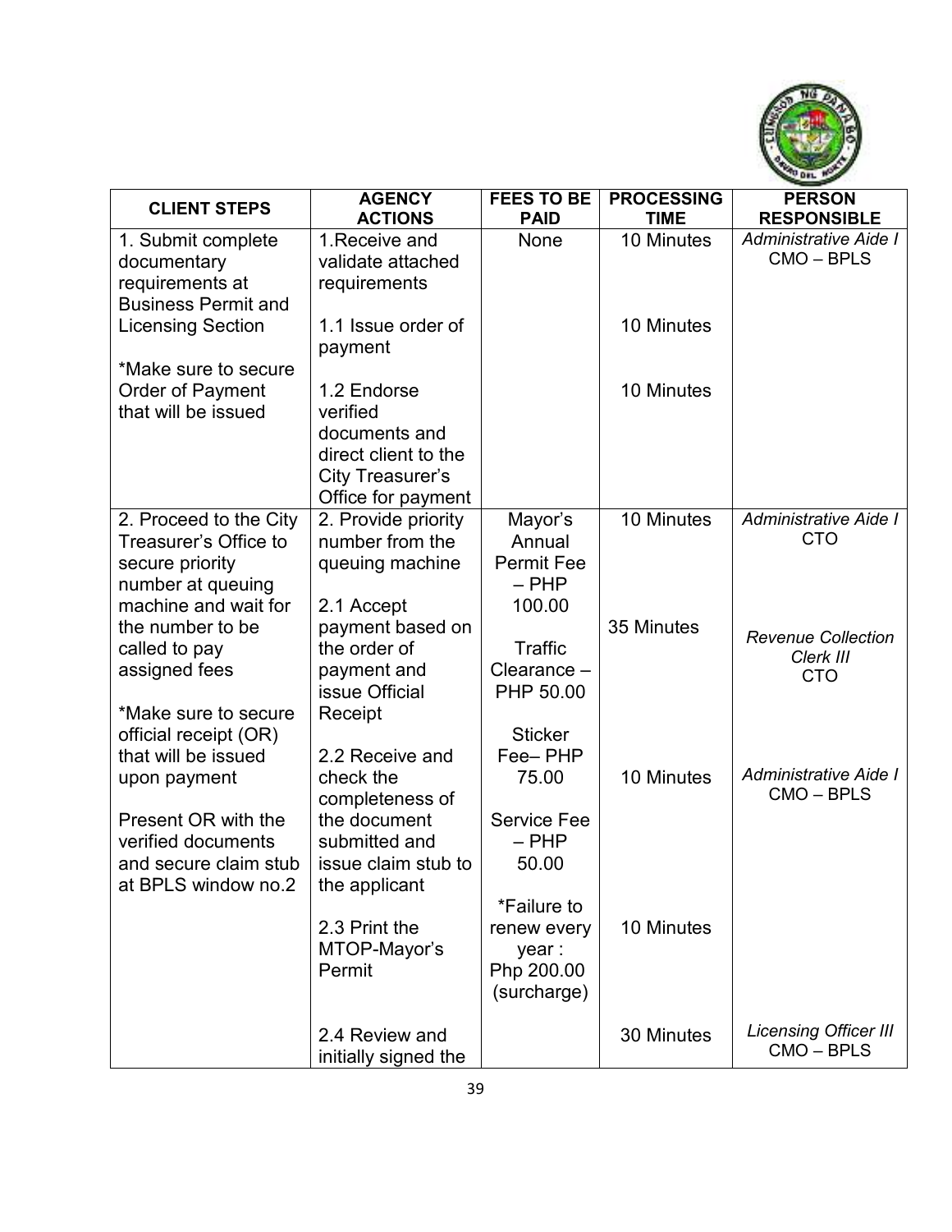| CLIENT STEPS | AGENCY ACTIONS | FEES TO BE PAID | PROCESSING TIME | PERSON RESPONSIBLE |
|---|---|---|---|---|
| 1. Submit complete documentary requirements at Business Permit and Licensing Section<br><br>*Make sure to secure Order of Payment that will be issued | 1.Receive and validate attached requirements<br><br>1.1 Issue order of payment<br><br>1.2 Endorse verified documents and direct client to the City Treasurer's Office for payment | None | 10 Minutes<br><br>10 Minutes<br><br>10 Minutes | *Administrative Aide I*<br>CMO – BPLS |
| 2. Proceed to the City Treasurer's Office to secure priority number at queuing machine and wait for the number to be called to pay assigned fees<br><br>*Make sure to secure official receipt (OR) that will be issued upon payment<br><br>Present OR with the verified documents and secure claim stub at BPLS window no.2 | 2. Provide priority number from the queuing machine<br><br>2.1 Accept payment based on the order of payment and issue Official Receipt<br><br>2.2 Receive and check the completeness of the document submitted and issue claim stub to the applicant<br><br>2.3 Print the MTOP-Mayor's Permit<br><br>2.4 Review and initially signed the | Mayor's Annual Permit Fee – PHP 100.00<br><br>Traffic Clearance – PHP 50.00<br><br>Sticker Fee– PHP 75.00<br><br>Service Fee – PHP 50.00<br><br>*Failure to renew every year : Php 200.00 (surcharge) | 10 Minutes<br><br>35 Minutes<br><br>10 Minutes<br><br>10 Minutes<br><br>30 Minutes | *Administrative Aide I*<br>CTO<br><br>*Revenue Collection Clerk III*<br>CTO<br><br>*Administrative Aide I*<br>CMO – BPLS<br><br>*Licensing Officer III*<br>CMO – BPLS |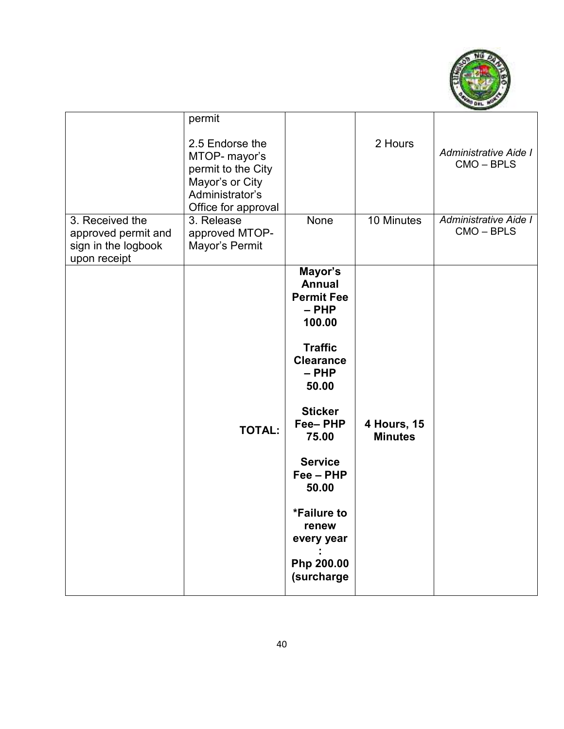| | | | | |
|---|---|---|---|---|
| | permit<br><br>2.5 Endorse the MTOP- mayor's permit to the City Mayor's or City Administrator's Office for approval | | 2 Hours | *Administrative Aide I* CMO – BPLS |
| 3. Received the approved permit and sign in the logbook upon receipt | 3. Release approved MTOP-Mayor's Permit | None | 10 Minutes | *Administrative Aide I* CMO – BPLS |
| | **TOTAL:** | **Mayor's Annual Permit Fee – PHP 100.00**<br><br>**Traffic Clearance – PHP 50.00**<br><br>**Sticker Fee– PHP 75.00**<br><br>**Service Fee – PHP 50.00**<br><br>**\*Failure to renew every year : Php 200.00 (surcharge** | **4 Hours, 15 Minutes** | |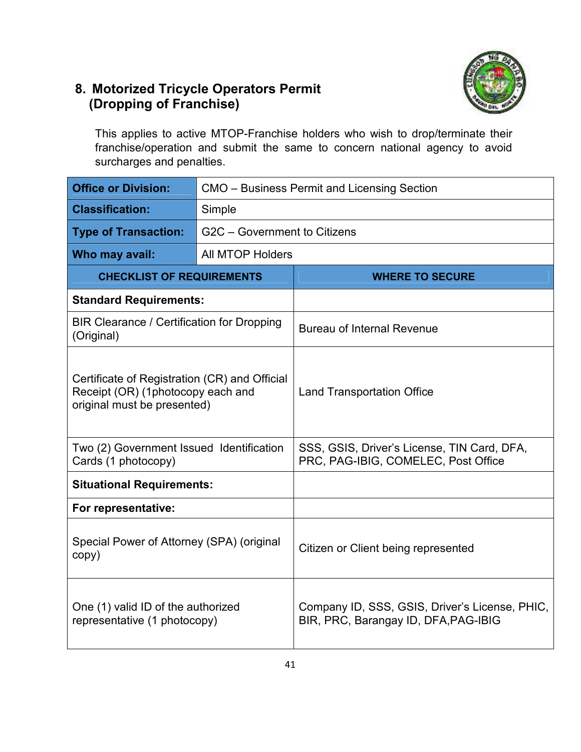## 8. Motorized Tricycle Operators Permit (Dropping of Franchise)

This applies to active MTOP-Franchise holders who wish to drop/terminate their franchise/operation and submit the same to concern national agency to avoid surcharges and penalties.

| **Office or Division:** | CMO – Business Permit and Licensing Section |
|---|---|
| **Classification:** | Simple |
| **Type of Transaction:** | G2C – Government to Citizens |
| **Who may avail:** | All MTOP Holders |

| **CHECKLIST OF REQUIREMENTS** | **WHERE TO SECURE** |
|---|---|
| **Standard Requirements:** | |
| BIR Clearance / Certification for Dropping (Original) | Bureau of Internal Revenue |
| Certificate of Registration (CR) and Official Receipt (OR) (1photocopy each and original must be presented) | Land Transportation Office |
| Two (2) Government Issued Identification Cards (1 photocopy) | SSS, GSIS, Driver's License, TIN Card, DFA, PRC, PAG-IBIG, COMELEC, Post Office |
| **Situational Requirements:** | |
| **For representative:** | |
| Special Power of Attorney (SPA) (original copy) | Citizen or Client being represented |
| One (1) valid ID of the authorized representative (1 photocopy) | Company ID, SSS, GSIS, Driver's License, PHIC, BIR, PRC, Barangay ID, DFA,PAG-IBIG |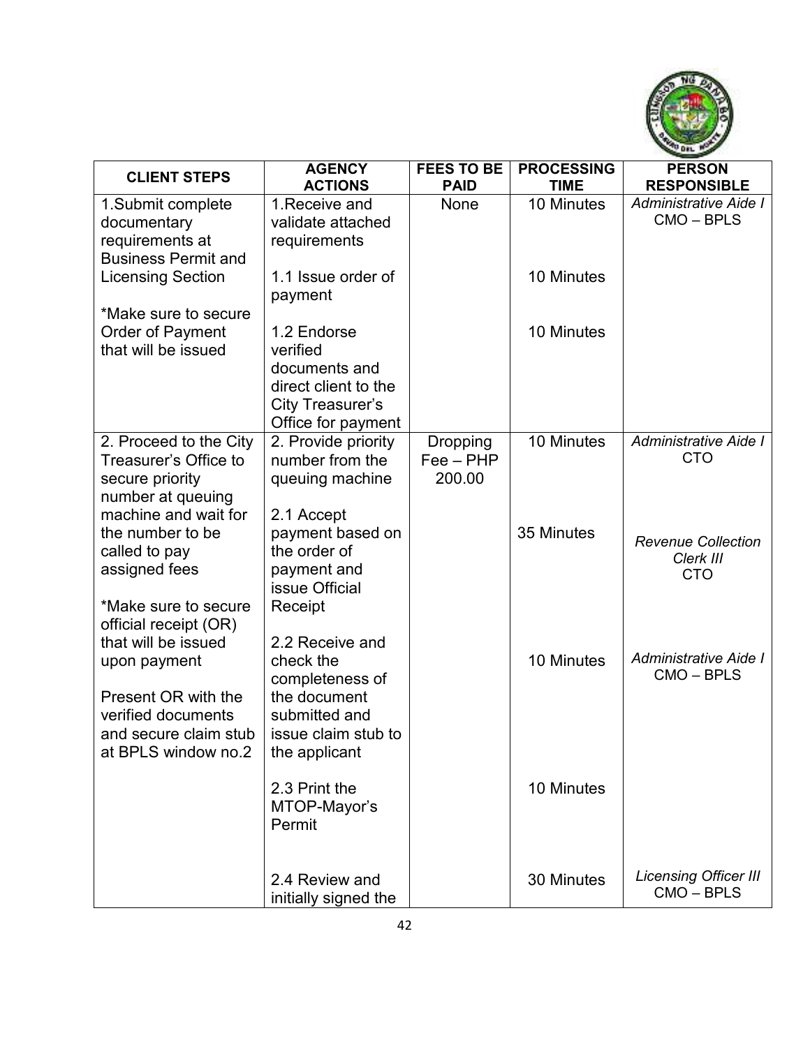| CLIENT STEPS | AGENCY ACTIONS | FEES TO BE PAID | PROCESSING TIME | PERSON RESPONSIBLE |
|---|---|---|---|---|
| 1.Submit complete documentary requirements at Business Permit and Licensing Section<br><br>*Make sure to secure Order of Payment that will be issued | 1.Receive and validate attached requirements | None | 10 Minutes | *Administrative Aide I* CMO – BPLS |
| | 1.1 Issue order of payment | | 10 Minutes | |
| | 1.2 Endorse verified documents and direct client to the City Treasurer's Office for payment | | 10 Minutes | |
| 2. Proceed to the City Treasurer's Office to secure priority number at queuing machine and wait for the number to be called to pay assigned fees<br><br>*Make sure to secure official receipt (OR) that will be issued upon payment<br><br>Present OR with the verified documents and secure claim stub at BPLS window no.2 | 2. Provide priority number from the queuing machine | Dropping Fee – PHP 200.00 | 10 Minutes | *Administrative Aide I* CTO |
| | 2.1 Accept payment based on the order of payment and issue Official Receipt | | 35 Minutes | *Revenue Collection Clerk III* CTO |
| | 2.2 Receive and check the completeness of the document submitted and issue claim stub to the applicant | | 10 Minutes | *Administrative Aide I* CMO – BPLS |
| | 2.3 Print the MTOP-Mayor's Permit | | 10 Minutes | |
| | 2.4 Review and initially signed the | | 30 Minutes | *Licensing Officer III* CMO – BPLS |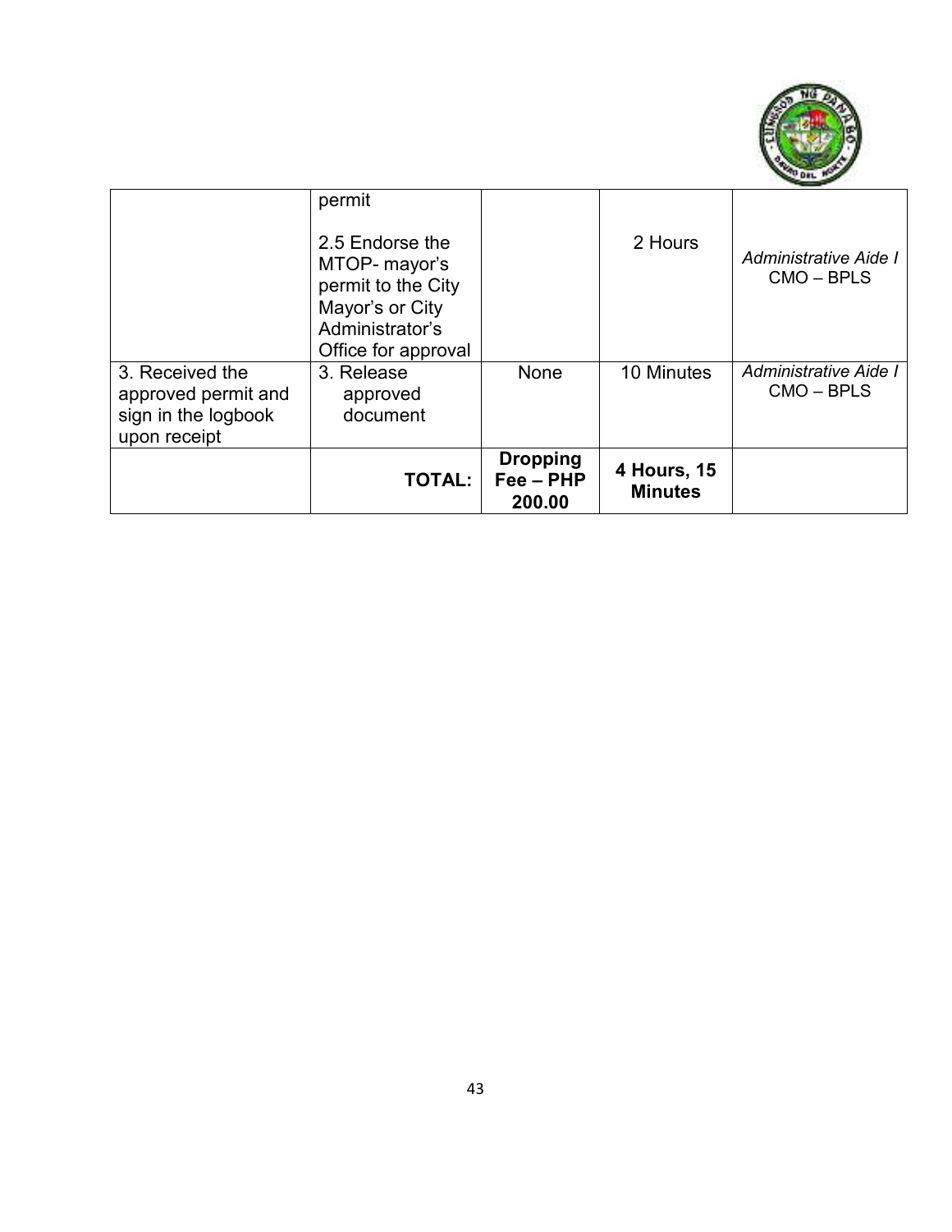| | | | | |
|---|---|---|---|---|
| | permit<br><br>2.5 Endorse the MTOP- mayor's permit to the City Mayor's or City Administrator's Office for approval | | 2 Hours | *Administrative Aide I* CMO – BPLS |
| 3. Received the approved permit and sign in the logbook upon receipt | 3. Release approved document | None | 10 Minutes | *Administrative Aide I* CMO – BPLS |
| | **TOTAL:** | **Dropping Fee – PHP 200.00** | **4 Hours, 15 Minutes** | |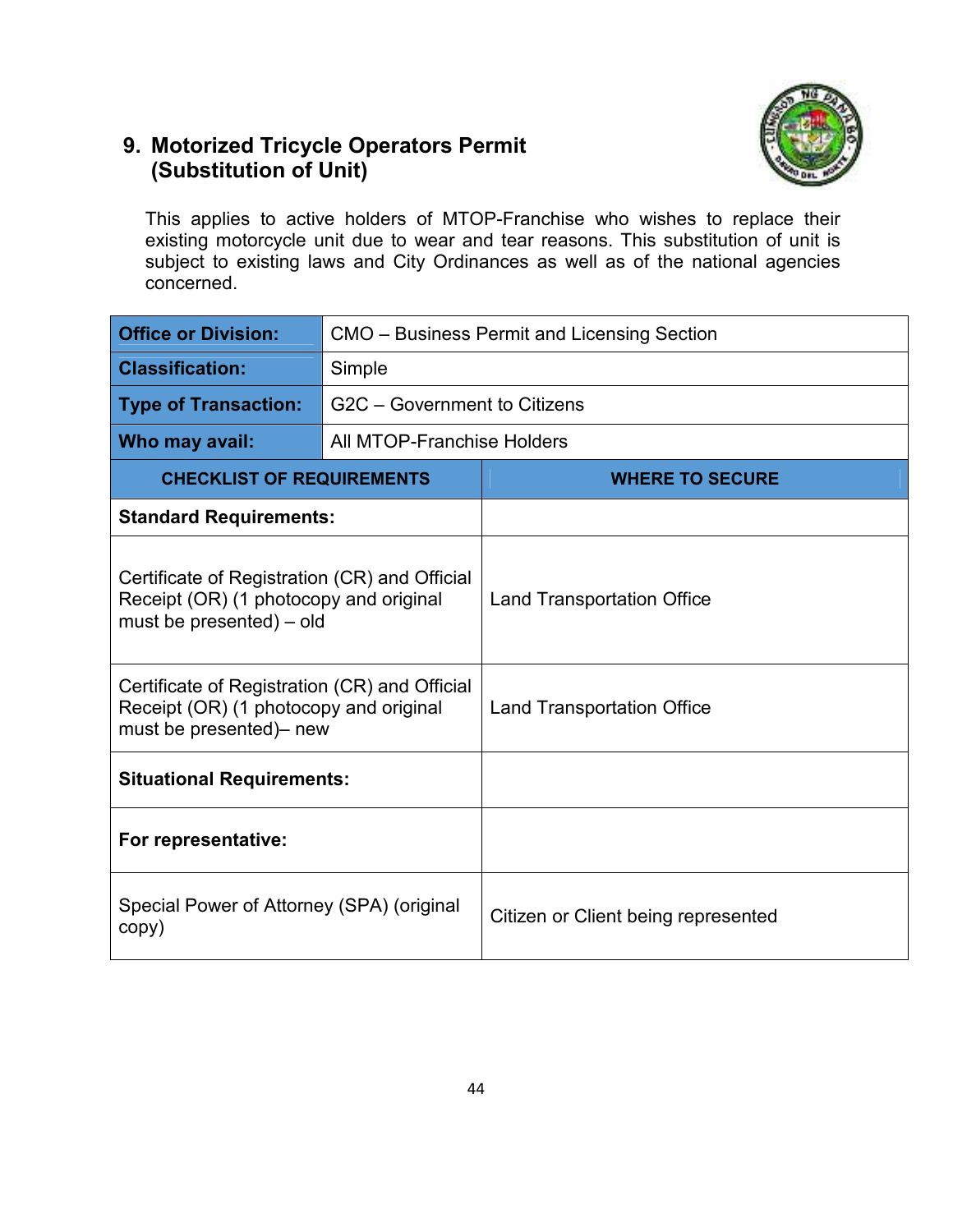## 9. Motorized Tricycle Operators Permit (Substitution of Unit)

This applies to active holders of MTOP-Franchise who wishes to replace their existing motorcycle unit due to wear and tear reasons. This substitution of unit is subject to existing laws and City Ordinances as well as of the national agencies concerned.

| **Office or Division:** | CMO – Business Permit and Licensing Section |
|---|---|
| **Classification:** | Simple |
| **Type of Transaction:** | G2C – Government to Citizens |
| **Who may avail:** | All MTOP-Franchise Holders |

| **CHECKLIST OF REQUIREMENTS** | **WHERE TO SECURE** |
|---|---|
| **Standard Requirements:** | |
| Certificate of Registration (CR) and Official Receipt (OR) (1 photocopy and original must be presented) – old | Land Transportation Office |
| Certificate of Registration (CR) and Official Receipt (OR) (1 photocopy and original must be presented)– new | Land Transportation Office |
| **Situational Requirements:** | |
| **For representative:** | |
| Special Power of Attorney (SPA) (original copy) | Citizen or Client being represented |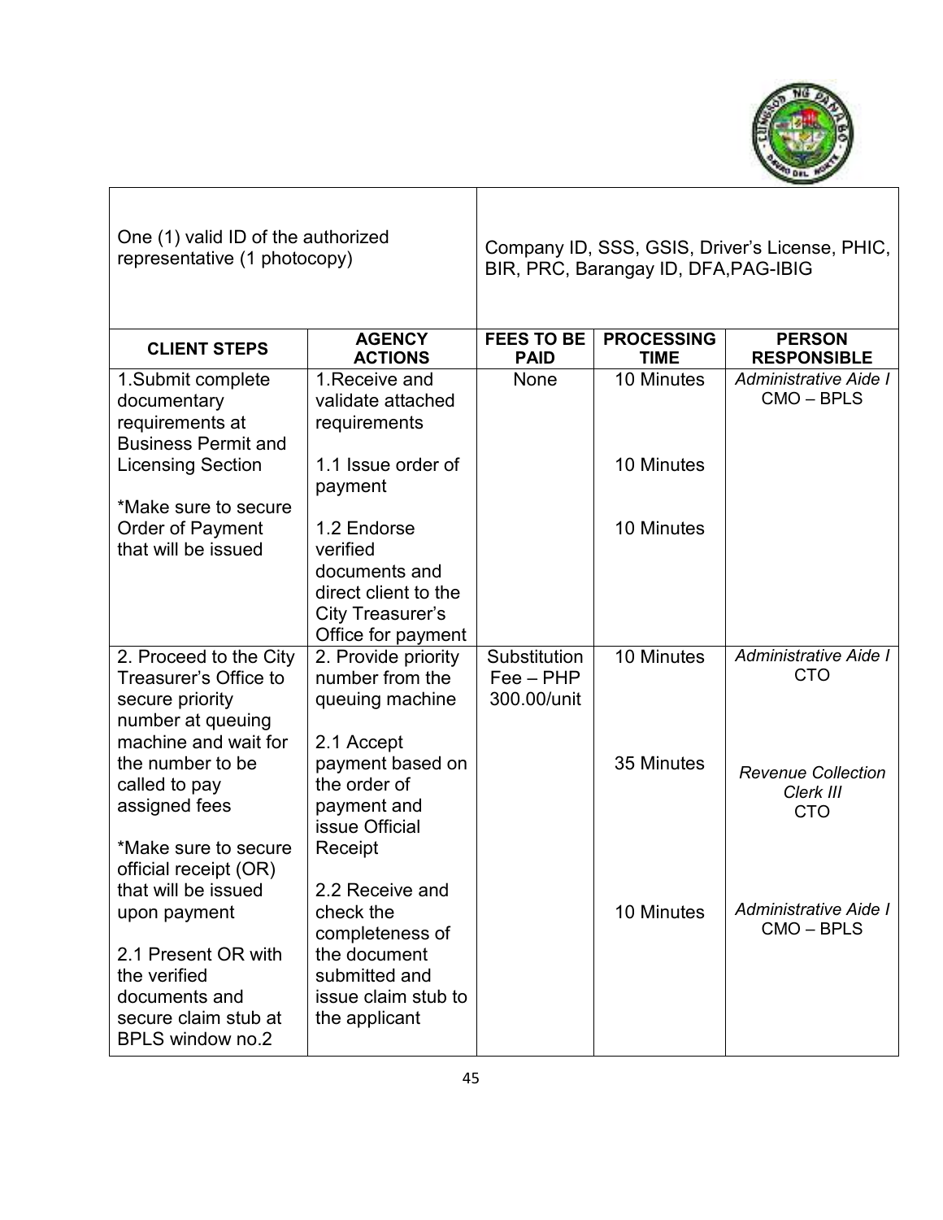| One (1) valid ID of the authorized representative (1 photocopy) | Company ID, SSS, GSIS, Driver's License, PHIC, BIR, PRC, Barangay ID, DFA,PAG-IBIG |
|---|---|

| CLIENT STEPS | AGENCY ACTIONS | FEES TO BE PAID | PROCESSING TIME | PERSON RESPONSIBLE |
|---|---|---|---|---|
| 1.Submit complete documentary requirements at Business Permit and Licensing Section<br><br>*Make sure to secure Order of Payment that will be issued | 1.Receive and validate attached requirements<br><br>1.1 Issue order of payment<br><br>1.2 Endorse verified documents and direct client to the City Treasurer's Office for payment | None | 10 Minutes<br><br>10 Minutes<br><br>10 Minutes | *Administrative Aide I*<br>CMO – BPLS |
| 2. Proceed to the City Treasurer's Office to secure priority number at queuing machine and wait for the number to be called to pay assigned fees<br><br>*Make sure to secure official receipt (OR) that will be issued upon payment<br><br>2.1 Present OR with the verified documents and secure claim stub at BPLS window no.2 | 2. Provide priority number from the queuing machine<br><br>2.1 Accept payment based on the order of payment and issue Official Receipt<br><br>2.2 Receive and check the completeness of the document submitted and issue claim stub to the applicant | Substitution Fee – PHP 300.00/unit | 10 Minutes<br><br>35 Minutes<br><br>10 Minutes | *Administrative Aide I*<br>CTO<br><br>*Revenue Collection Clerk III*<br>CTO<br><br>*Administrative Aide I*<br>CMO – BPLS |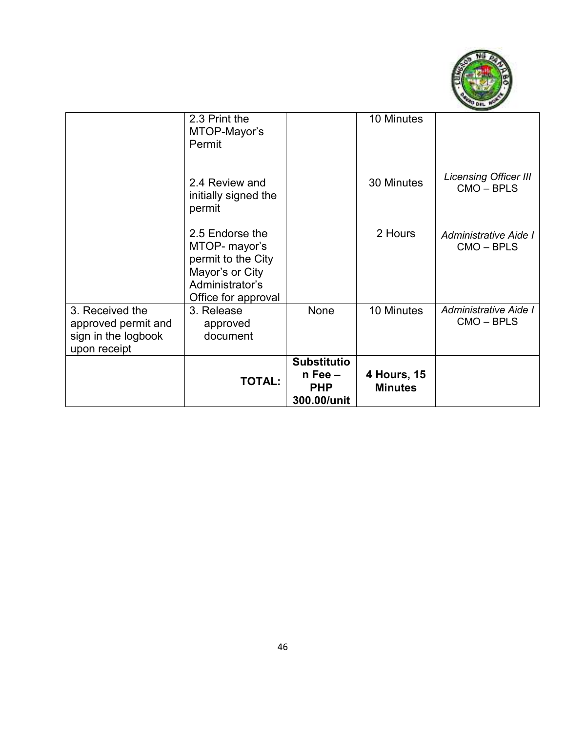| | | | | |
|---|---|---|---|---|
| | 2.3 Print the MTOP-Mayor's Permit | | 10 Minutes | |
| | 2.4 Review and initially signed the permit | | 30 Minutes | *Licensing Officer III* CMO – BPLS |
| | 2.5 Endorse the MTOP- mayor's permit to the City Mayor's or City Administrator's Office for approval | | 2 Hours | *Administrative Aide I* CMO – BPLS |
| 3. Received the approved permit and sign in the logbook upon receipt | 3. Release approved document | None | 10 Minutes | *Administrative Aide I* CMO – BPLS |
| | **TOTAL:** | **Substitution Fee – PHP 300.00/unit** | **4 Hours, 15 Minutes** | |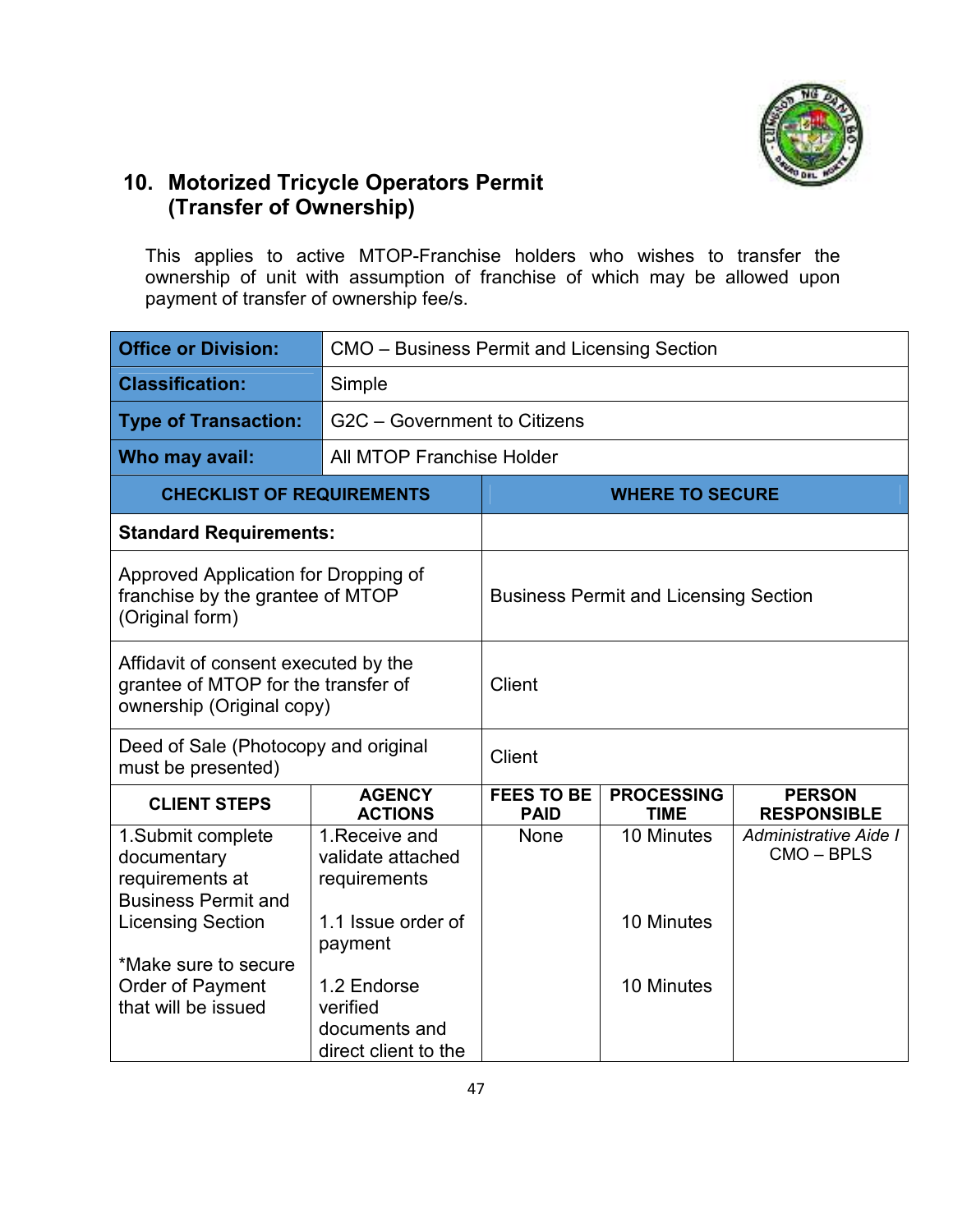## 10. Motorized Tricycle Operators Permit (Transfer of Ownership)

This applies to active MTOP-Franchise holders who wishes to transfer the ownership of unit with assumption of franchise of which may be allowed upon payment of transfer of ownership fee/s.

| **Office or Division:** | CMO – Business Permit and Licensing Section |
|---|---|
| **Classification:** | Simple |
| **Type of Transaction:** | G2C – Government to Citizens |
| **Who may avail:** | All MTOP Franchise Holder |

| **CHECKLIST OF REQUIREMENTS** | **WHERE TO SECURE** |
|---|---|
| **Standard Requirements:** | |
| Approved Application for Dropping of franchise by the grantee of MTOP (Original form) | Business Permit and Licensing Section |
| Affidavit of consent executed by the grantee of MTOP for the transfer of ownership (Original copy) | Client |
| Deed of Sale (Photocopy and original must be presented) | Client |

| **CLIENT STEPS** | **AGENCY ACTIONS** | **FEES TO BE PAID** | **PROCESSING TIME** | **PERSON RESPONSIBLE** |
|---|---|---|---|---|
| 1.Submit complete documentary requirements at Business Permit and Licensing Section<br><br>*Make sure to secure Order of Payment that will be issued | 1.Receive and validate attached requirements<br><br>1.1 Issue order of payment<br><br>1.2 Endorse verified documents and direct client to the | None | 10 Minutes<br><br>10 Minutes<br><br>10 Minutes | *Administrative Aide I* CMO – BPLS |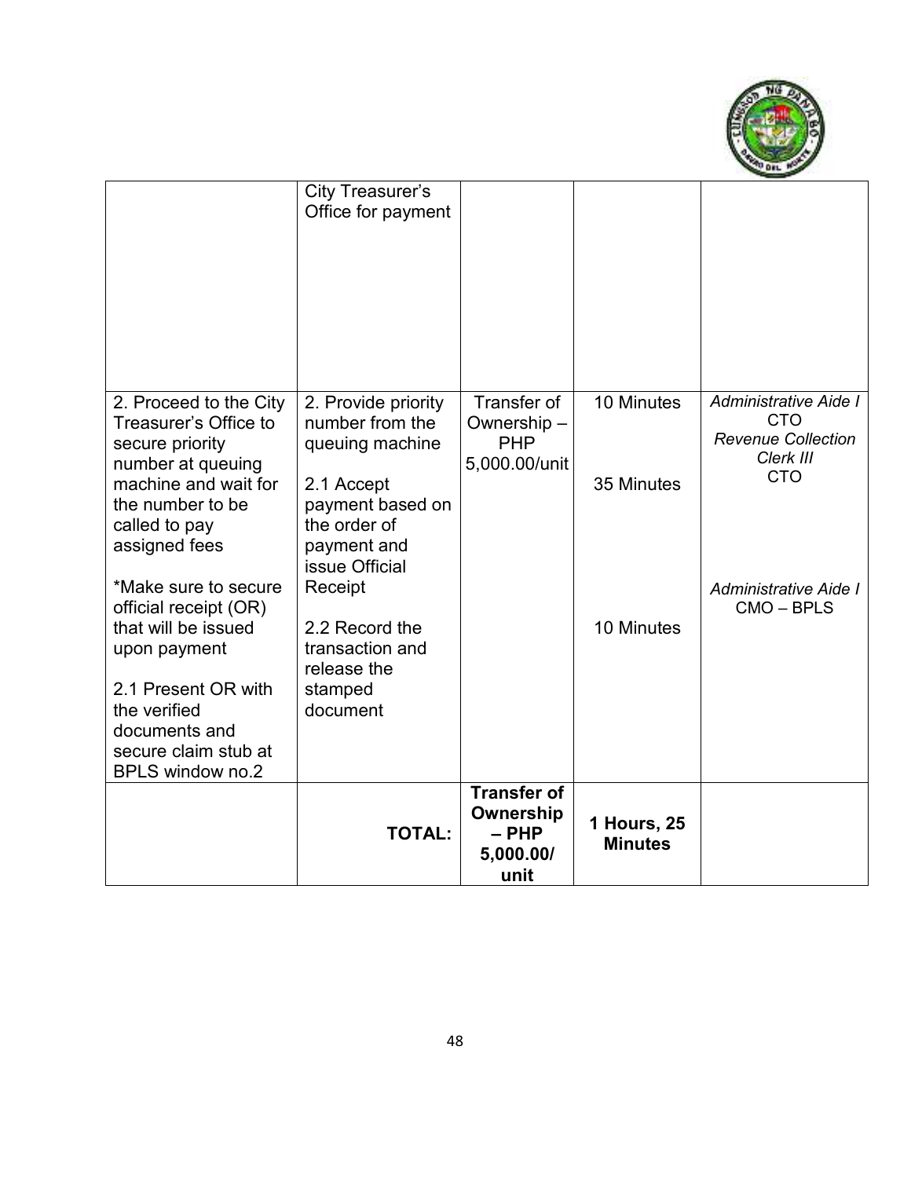| | | | | |
|---|---|---|---|---|
| | City Treasurer's Office for payment | | | |
| 2. Proceed to the City Treasurer's Office to secure priority number at queuing machine and wait for the number to be called to pay assigned fees<br><br>*Make sure to secure official receipt (OR) that will be issued upon payment<br><br>2.1 Present OR with the verified documents and secure claim stub at BPLS window no.2 | 2. Provide priority number from the queuing machine<br><br>2.1 Accept payment based on the order of payment and issue Official Receipt<br><br>2.2 Record the transaction and release the stamped document | Transfer of Ownership – PHP 5,000.00/unit | 10 Minutes<br><br>35 Minutes<br><br>10 Minutes | *Administrative Aide I* CTO<br>*Revenue Collection Clerk III* CTO<br><br>*Administrative Aide I* CMO – BPLS |
| | **TOTAL:** | **Transfer of Ownership – PHP 5,000.00/ unit** | **1 Hours, 25 Minutes** | |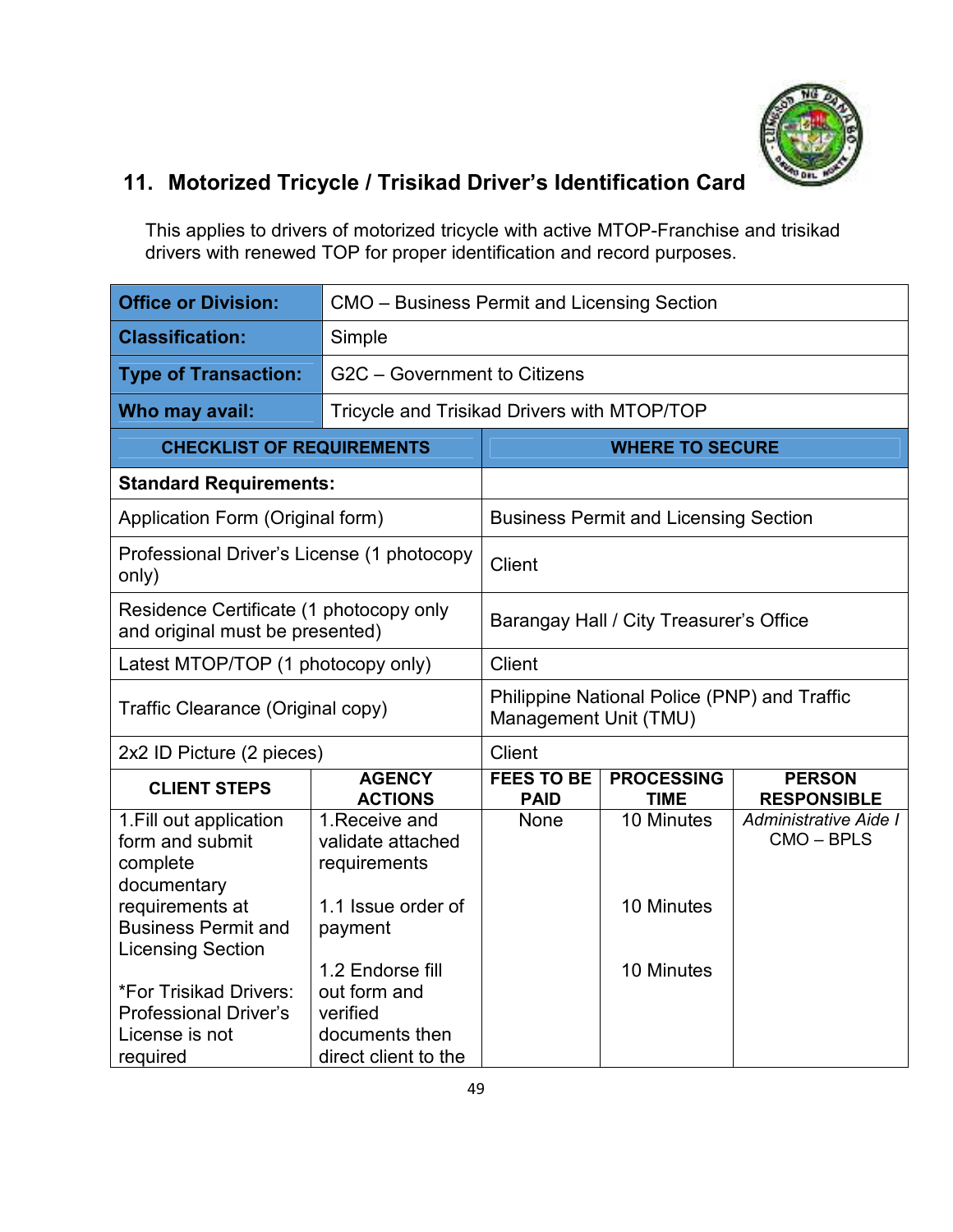## 11. Motorized Tricycle / Trisikad Driver's Identification Card

This applies to drivers of motorized tricycle with active MTOP-Franchise and trisikad drivers with renewed TOP for proper identification and record purposes.

| | |
|---|---|
| **Office or Division:** | CMO – Business Permit and Licensing Section |
| **Classification:** | Simple |
| **Type of Transaction:** | G2C – Government to Citizens |
| **Who may avail:** | Tricycle and Trisikad Drivers with MTOP/TOP |

| CHECKLIST OF REQUIREMENTS | WHERE TO SECURE |
|---|---|
| **Standard Requirements:** | |
| Application Form (Original form) | Business Permit and Licensing Section |
| Professional Driver's License (1 photocopy only) | Client |
| Residence Certificate (1 photocopy only and original must be presented) | Barangay Hall / City Treasurer's Office |
| Latest MTOP/TOP (1 photocopy only) | Client |
| Traffic Clearance (Original copy) | Philippine National Police (PNP) and Traffic Management Unit (TMU) |
| 2x2 ID Picture (2 pieces) | Client |

| CLIENT STEPS | AGENCY ACTIONS | FEES TO BE PAID | PROCESSING TIME | PERSON RESPONSIBLE |
|---|---|---|---|---|
| 1.Fill out application form and submit complete documentary requirements at Business Permit and Licensing Section<br><br>*For Trisikad Drivers: Professional Driver's License is not required | 1.Receive and validate attached requirements<br><br>1.1 Issue order of payment<br><br>1.2 Endorse fill out form and verified documents then direct client to the | None | 10 Minutes<br><br>10 Minutes<br><br>10 Minutes | *Administrative Aide I*<br>CMO – BPLS |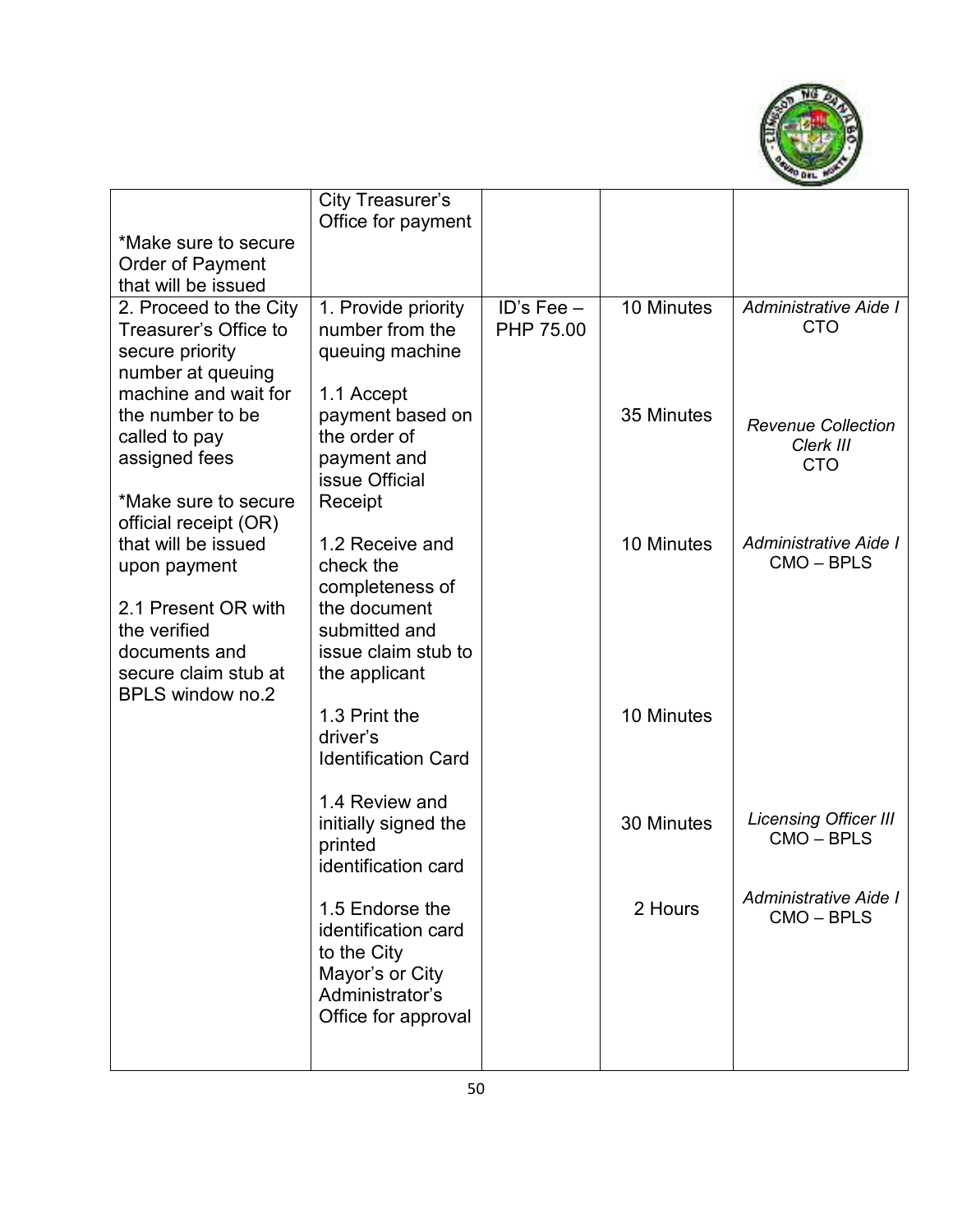| | | | | |
|---|---|---|---|---|
| *Make sure to secure Order of Payment that will be issued | City Treasurer's Office for payment | | | |
| 2. Proceed to the City Treasurer's Office to secure priority number at queuing machine and wait for the number to be called to pay assigned fees<br><br>*Make sure to secure official receipt (OR) that will be issued upon payment<br><br>2.1 Present OR with the verified documents and secure claim stub at BPLS window no.2 | 1. Provide priority number from the queuing machine<br><br>1.1 Accept payment based on the order of payment and issue Official Receipt<br><br>1.2 Receive and check the completeness of the document submitted and issue claim stub to the applicant<br><br>1.3 Print the driver's Identification Card<br><br>1.4 Review and initially signed the printed identification card<br><br>1.5 Endorse the identification card to the City Mayor's or City Administrator's Office for approval | ID's Fee – PHP 75.00 | 10 Minutes<br><br>35 Minutes<br><br>10 Minutes<br><br>10 Minutes<br><br>30 Minutes<br><br>2 Hours | *Administrative Aide I* CTO<br><br>*Revenue Collection Clerk III* CTO<br><br>*Administrative Aide I* CMO – BPLS<br><br>*Licensing Officer III* CMO – BPLS<br><br>*Administrative Aide I* CMO – BPLS |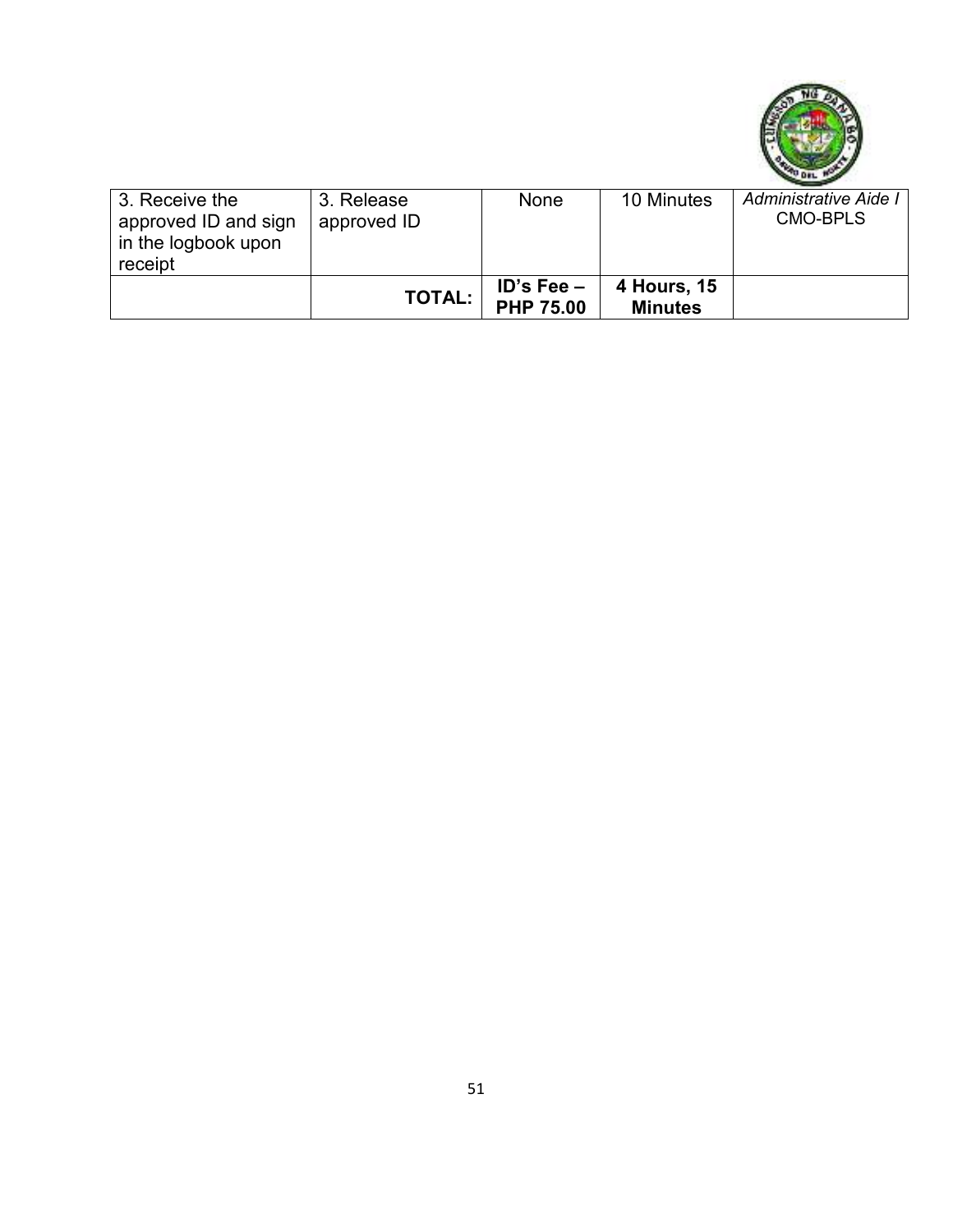| 3. Receive the approved ID and sign in the logbook upon receipt | 3. Release approved ID | None | 10 Minutes | *Administrative Aide I* CMO-BPLS |
|---|---|---|---|---|
| | **TOTAL:** | **ID's Fee – PHP 75.00** | **4 Hours, 15 Minutes** | |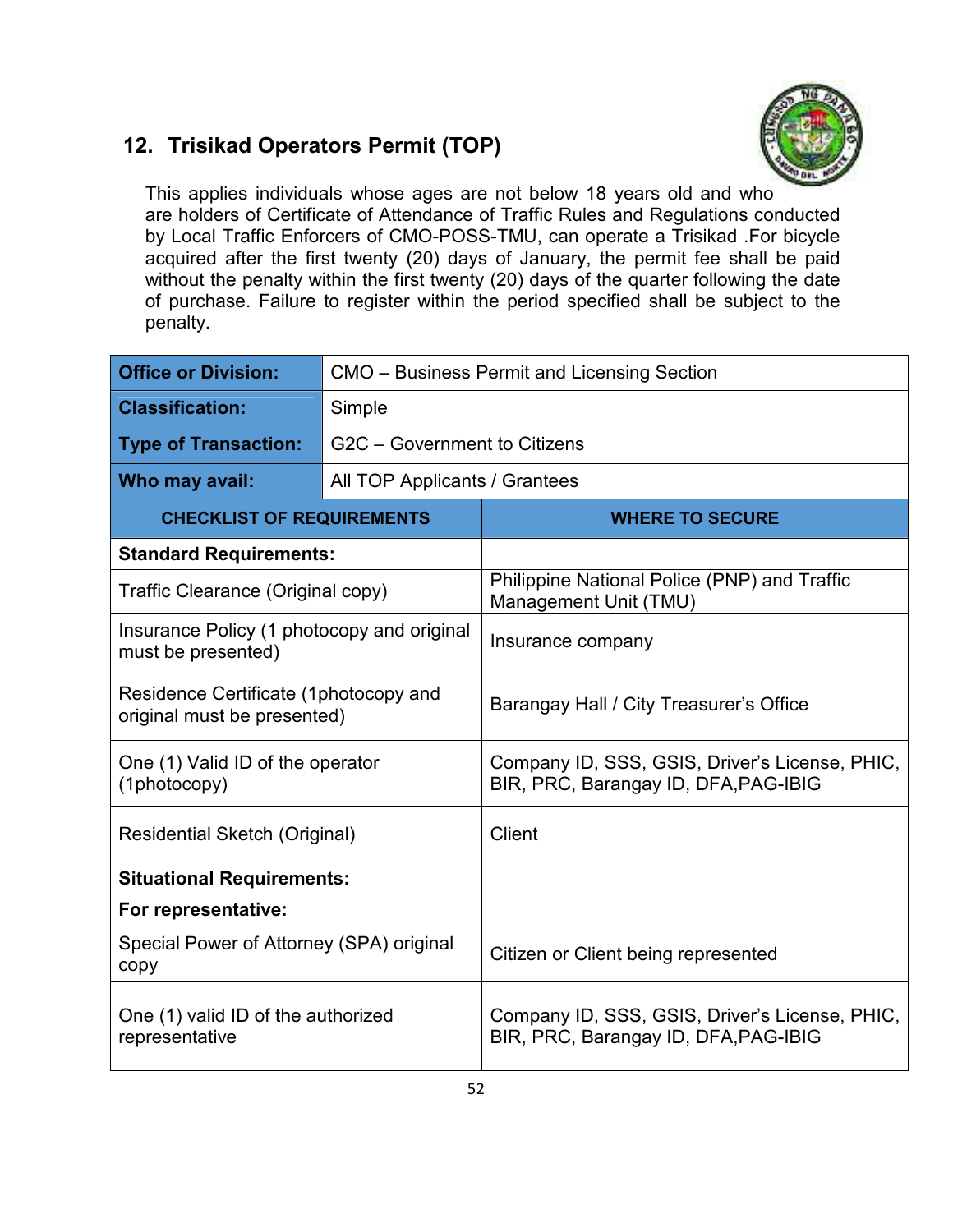## 12. Trisikad Operators Permit (TOP)

This applies individuals whose ages are not below 18 years old and who are holders of Certificate of Attendance of Traffic Rules and Regulations conducted by Local Traffic Enforcers of CMO-POSS-TMU, can operate a Trisikad .For bicycle acquired after the first twenty (20) days of January, the permit fee shall be paid without the penalty within the first twenty (20) days of the quarter following the date of purchase. Failure to register within the period specified shall be subject to the penalty.

| **Office or Division:** | CMO – Business Permit and Licensing Section |
|---|---|
| **Classification:** | Simple |
| **Type of Transaction:** | G2C – Government to Citizens |
| **Who may avail:** | All TOP Applicants / Grantees |

| CHECKLIST OF REQUIREMENTS | WHERE TO SECURE |
|---|---|
| **Standard Requirements:** | |
| Traffic Clearance (Original copy) | Philippine National Police (PNP) and Traffic Management Unit (TMU) |
| Insurance Policy (1 photocopy and original must be presented) | Insurance company |
| Residence Certificate (1photocopy and original must be presented) | Barangay Hall / City Treasurer's Office |
| One (1) Valid ID of the operator (1photocopy) | Company ID, SSS, GSIS, Driver's License, PHIC, BIR, PRC, Barangay ID, DFA,PAG-IBIG |
| Residential Sketch (Original) | Client |
| **Situational Requirements:** | |
| **For representative:** | |
| Special Power of Attorney (SPA) original copy | Citizen or Client being represented |
| One (1) valid ID of the authorized representative | Company ID, SSS, GSIS, Driver's License, PHIC, BIR, PRC, Barangay ID, DFA,PAG-IBIG |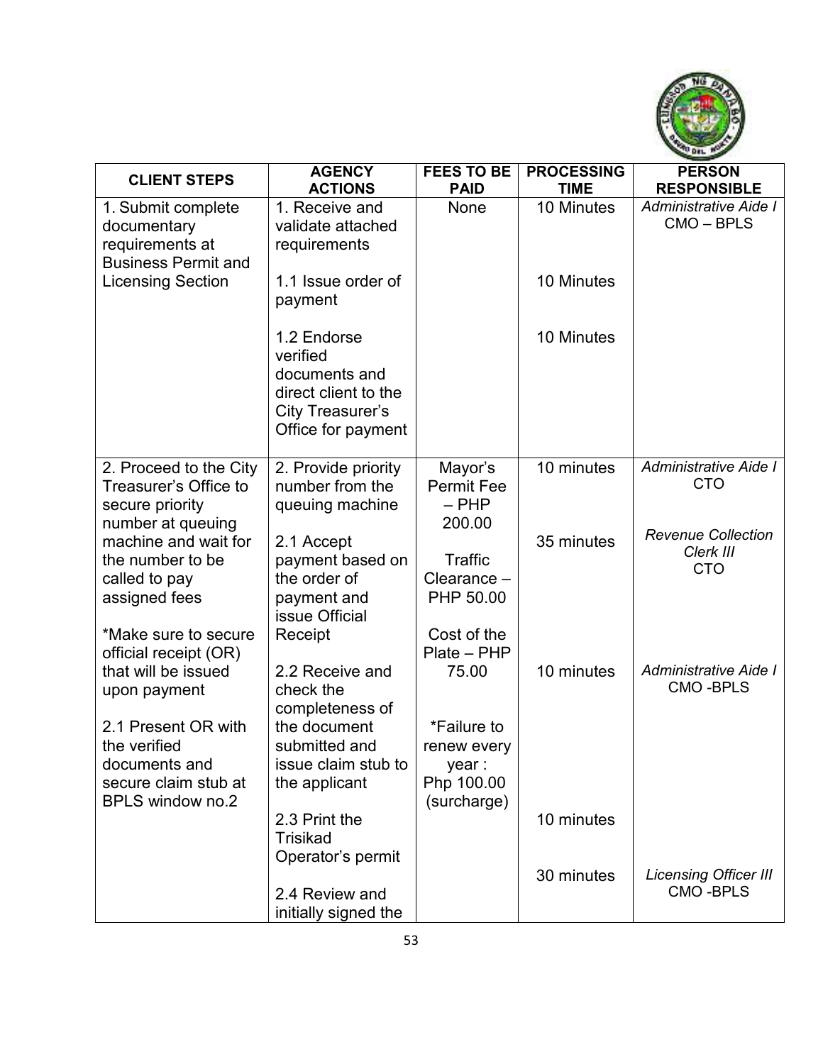| CLIENT STEPS | AGENCY ACTIONS | FEES TO BE PAID | PROCESSING TIME | PERSON RESPONSIBLE |
| --- | --- | --- | --- | --- |
| 1. Submit complete documentary requirements at Business Permit and Licensing Section | 1. Receive and validate attached requirements | None | 10 Minutes | *Administrative Aide I* CMO – BPLS |
| | 1.1 Issue order of payment | | 10 Minutes | |
| | 1.2 Endorse verified documents and direct client to the City Treasurer's Office for payment | | 10 Minutes | |
| 2. Proceed to the City Treasurer's Office to secure priority number at queuing machine and wait for the number to be called to pay assigned fees<br><br>*Make sure to secure official receipt (OR) that will be issued upon payment | 2. Provide priority number from the queuing machine | Mayor's Permit Fee – PHP 200.00<br><br>Traffic Clearance – PHP 50.00<br><br>Cost of the Plate – PHP 75.00<br><br>*Failure to renew every year : Php 100.00 (surcharge) | 10 minutes | *Administrative Aide I* CTO |
| | 2.1 Accept payment based on the order of payment and issue Official Receipt | | 35 minutes | *Revenue Collection Clerk III* CTO |
| 2.1 Present OR with the verified documents and secure claim stub at BPLS window no.2 | 2.2 Receive and check the completeness of the document submitted and issue claim stub to the applicant | | 10 minutes | *Administrative Aide I* CMO -BPLS |
| | 2.3 Print the Trisikad Operator's permit | | 10 minutes | |
| | 2.4 Review and initially signed the | | 30 minutes | *Licensing Officer III* CMO -BPLS |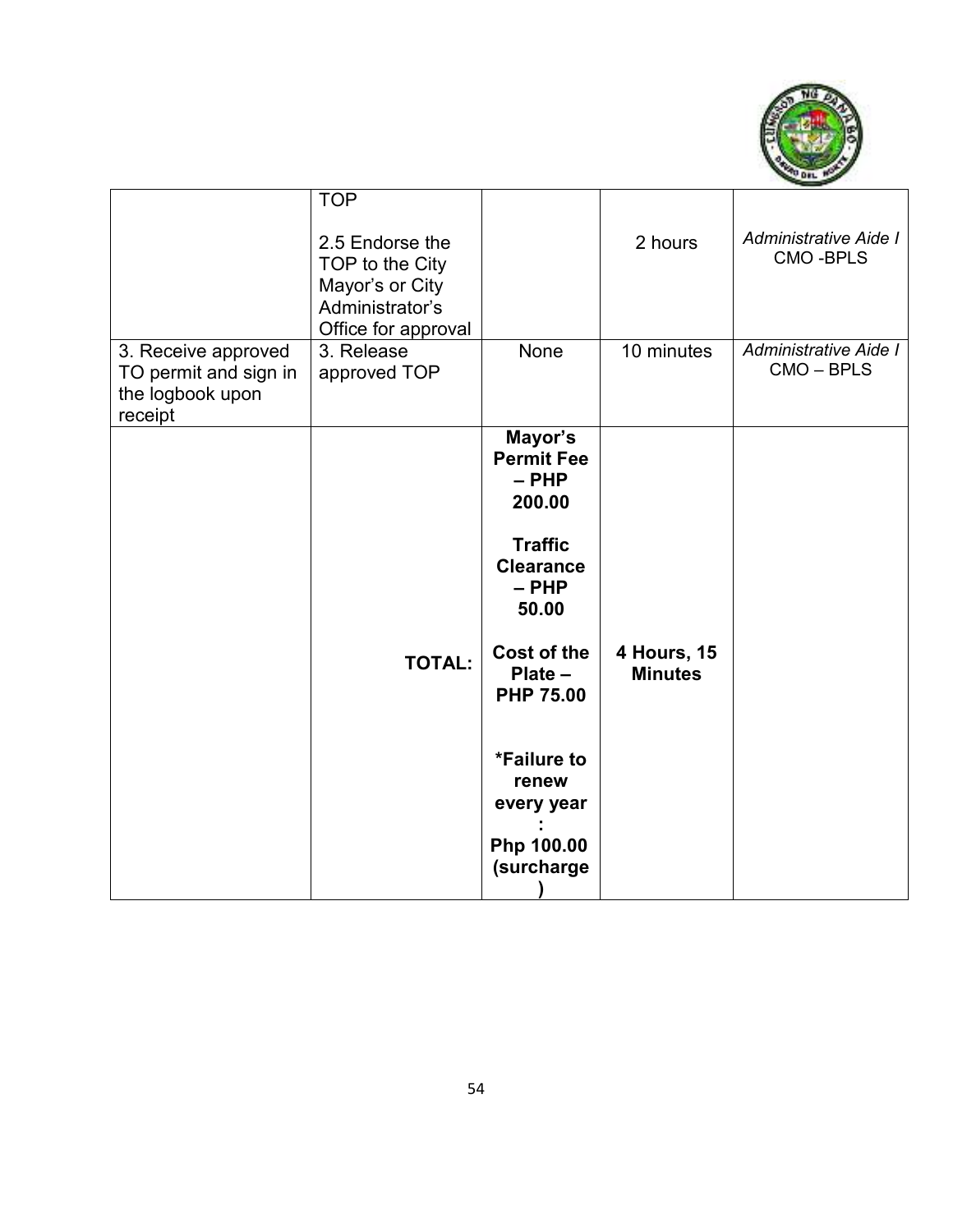| | | | | |
|---|---|---|---|---|
| | TOP<br><br>2.5 Endorse the TOP to the City Mayor's or City Administrator's Office for approval | | 2 hours | *Administrative Aide I* CMO -BPLS |
| 3. Receive approved TO permit and sign in the logbook upon receipt | 3. Release approved TOP | None | 10 minutes | *Administrative Aide I* CMO – BPLS |
| | **TOTAL:** | **Mayor's Permit Fee – PHP 200.00**<br><br>**Traffic Clearance – PHP 50.00**<br><br>**Cost of the Plate – PHP 75.00**<br><br>**\*Failure to renew every year : Php 100.00 (surcharge)** | **4 Hours, 15 Minutes** | |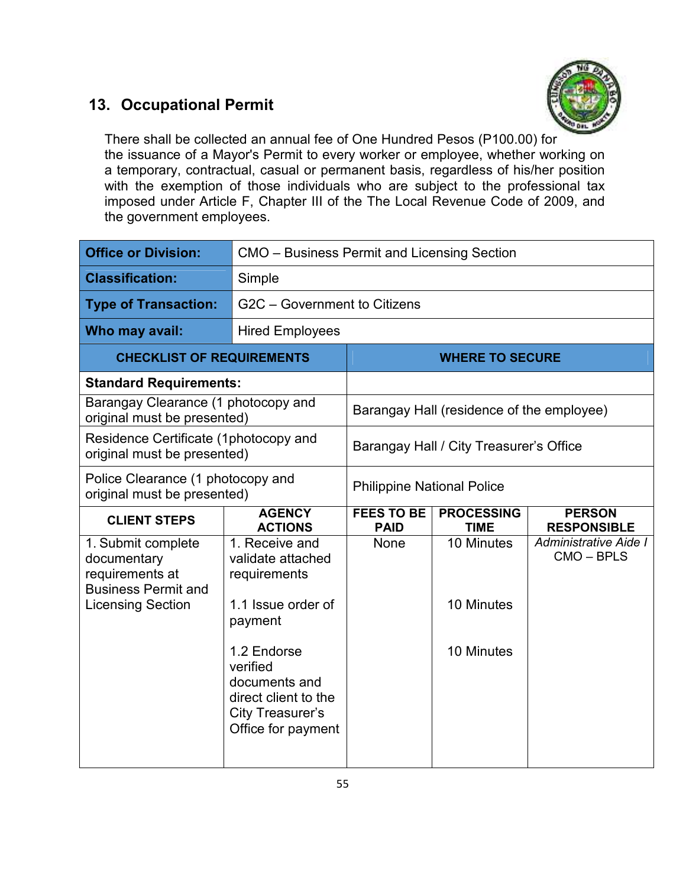## 13. Occupational Permit

There shall be collected an annual fee of One Hundred Pesos (P100.00) for the issuance of a Mayor's Permit to every worker or employee, whether working on a temporary, contractual, casual or permanent basis, regardless of his/her position with the exemption of those individuals who are subject to the professional tax imposed under Article F, Chapter III of the The Local Revenue Code of 2009, and the government employees.

| **Office or Division:** | CMO – Business Permit and Licensing Section |
|---|---|
| **Classification:** | Simple |
| **Type of Transaction:** | G2C – Government to Citizens |
| **Who may avail:** | Hired Employees |

| **CHECKLIST OF REQUIREMENTS** | **WHERE TO SECURE** |
|---|---|
| **Standard Requirements:** | |
| Barangay Clearance (1 photocopy and original must be presented) | Barangay Hall (residence of the employee) |
| Residence Certificate (1photocopy and original must be presented) | Barangay Hall / City Treasurer's Office |
| Police Clearance (1 photocopy and original must be presented) | Philippine National Police |

| **CLIENT STEPS** | **AGENCY ACTIONS** | **FEES TO BE PAID** | **PROCESSING TIME** | **PERSON RESPONSIBLE** |
|---|---|---|---|---|
| 1. Submit complete documentary requirements at Business Permit and Licensing Section | 1. Receive and validate attached requirements | None | 10 Minutes | *Administrative Aide I* CMO – BPLS |
| | 1.1 Issue order of payment | | 10 Minutes | |
| | 1.2 Endorse verified documents and direct client to the City Treasurer's Office for payment | | 10 Minutes | |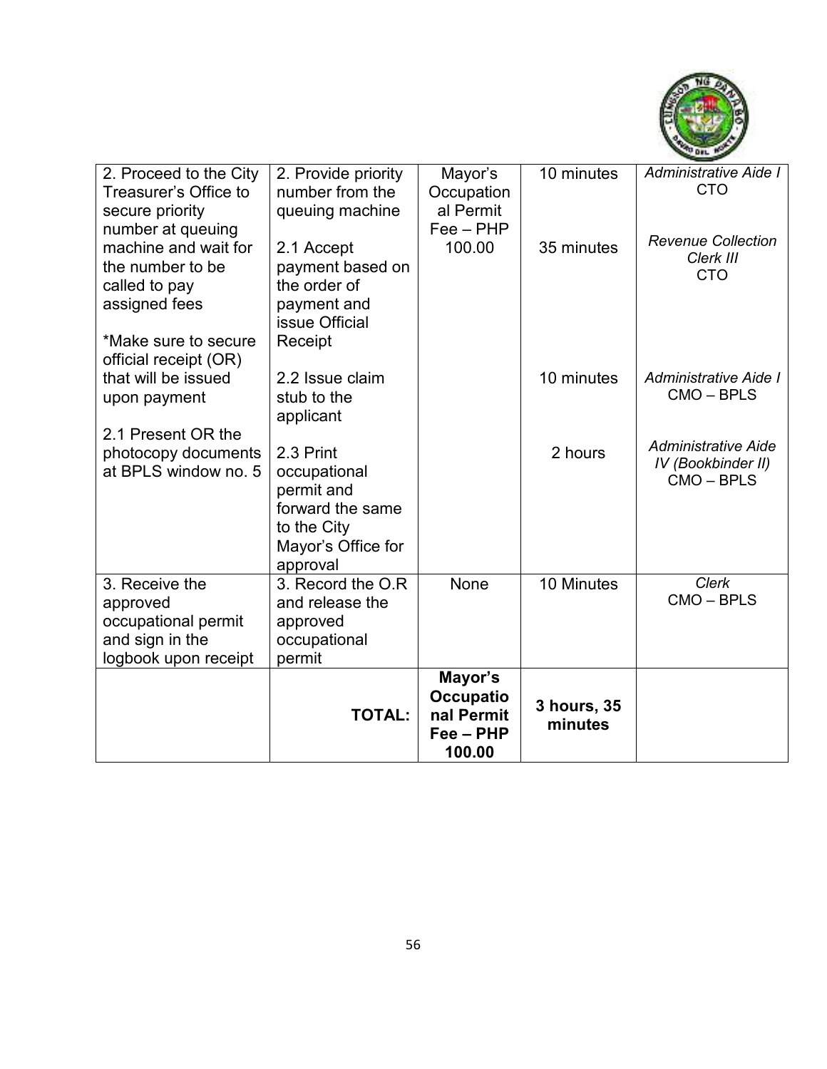| | | | | |
|---|---|---|---|---|
| 2. Proceed to the City Treasurer's Office to secure priority number at queuing machine and wait for the number to be called to pay assigned fees<br><br>*Make sure to secure official receipt (OR) that will be issued upon payment<br><br>2.1 Present OR the photocopy documents at BPLS window no. 5 | 2. Provide priority number from the queuing machine<br><br>2.1 Accept payment based on the order of payment and issue Official Receipt<br><br>2.2 Issue claim stub to the applicant<br><br>2.3 Print occupational permit and forward the same to the City Mayor's Office for approval | Mayor's Occupational Permit Fee – PHP 100.00 | 10 minutes<br><br>35 minutes<br><br>10 minutes<br><br>2 hours | *Administrative Aide I* CTO<br><br>*Revenue Collection Clerk III* CTO<br><br>*Administrative Aide I* CMO – BPLS<br><br>*Administrative Aide IV (Bookbinder II)* CMO – BPLS |
| 3. Receive the approved occupational permit and sign in the logbook upon receipt | 3. Record the O.R and release the approved occupational permit | None | 10 Minutes | *Clerk* CMO – BPLS |
| | **TOTAL:** | **Mayor's Occupational Permit Fee – PHP 100.00** | **3 hours, 35 minutes** | |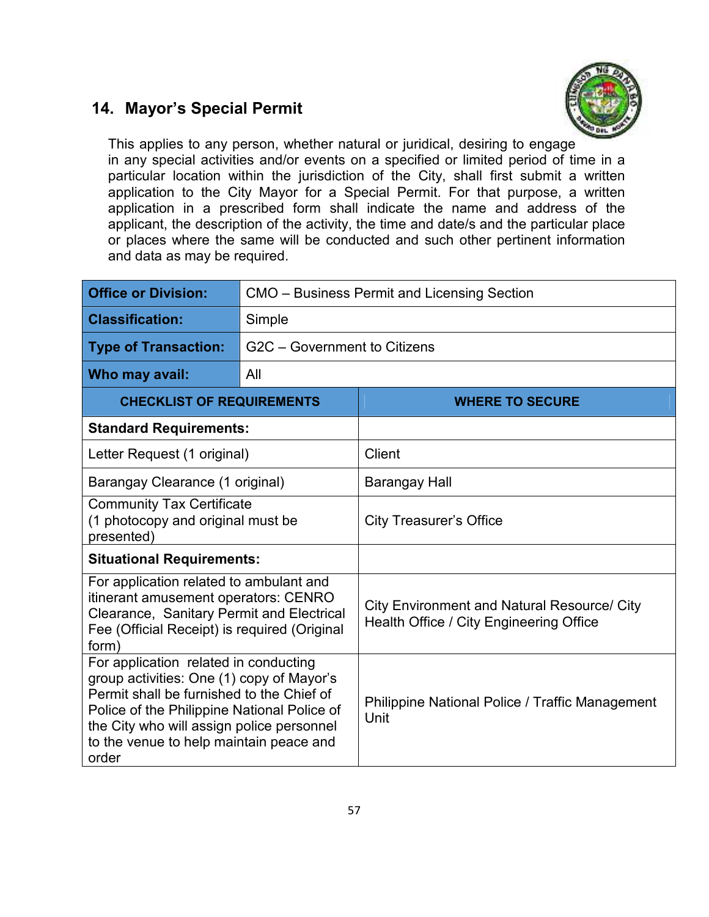## 14. Mayor's Special Permit

This applies to any person, whether natural or juridical, desiring to engage in any special activities and/or events on a specified or limited period of time in a particular location within the jurisdiction of the City, shall first submit a written application to the City Mayor for a Special Permit. For that purpose, a written application in a prescribed form shall indicate the name and address of the applicant, the description of the activity, the time and date/s and the particular place or places where the same will be conducted and such other pertinent information and data as may be required.

| **Office or Division:** | CMO – Business Permit and Licensing Section |
|---|---|
| **Classification:** | Simple |
| **Type of Transaction:** | G2C – Government to Citizens |
| **Who may avail:** | All |
| **CHECKLIST OF REQUIREMENTS** | **WHERE TO SECURE** |
| **Standard Requirements:** | |
| Letter Request (1 original) | Client |
| Barangay Clearance (1 original) | Barangay Hall |
| Community Tax Certificate (1 photocopy and original must be presented) | City Treasurer's Office |
| **Situational Requirements:** | |
| For application related to ambulant and itinerant amusement operators: CENRO Clearance, Sanitary Permit and Electrical Fee (Official Receipt) is required (Original form) | City Environment and Natural Resource/ City Health Office / City Engineering Office |
| For application related in conducting group activities: One (1) copy of Mayor's Permit shall be furnished to the Chief of Police of the Philippine National Police of the City who will assign police personnel to the venue to help maintain peace and order | Philippine National Police / Traffic Management Unit |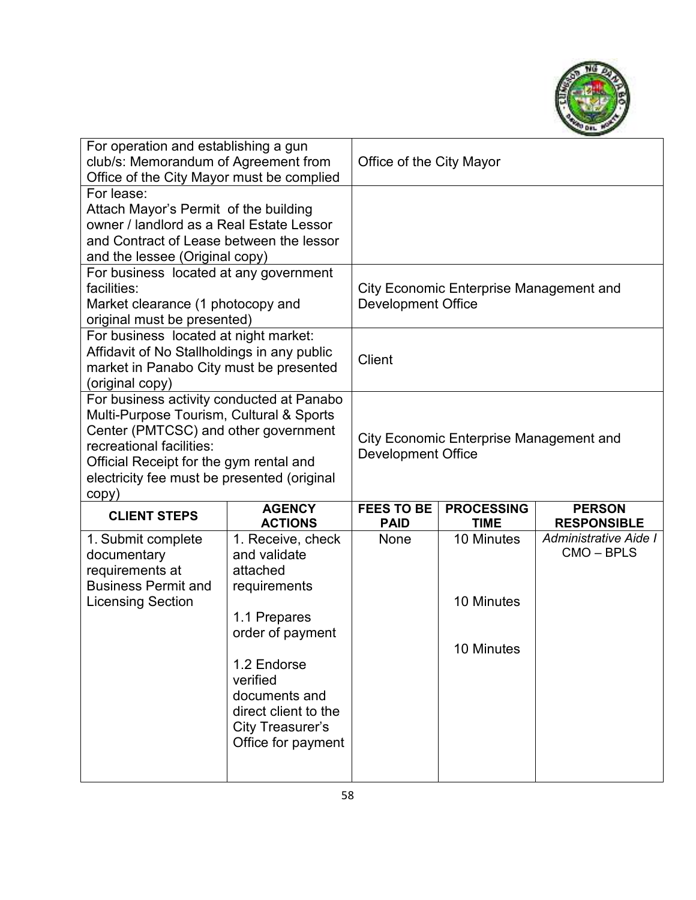| | |
|---|---|
| For operation and establishing a gun club/s: Memorandum of Agreement from Office of the City Mayor must be complied | Office of the City Mayor |
| For lease:<br>Attach Mayor's Permit of the building owner / landlord as a Real Estate Lessor and Contract of Lease between the lessor and the lessee (Original copy) | |
| For business located at any government facilities:<br>Market clearance (1 photocopy and original must be presented) | City Economic Enterprise Management and Development Office |
| For business located at night market:<br>Affidavit of No Stallholdings in any public market in Panabo City must be presented (original copy) | Client |
| For business activity conducted at Panabo Multi-Purpose Tourism, Cultural & Sports Center (PMTCSC) and other government recreational facilities:<br>Official Receipt for the gym rental and electricity fee must be presented (original copy) | City Economic Enterprise Management and Development Office |

| CLIENT STEPS | AGENCY ACTIONS | FEES TO BE PAID | PROCESSING TIME | PERSON RESPONSIBLE |
|---|---|---|---|---|
| 1. Submit complete documentary requirements at Business Permit and Licensing Section | 1. Receive, check and validate attached requirements<br><br>1.1 Prepares order of payment<br><br>1.2 Endorse verified documents and direct client to the City Treasurer's Office for payment | None | 10 Minutes<br><br>10 Minutes<br><br>10 Minutes | *Administrative Aide I*<br>CMO – BPLS |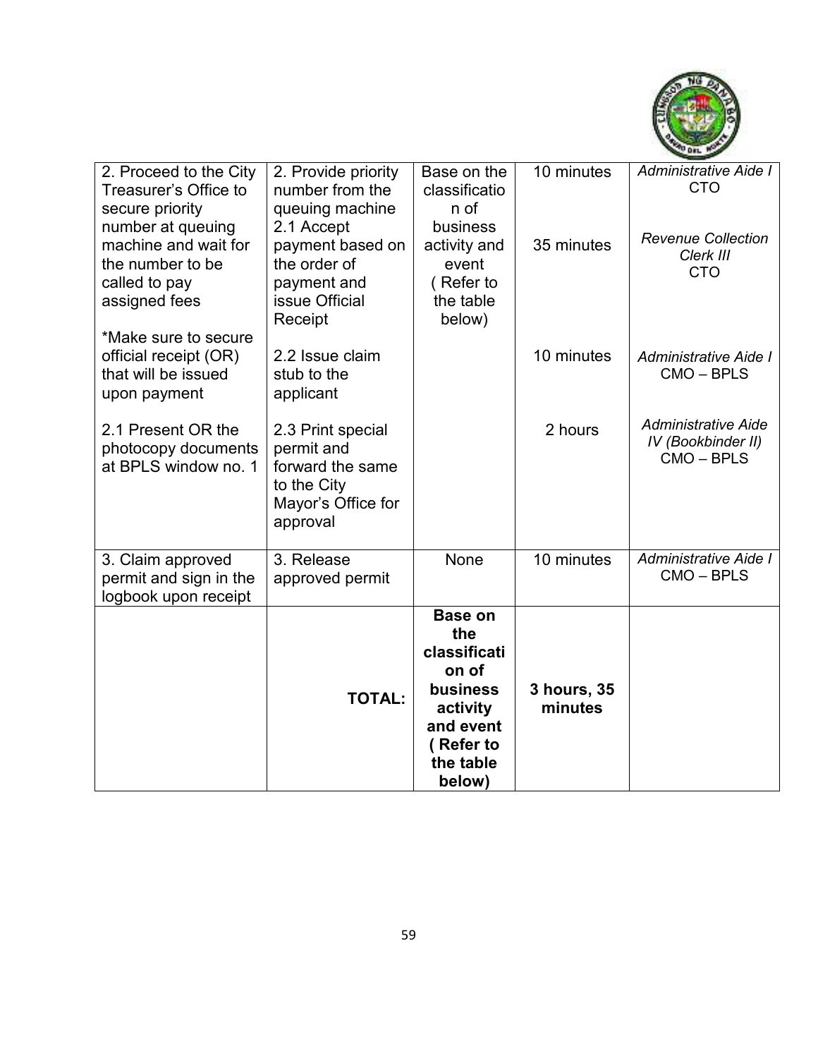| 2. Proceed to the City Treasurer's Office to secure priority number at queuing machine and wait for the number to be called to pay assigned fees<br><br>*Make sure to secure official receipt (OR) that will be issued upon payment<br><br>2.1 Present OR the photocopy documents at BPLS window no. 1 | 2. Provide priority number from the queuing machine<br>2.1 Accept payment based on the order of payment and issue Official Receipt<br><br>2.2 Issue claim stub to the applicant<br><br>2.3 Print special permit and forward the same to the City Mayor's Office for approval | Base on the classification of business activity and event ( Refer to the table below) | 10 minutes<br><br>35 minutes<br><br>10 minutes<br><br>2 hours | *Administrative Aide I* CTO<br><br>*Revenue Collection Clerk III* CTO<br><br>*Administrative Aide I* CMO – BPLS<br><br>*Administrative Aide IV (Bookbinder II)* CMO – BPLS |
|---|---|---|---|---|
| 3. Claim approved permit and sign in the logbook upon receipt | 3. Release approved permit | None | 10 minutes | *Administrative Aide I* CMO – BPLS |
| | **TOTAL:** | **Base on the classification of business activity and event ( Refer to the table below)** | **3 hours, 35 minutes** | |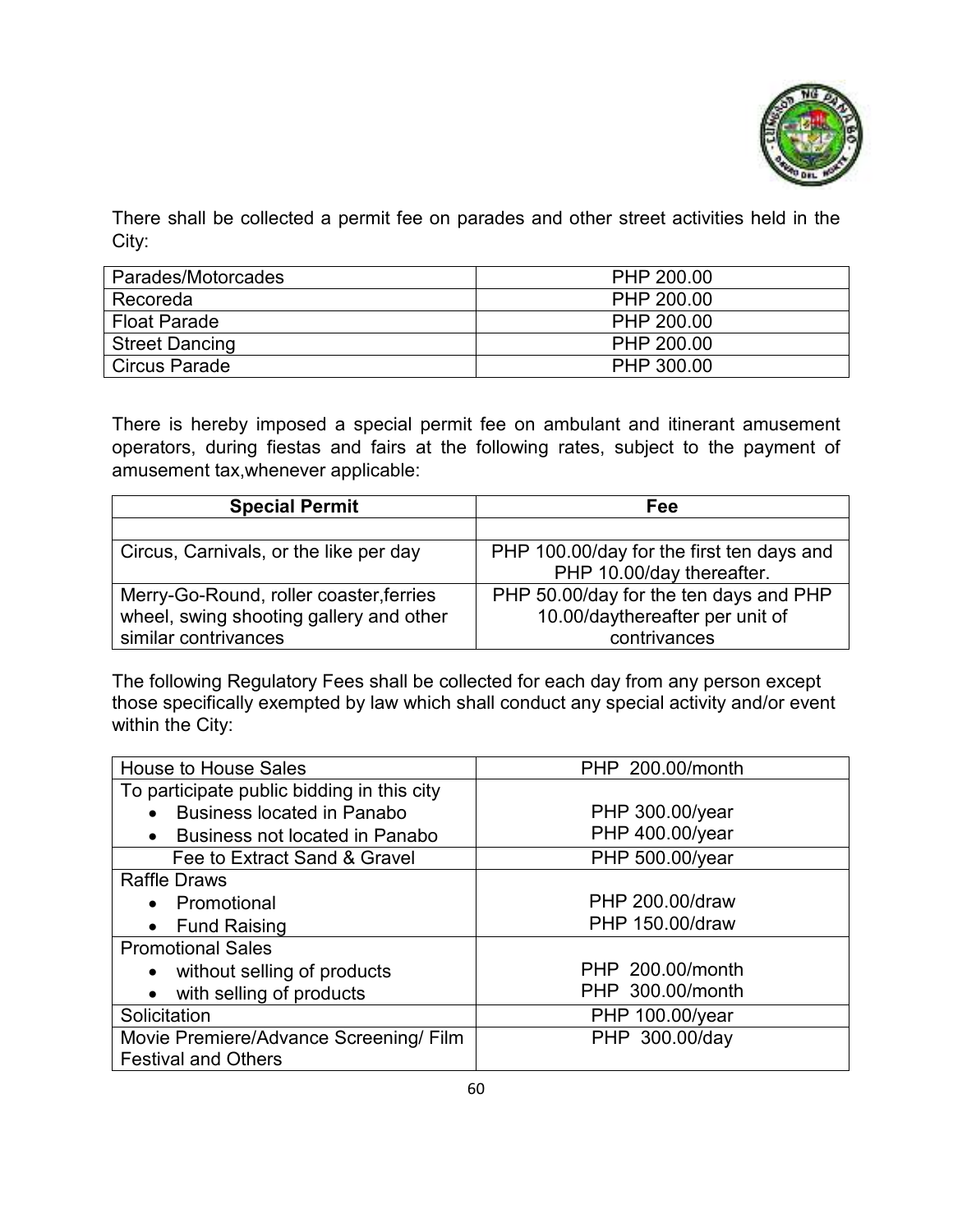There shall be collected a permit fee on parades and other street activities held in the City:

| Parades/Motorcades | PHP 200.00 |
|---|---|
| Recoreda | PHP 200.00 |
| Float Parade | PHP 200.00 |
| Street Dancing | PHP 200.00 |
| Circus Parade | PHP 300.00 |

There is hereby imposed a special permit fee on ambulant and itinerant amusement operators, during fiestas and fairs at the following rates, subject to the payment of amusement tax,whenever applicable:

| Special Permit | Fee |
|---|---|
| | |
| Circus, Carnivals, or the like per day | PHP 100.00/day for the first ten days and PHP 10.00/day thereafter. |
| Merry-Go-Round, roller coaster,ferries wheel, swing shooting gallery and other similar contrivances | PHP 50.00/day for the ten days and PHP 10.00/daythereafter per unit of contrivances |

The following Regulatory Fees shall be collected for each day from any person except those specifically exempted by law which shall conduct any special activity and/or event within the City:

| House to House Sales | PHP 200.00/month |
|---|---|
| To participate public bidding in this city<br>• Business located in Panabo<br>• Business not located in Panabo | <br>PHP 300.00/year<br>PHP 400.00/year |
| Fee to Extract Sand & Gravel | PHP 500.00/year |
| Raffle Draws<br>• Promotional<br>• Fund Raising | <br>PHP 200.00/draw<br>PHP 150.00/draw |
| Promotional Sales<br>• without selling of products<br>• with selling of products | <br>PHP 200.00/month<br>PHP 300.00/month |
| Solicitation | PHP 100.00/year |
| Movie Premiere/Advance Screening/ Film Festival and Others | PHP 300.00/day |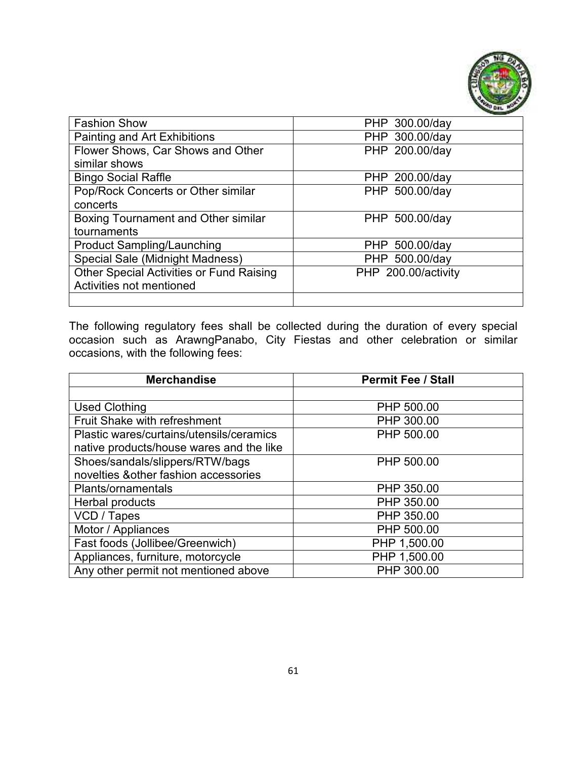| Fashion Show | PHP 300.00/day |
|---|---|
| Painting and Art Exhibitions | PHP 300.00/day |
| Flower Shows, Car Shows and Other similar shows | PHP 200.00/day |
| Bingo Social Raffle | PHP 200.00/day |
| Pop/Rock Concerts or Other similar concerts | PHP 500.00/day |
| Boxing Tournament and Other similar tournaments | PHP 500.00/day |
| Product Sampling/Launching | PHP 500.00/day |
| Special Sale (Midnight Madness) | PHP 500.00/day |
| Other Special Activities or Fund Raising Activities not mentioned | PHP 200.00/activity |
| | |

The following regulatory fees shall be collected during the duration of every special occasion such as ArawngPanabo, City Fiestas and other celebration or similar occasions, with the following fees:

| Merchandise | Permit Fee / Stall |
|---|---|
| | |
| Used Clothing | PHP 500.00 |
| Fruit Shake with refreshment | PHP 300.00 |
| Plastic wares/curtains/utensils/ceramics native products/house wares and the like | PHP 500.00 |
| Shoes/sandals/slippers/RTW/bags novelties &other fashion accessories | PHP 500.00 |
| Plants/ornamentals | PHP 350.00 |
| Herbal products | PHP 350.00 |
| VCD / Tapes | PHP 350.00 |
| Motor / Appliances | PHP 500.00 |
| Fast foods (Jollibee/Greenwich) | PHP 1,500.00 |
| Appliances, furniture, motorcycle | PHP 1,500.00 |
| Any other permit not mentioned above | PHP 300.00 |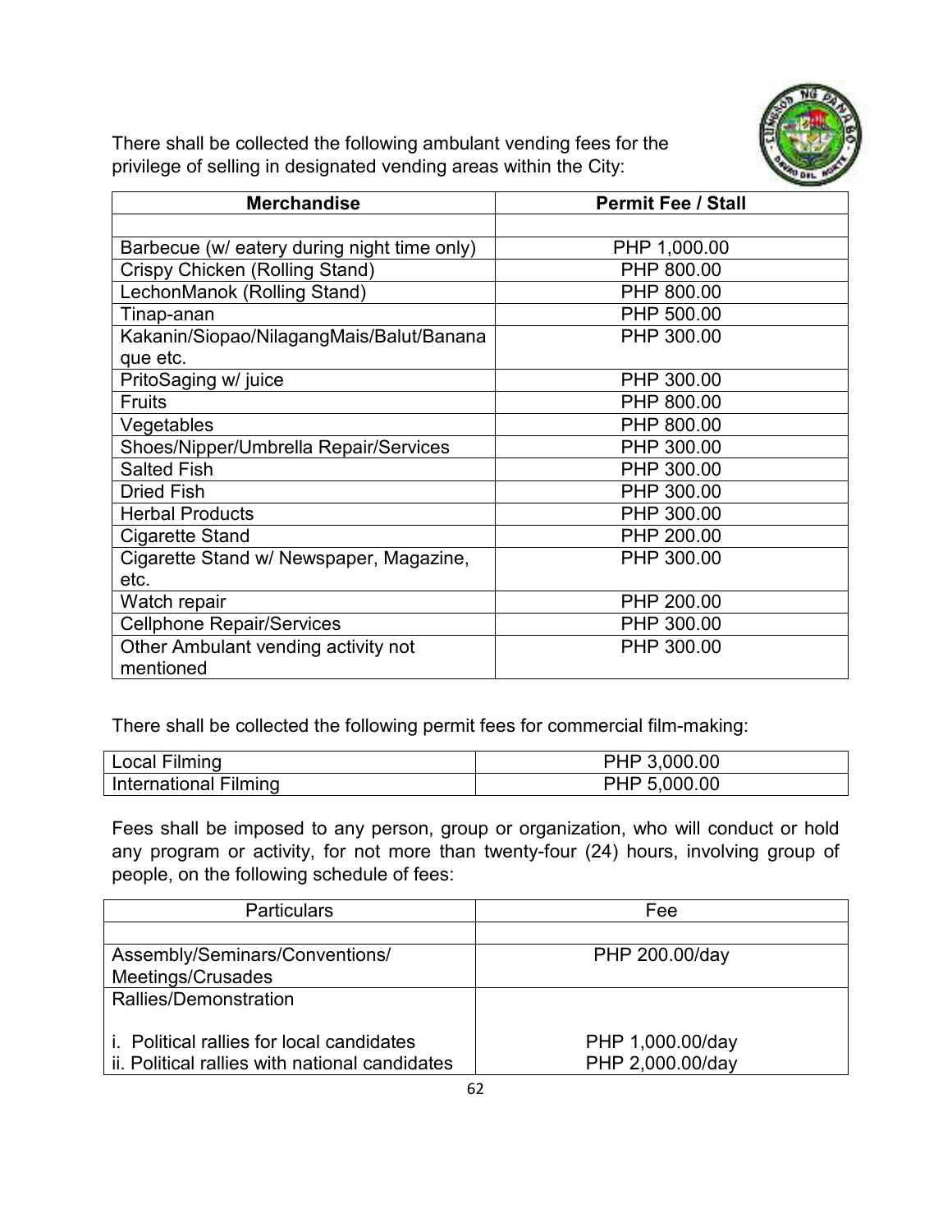There shall be collected the following ambulant vending fees for the privilege of selling in designated vending areas within the City:

| Merchandise | Permit Fee / Stall |
|---|---|
| | |
| Barbecue (w/ eatery during night time only) | PHP 1,000.00 |
| Crispy Chicken (Rolling Stand) | PHP 800.00 |
| LechonManok (Rolling Stand) | PHP 800.00 |
| Tinap-anan | PHP 500.00 |
| Kakanin/Siopao/NilagangMais/Balut/Banana que etc. | PHP 300.00 |
| PritoSaging w/ juice | PHP 300.00 |
| Fruits | PHP 800.00 |
| Vegetables | PHP 800.00 |
| Shoes/Nipper/Umbrella Repair/Services | PHP 300.00 |
| Salted Fish | PHP 300.00 |
| Dried Fish | PHP 300.00 |
| Herbal Products | PHP 300.00 |
| Cigarette Stand | PHP 200.00 |
| Cigarette Stand w/ Newspaper, Magazine, etc. | PHP 300.00 |
| Watch repair | PHP 200.00 |
| Cellphone Repair/Services | PHP 300.00 |
| Other Ambulant vending activity not mentioned | PHP 300.00 |

There shall be collected the following permit fees for commercial film-making:

| | |
|---|---|
| Local Filming | PHP 3,000.00 |
| International Filming | PHP 5,000.00 |

Fees shall be imposed to any person, group or organization, who will conduct or hold any program or activity, for not more than twenty-four (24) hours, involving group of people, on the following schedule of fees:

| Particulars | Fee |
|---|---|
| | |
| Assembly/Seminars/Conventions/ Meetings/Crusades | PHP 200.00/day |
| Rallies/Demonstration | |
| i. Political rallies for local candidates | PHP 1,000.00/day |
| ii. Political rallies with national candidates | PHP 2,000.00/day |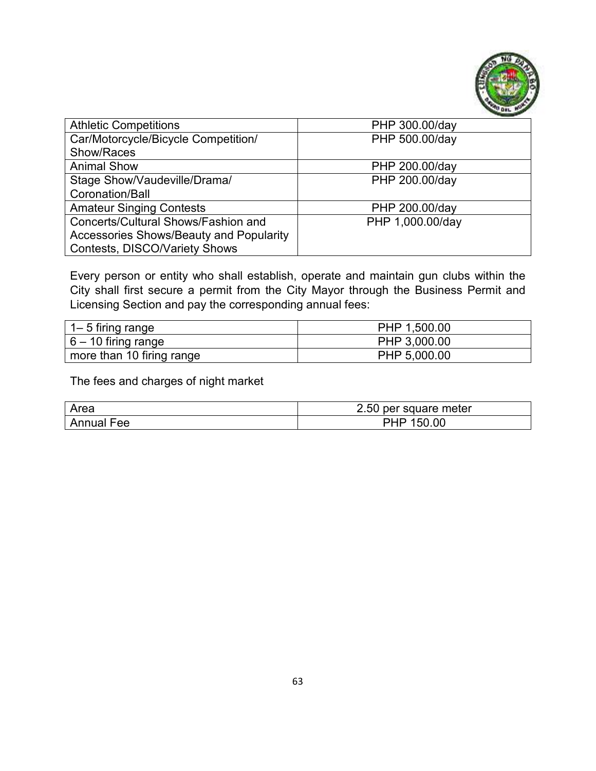| Athletic Competitions | PHP 300.00/day |
|---|---|
| Car/Motorcycle/Bicycle Competition/ Show/Races | PHP 500.00/day |
| Animal Show | PHP 200.00/day |
| Stage Show/Vaudeville/Drama/ Coronation/Ball | PHP 200.00/day |
| Amateur Singing Contests | PHP 200.00/day |
| Concerts/Cultural Shows/Fashion and Accessories Shows/Beauty and Popularity Contests, DISCO/Variety Shows | PHP 1,000.00/day |

Every person or entity who shall establish, operate and maintain gun clubs within the City shall first secure a permit from the City Mayor through the Business Permit and Licensing Section and pay the corresponding annual fees:

| 1– 5 firing range | PHP 1,500.00 |
|---|---|
| 6 – 10 firing range | PHP 3,000.00 |
| more than 10 firing range | PHP 5,000.00 |

The fees and charges of night market

| Area | 2.50 per square meter |
|---|---|
| Annual Fee | PHP 150.00 |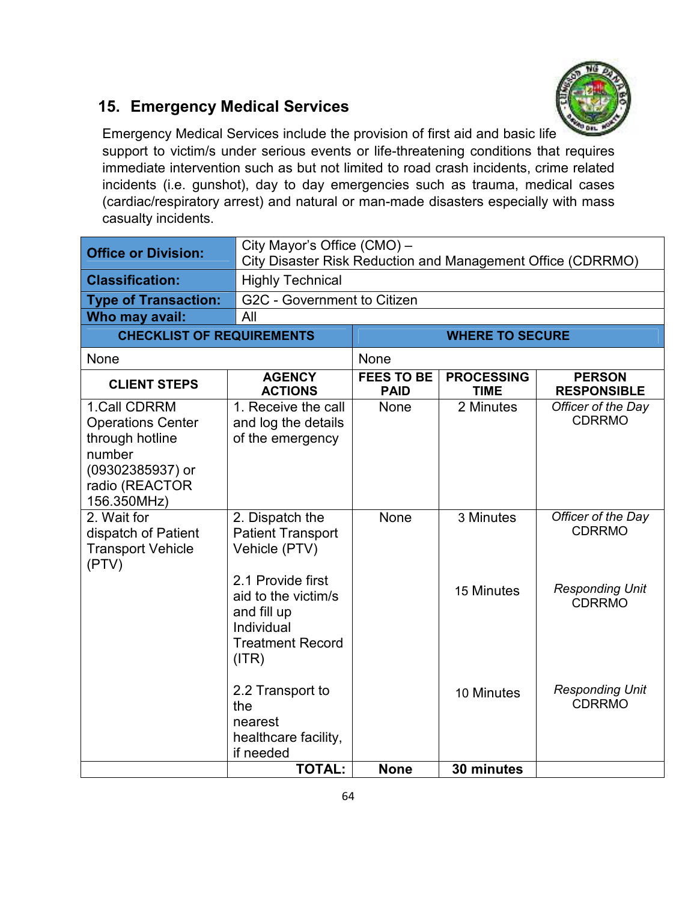## 15. Emergency Medical Services

Emergency Medical Services include the provision of first aid and basic life support to victim/s under serious events or life-threatening conditions that requires immediate intervention such as but not limited to road crash incidents, crime related incidents (i.e. gunshot), day to day emergencies such as trauma, medical cases (cardiac/respiratory arrest) and natural or man-made disasters especially with mass casualty incidents.

| **Office or Division:** | City Mayor's Office (CMO) – City Disaster Risk Reduction and Management Office (CDRRMO) |
|---|---|
| **Classification:** | Highly Technical |
| **Type of Transaction:** | G2C - Government to Citizen |
| **Who may avail:** | All |

| **CHECKLIST OF REQUIREMENTS** | **WHERE TO SECURE** |
|---|---|
| None | None |

| **CLIENT STEPS** | **AGENCY ACTIONS** | **FEES TO BE PAID** | **PROCESSING TIME** | **PERSON RESPONSIBLE** |
|---|---|---|---|---|
| 1.Call CDRRM Operations Center through hotline number (09302385937) or radio (REACTOR 156.350MHz) | 1. Receive the call and log the details of the emergency | None | 2 Minutes | *Officer of the Day* CDRRMO |
| 2. Wait for dispatch of Patient Transport Vehicle (PTV) | 2. Dispatch the Patient Transport Vehicle (PTV) | None | 3 Minutes | *Officer of the Day* CDRRMO |
| | 2.1 Provide first aid to the victim/s and fill up Individual Treatment Record (ITR) | | 15 Minutes | *Responding Unit* CDRRMO |
| | 2.2 Transport to the nearest healthcare facility, if needed | | 10 Minutes | *Responding Unit* CDRRMO |
| | **TOTAL:** | **None** | **30 minutes** | |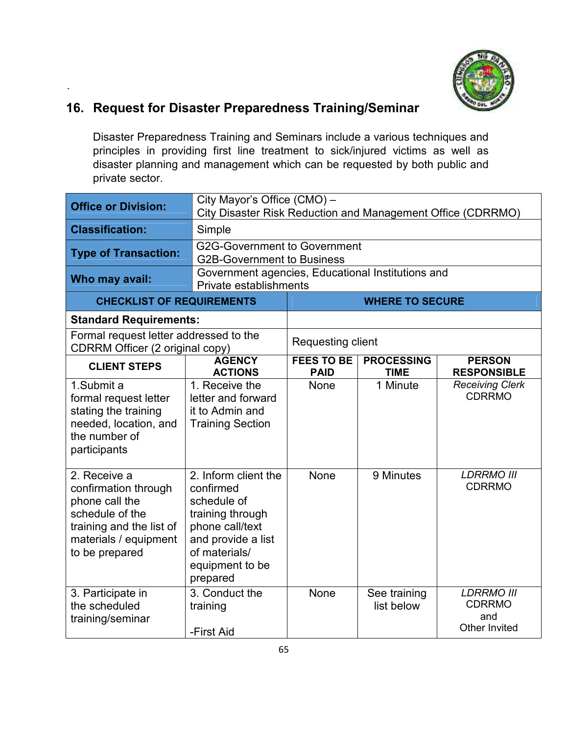## 16. Request for Disaster Preparedness Training/Seminar

Disaster Preparedness Training and Seminars include a various techniques and principles in providing first line treatment to sick/injured victims as well as disaster planning and management which can be requested by both public and private sector.

| | |
|---|---|
| **Office or Division:** | City Mayor's Office (CMO) – City Disaster Risk Reduction and Management Office (CDRRMO) |
| **Classification:** | Simple |
| **Type of Transaction:** | G2G-Government to Government<br>G2B-Government to Business |
| **Who may avail:** | Government agencies, Educational Institutions and Private establishments |

| CHECKLIST OF REQUIREMENTS | WHERE TO SECURE |
|---|---|
| **Standard Requirements:** | |
| Formal request letter addressed to the CDRRM Officer (2 original copy) | Requesting client |

| CLIENT STEPS | AGENCY ACTIONS | FEES TO BE PAID | PROCESSING TIME | PERSON RESPONSIBLE |
|---|---|---|---|---|
| 1.Submit a formal request letter stating the training needed, location, and the number of participants | 1. Receive the letter and forward it to Admin and Training Section | None | 1 Minute | *Receiving Clerk*<br>CDRRMO |
| 2. Receive a confirmation through phone call the schedule of the training and the list of materials / equipment to be prepared | 2. Inform client the confirmed schedule of training through phone call/text and provide a list of materials/ equipment to be prepared | None | 9 Minutes | *LDRRMO III*<br>CDRRMO |
| 3. Participate in the scheduled training/seminar | 3. Conduct the training<br><br>-First Aid | None | See training list below | *LDRRMO III*<br>CDRRMO<br>and<br>Other Invited |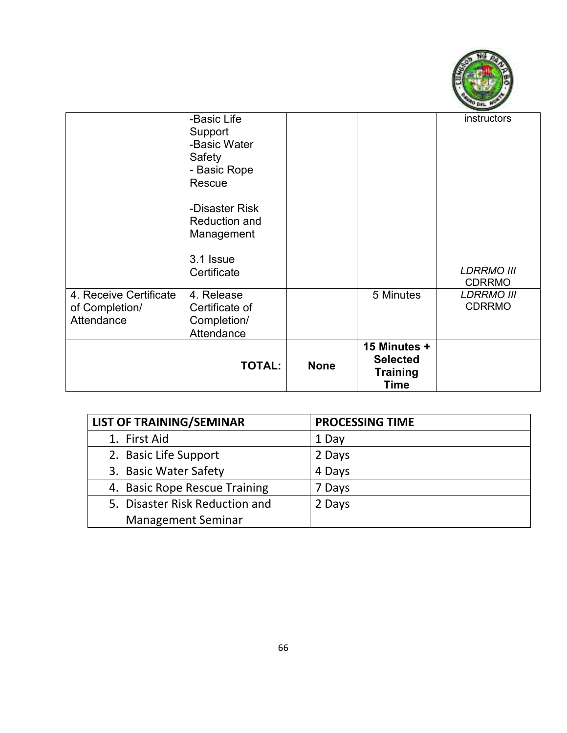| | | | | |
|---|---|---|---|---|
| | -Basic Life Support<br>-Basic Water Safety<br>- Basic Rope Rescue<br><br>-Disaster Risk Reduction and Management<br><br>3.1 Issue Certificate | | | instructors<br><br><br><br><br><br><br><br>*LDRRMO III*<br>CDRRMO |
| 4. Receive Certificate of Completion/ Attendance | 4. Release Certificate of Completion/ Attendance | | 5 Minutes | *LDRRMO III*<br>CDRRMO |
| | **TOTAL:** | **None** | **15 Minutes + Selected Training Time** | |

| LIST OF TRAINING/SEMINAR | PROCESSING TIME |
|---|---|
| 1. First Aid | 1 Day |
| 2. Basic Life Support | 2 Days |
| 3. Basic Water Safety | 4 Days |
| 4. Basic Rope Rescue Training | 7 Days |
| 5. Disaster Risk Reduction and Management Seminar | 2 Days |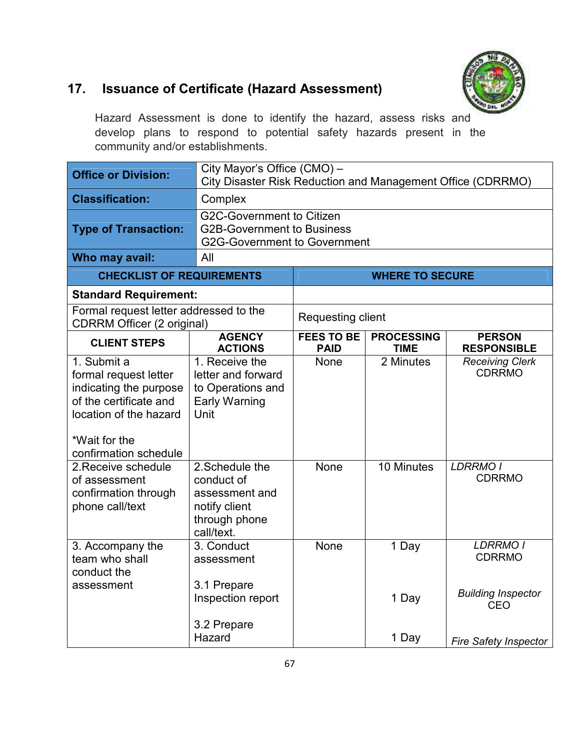## 17. Issuance of Certificate (Hazard Assessment)

Hazard Assessment is done to identify the hazard, assess risks and develop plans to respond to potential safety hazards present in the community and/or establishments.

| **Office or Division:** | City Mayor's Office (CMO) – City Disaster Risk Reduction and Management Office (CDRRMO) |
|---|---|
| **Classification:** | Complex |
| **Type of Transaction:** | G2C-Government to Citizen<br>G2B-Government to Business<br>G2G-Government to Government |
| **Who may avail:** | All |

| **CHECKLIST OF REQUIREMENTS** | **WHERE TO SECURE** |
|---|---|
| **Standard Requirement:** | |
| Formal request letter addressed to the CDRRM Officer (2 original) | Requesting client |

| **CLIENT STEPS** | **AGENCY ACTIONS** | **FEES TO BE PAID** | **PROCESSING TIME** | **PERSON RESPONSIBLE** |
|---|---|---|---|---|
| 1. Submit a formal request letter indicating the purpose of the certificate and location of the hazard<br><br>*Wait for the confirmation schedule | 1. Receive the letter and forward to Operations and Early Warning Unit | None | 2 Minutes | *Receiving Clerk*<br>CDRRMO |
| 2.Receive schedule of assessment confirmation through phone call/text | 2.Schedule the conduct of assessment and notify client through phone call/text. | None | 10 Minutes | *LDRRMO I*<br>CDRRMO |
| 3. Accompany the team who shall conduct the assessment | 3. Conduct assessment | None | 1 Day | *LDRRMO I*<br>CDRRMO |
| | 3.1 Prepare Inspection report | | 1 Day | *Building Inspector*<br>CEO |
| | 3.2 Prepare Hazard | | 1 Day | *Fire Safety Inspector* |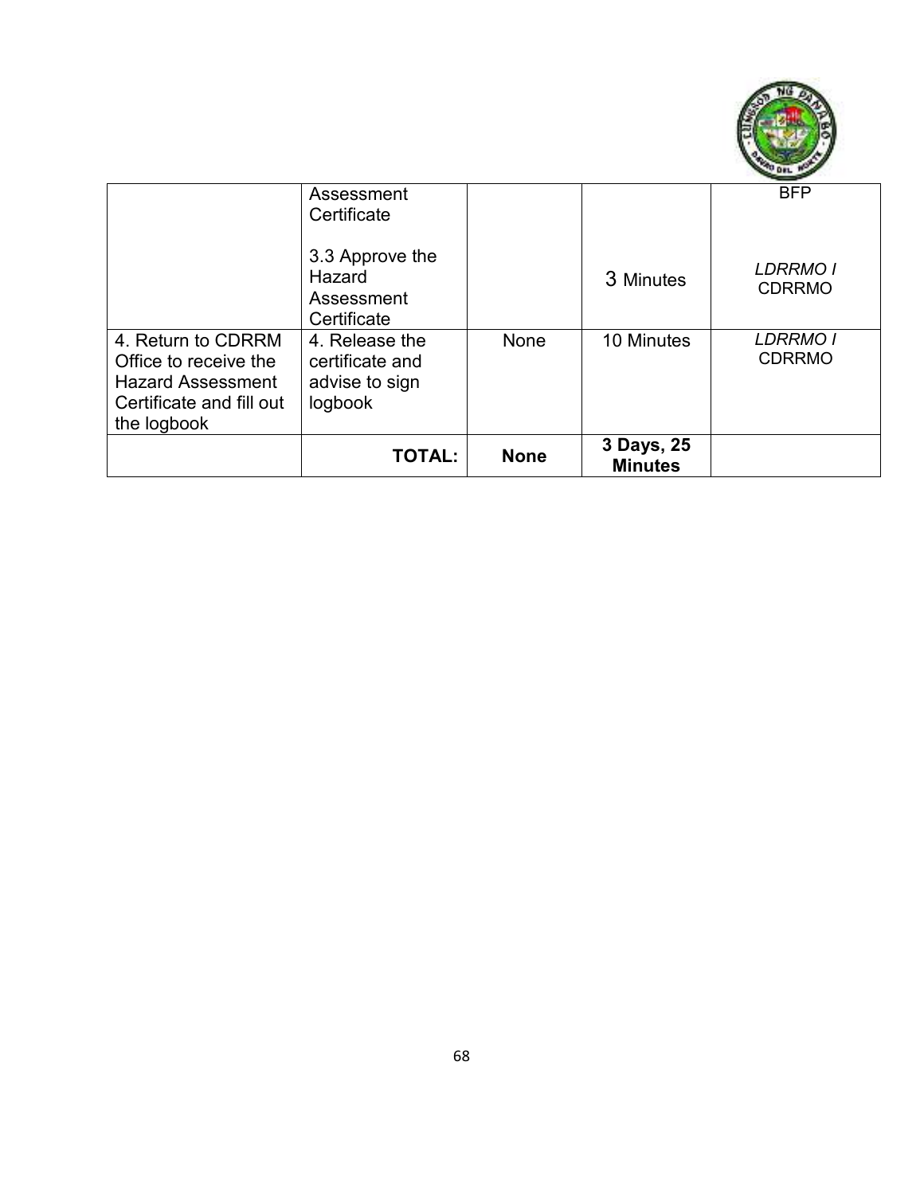| | Assessment Certificate<br><br>3.3 Approve the Hazard Assessment Certificate | | 3 Minutes | BFP<br><br>*LDRRMO I* CDRRMO |
|---|---|---|---|---|
| 4. Return to CDRRM Office to receive the Hazard Assessment Certificate and fill out the logbook | 4. Release the certificate and advise to sign logbook | None | 10 Minutes | *LDRRMO I* CDRRMO |
| | **TOTAL:** | **None** | **3 Days, 25 Minutes** | |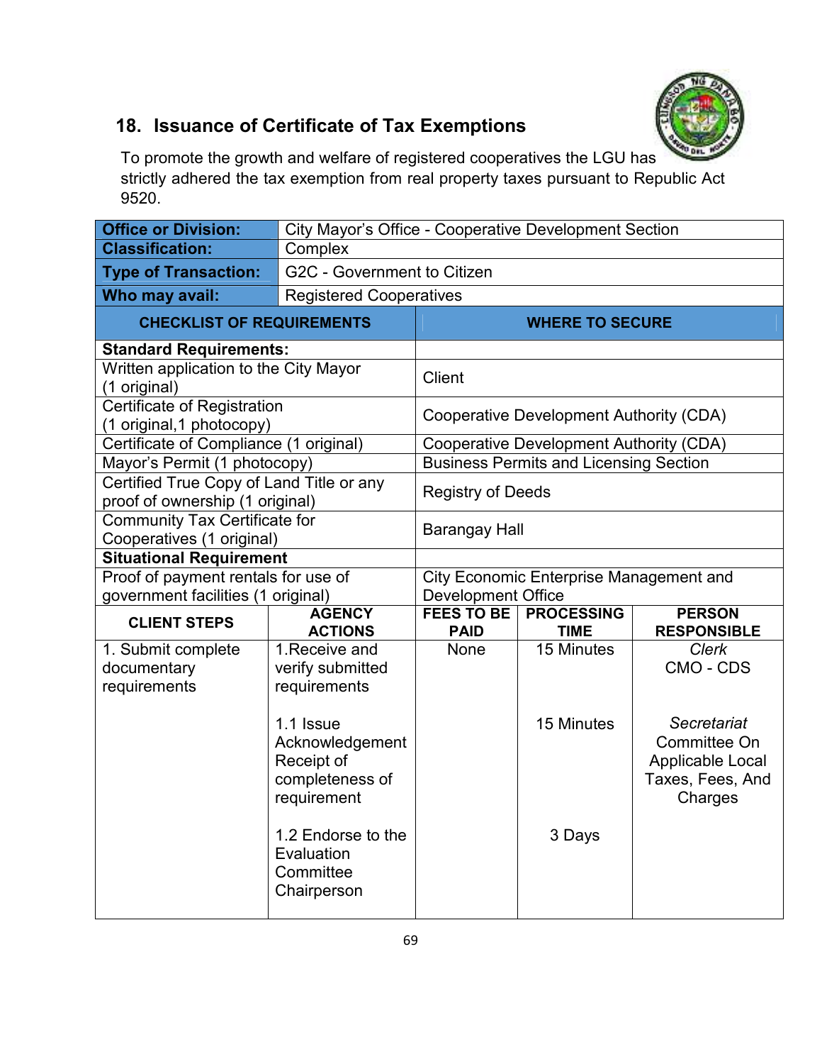## 18. Issuance of Certificate of Tax Exemptions

To promote the growth and welfare of registered cooperatives the LGU has strictly adhered the tax exemption from real property taxes pursuant to Republic Act 9520.

| **Office or Division:** | City Mayor's Office - Cooperative Development Section |
|---|---|
| **Classification:** | Complex |
| **Type of Transaction:** | G2C - Government to Citizen |
| **Who may avail:** | Registered Cooperatives |

| **CHECKLIST OF REQUIREMENTS** | **WHERE TO SECURE** |
|---|---|
| **Standard Requirements:** | |
| Written application to the City Mayor (1 original) | Client |
| Certificate of Registration (1 original,1 photocopy) | Cooperative Development Authority (CDA) |
| Certificate of Compliance (1 original) | Cooperative Development Authority (CDA) |
| Mayor's Permit (1 photocopy) | Business Permits and Licensing Section |
| Certified True Copy of Land Title or any proof of ownership (1 original) | Registry of Deeds |
| Community Tax Certificate for Cooperatives (1 original) | Barangay Hall |
| **Situational Requirement** | |
| Proof of payment rentals for use of government facilities (1 original) | City Economic Enterprise Management and Development Office |

| **CLIENT STEPS** | **AGENCY ACTIONS** | **FEES TO BE PAID** | **PROCESSING TIME** | **PERSON RESPONSIBLE** |
|---|---|---|---|---|
| 1. Submit complete documentary requirements | 1.Receive and verify submitted requirements | None | 15 Minutes | *Clerk* CMO - CDS |
| | 1.1 Issue Acknowledgement Receipt of completeness of requirement | | 15 Minutes | *Secretariat* Committee On Applicable Local Taxes, Fees, And Charges |
| | 1.2 Endorse to the Evaluation Committee Chairperson | | 3 Days | |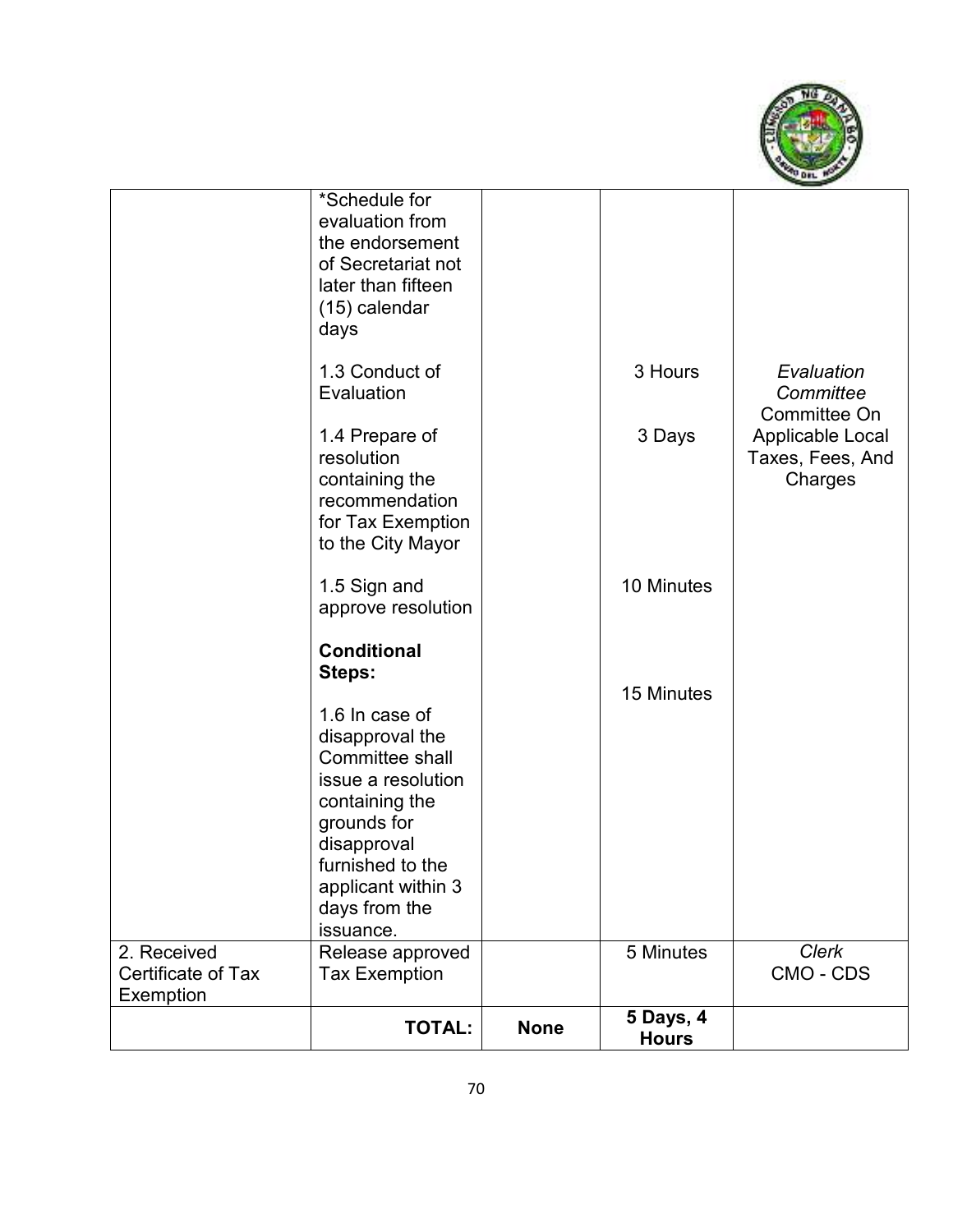| | | | | |
|---|---|---|---|---|
| | *Schedule for evaluation from the endorsement of Secretariat not later than fifteen (15) calendar days<br><br>1.3 Conduct of Evaluation<br><br>1.4 Prepare of resolution containing the recommendation for Tax Exemption to the City Mayor<br><br>1.5 Sign and approve resolution<br><br>**Conditional Steps:**<br><br>1.6 In case of disapproval the Committee shall issue a resolution containing the grounds for disapproval furnished to the applicant within 3 days from the issuance. | | 3 Hours<br><br>3 Days<br><br>10 Minutes<br><br>15 Minutes | *Evaluation Committee*<br>Committee On Applicable Local Taxes, Fees, And Charges |
| 2. Received Certificate of Tax Exemption | Release approved Tax Exemption | | 5 Minutes | *Clerk*<br>CMO - CDS |
| | **TOTAL:** | **None** | **5 Days, 4 Hours** | |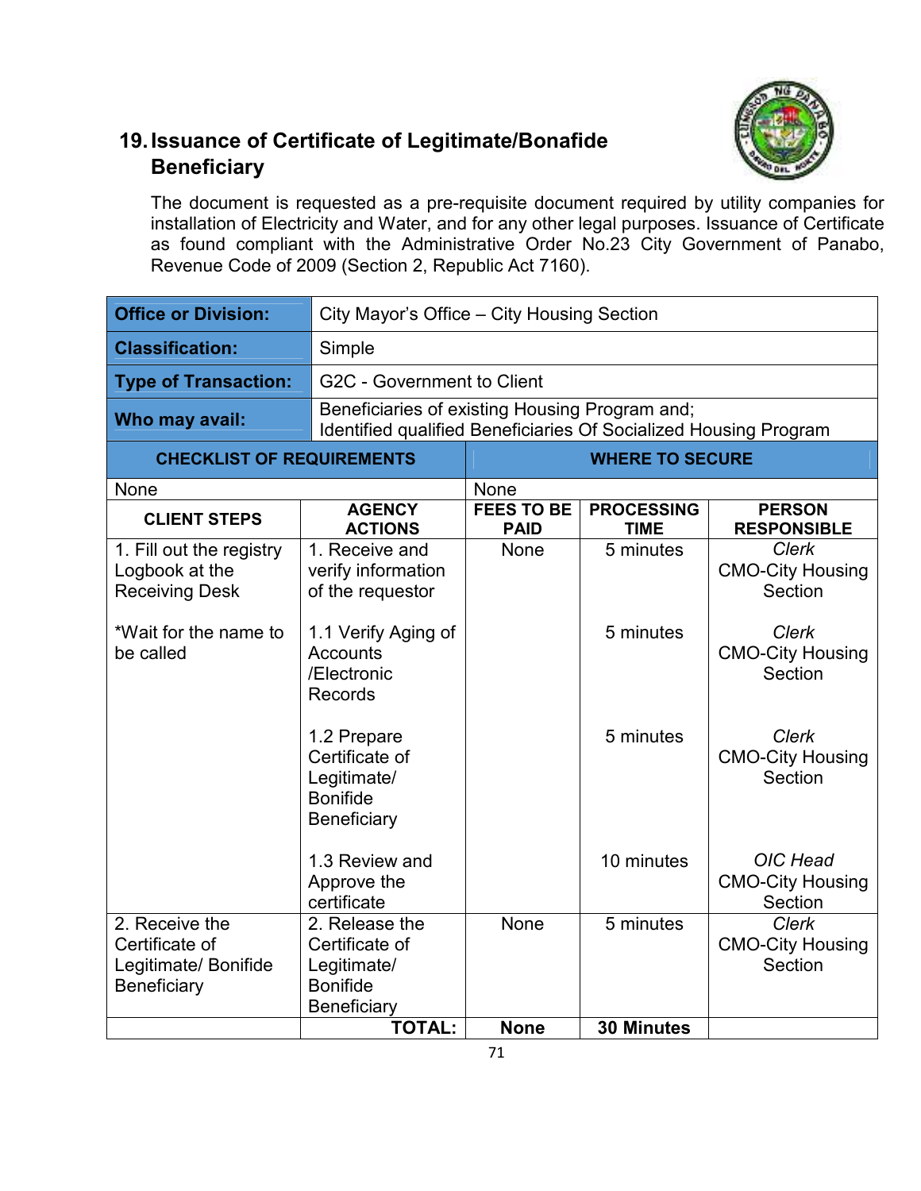## 19. Issuance of Certificate of Legitimate/Bonafide Beneficiary

The document is requested as a pre-requisite document required by utility companies for installation of Electricity and Water, and for any other legal purposes. Issuance of Certificate as found compliant with the Administrative Order No.23 City Government of Panabo, Revenue Code of 2009 (Section 2, Republic Act 7160).

| **Office or Division:** | City Mayor's Office – City Housing Section |
|---|---|
| **Classification:** | Simple |
| **Type of Transaction:** | G2C - Government to Client |
| **Who may avail:** | Beneficiaries of existing Housing Program and; Identified qualified Beneficiaries Of Socialized Housing Program |

| **CHECKLIST OF REQUIREMENTS** | **WHERE TO SECURE** |
|---|---|
| None | None |

| **CLIENT STEPS** | **AGENCY ACTIONS** | **FEES TO BE PAID** | **PROCESSING TIME** | **PERSON RESPONSIBLE** |
|---|---|---|---|---|
| 1. Fill out the registry Logbook at the Receiving Desk | 1. Receive and verify information of the requestor | None | 5 minutes | *Clerk* CMO-City Housing Section |
| *Wait for the name to be called | 1.1 Verify Aging of Accounts /Electronic Records | | 5 minutes | *Clerk* CMO-City Housing Section |
| | 1.2 Prepare Certificate of Legitimate/ Bonifide Beneficiary | | 5 minutes | *Clerk* CMO-City Housing Section |
| | 1.3 Review and Approve the certificate | | 10 minutes | *OIC Head* CMO-City Housing Section |
| 2. Receive the Certificate of Legitimate/ Bonifide Beneficiary | 2. Release the Certificate of Legitimate/ Bonifide Beneficiary | None | 5 minutes | *Clerk* CMO-City Housing Section |
| | **TOTAL:** | **None** | **30 Minutes** | |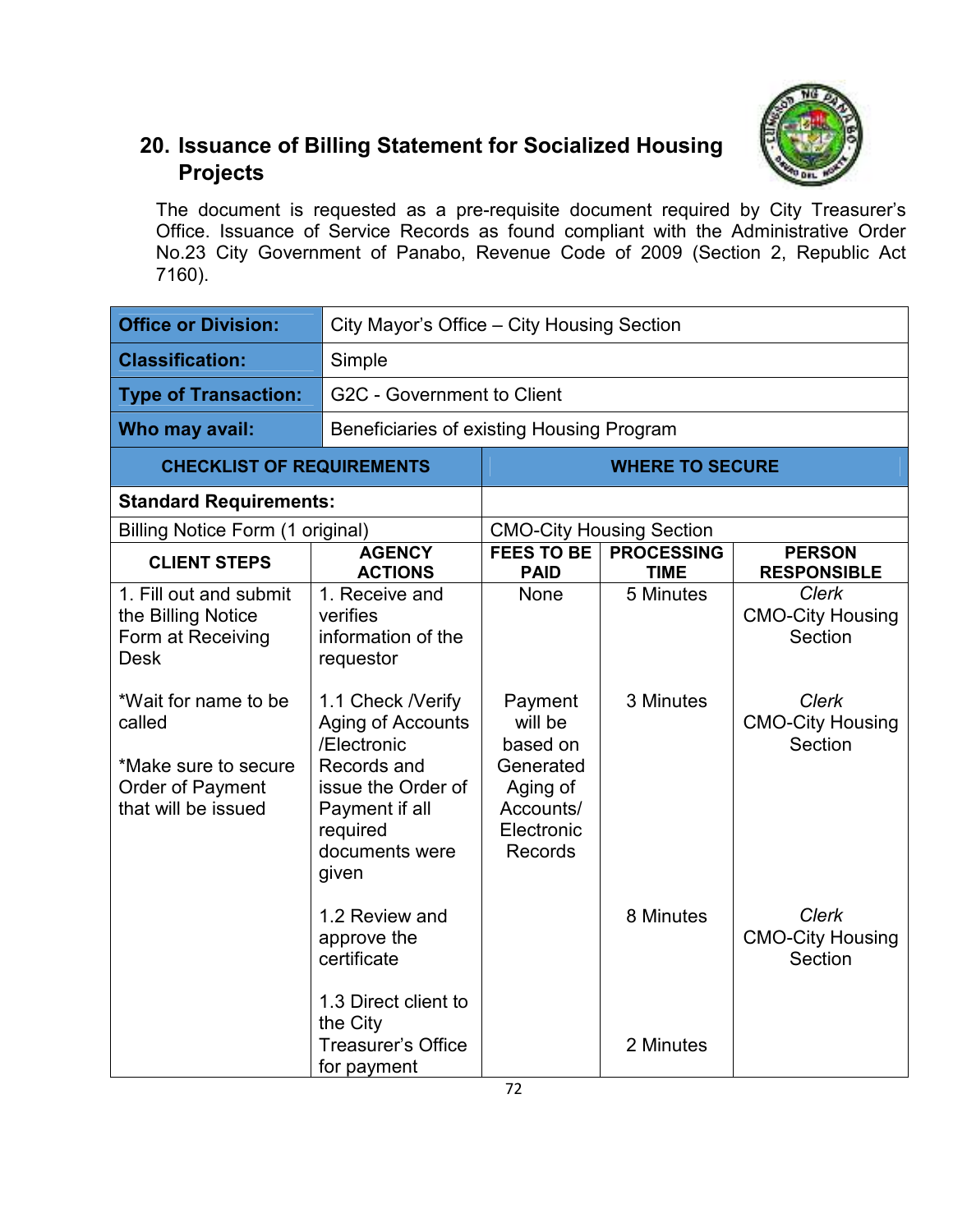## 20. Issuance of Billing Statement for Socialized Housing Projects

The document is requested as a pre-requisite document required by City Treasurer's Office. Issuance of Service Records as found compliant with the Administrative Order No.23 City Government of Panabo, Revenue Code of 2009 (Section 2, Republic Act 7160).

| | |
|---|---|
| **Office or Division:** | City Mayor's Office – City Housing Section |
| **Classification:** | Simple |
| **Type of Transaction:** | G2C - Government to Client |
| **Who may avail:** | Beneficiaries of existing Housing Program |

| CHECKLIST OF REQUIREMENTS | WHERE TO SECURE |
|---|---|
| **Standard Requirements:** | |
| Billing Notice Form (1 original) | CMO-City Housing Section |

| CLIENT STEPS | AGENCY ACTIONS | FEES TO BE PAID | PROCESSING TIME | PERSON RESPONSIBLE |
|---|---|---|---|---|
| 1. Fill out and submit the Billing Notice Form at Receiving Desk | 1. Receive and verifies information of the requestor | None | 5 Minutes | *Clerk* CMO-City Housing Section |
| *Wait for name to be called<br><br>*Make sure to secure Order of Payment that will be issued | 1.1 Check /Verify Aging of Accounts /Electronic Records and issue the Order of Payment if all required documents were given | Payment will be based on Generated Aging of Accounts/ Electronic Records | 3 Minutes | *Clerk* CMO-City Housing Section |
| | 1.2 Review and approve the certificate | | 8 Minutes | *Clerk* CMO-City Housing Section |
| | 1.3 Direct client to the City Treasurer's Office for payment | | 2 Minutes | |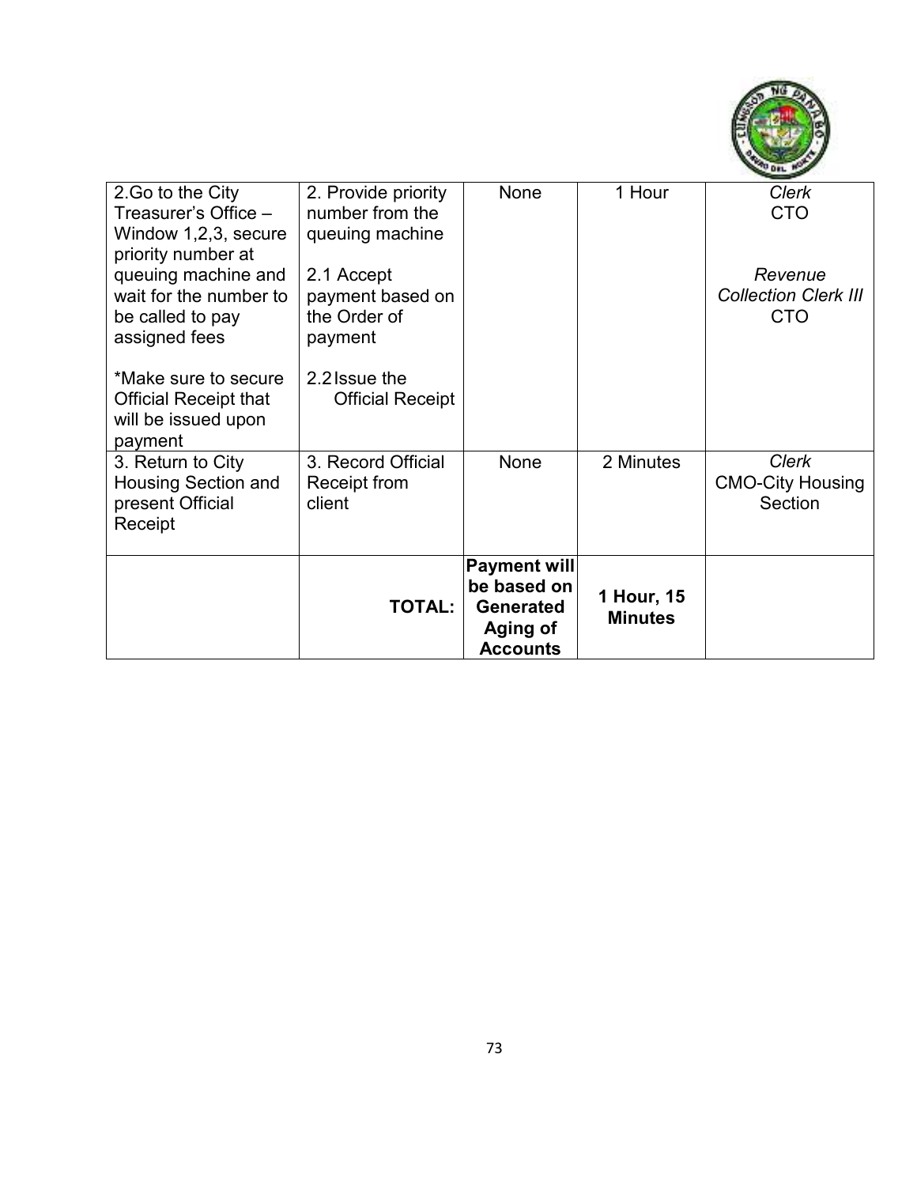| | | | | |
|---|---|---|---|---|
| 2.Go to the City Treasurer's Office – Window 1,2,3, secure priority number at queuing machine and wait for the number to be called to pay assigned fees<br><br>*Make sure to secure Official Receipt that will be issued upon payment | 2. Provide priority number from the queuing machine<br><br>2.1 Accept payment based on the Order of payment<br><br>2.2 Issue the Official Receipt | None | 1 Hour | *Clerk*<br>CTO<br><br>*Revenue Collection Clerk III*<br>CTO |
| 3. Return to City Housing Section and present Official Receipt | 3. Record Official Receipt from client | None | 2 Minutes | *Clerk*<br>CMO-City Housing Section |
| | **TOTAL:** | **Payment will be based on Generated Aging of Accounts** | **1 Hour, 15 Minutes** | |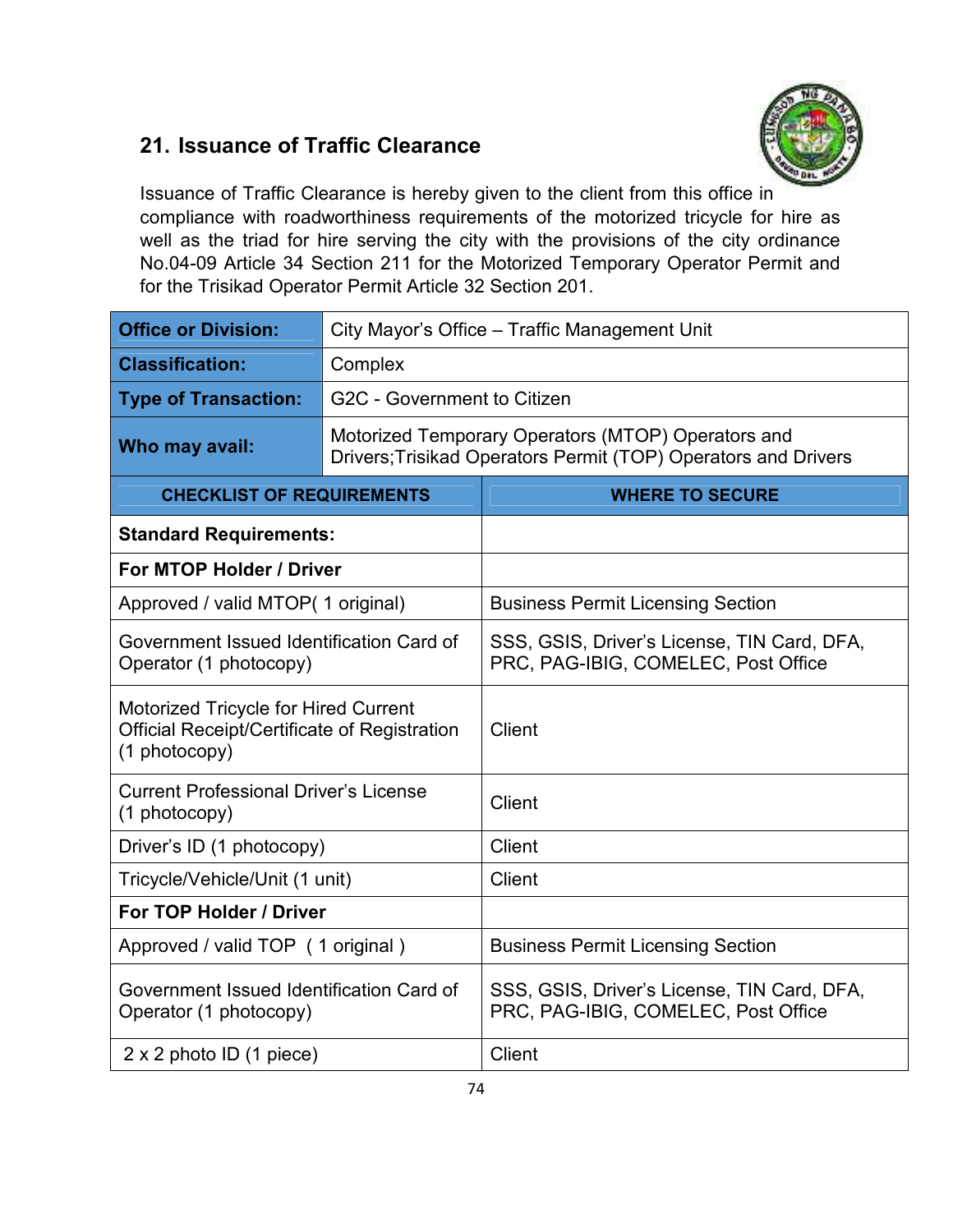## 21. Issuance of Traffic Clearance

Issuance of Traffic Clearance is hereby given to the client from this office in compliance with roadworthiness requirements of the motorized tricycle for hire as well as the triad for hire serving the city with the provisions of the city ordinance No.04-09 Article 34 Section 211 for the Motorized Temporary Operator Permit and for the Trisikad Operator Permit Article 32 Section 201.

| **Office or Division:** | City Mayor's Office – Traffic Management Unit |
|---|---|
| **Classification:** | Complex |
| **Type of Transaction:** | G2C - Government to Citizen |
| **Who may avail:** | Motorized Temporary Operators (MTOP) Operators and Drivers;Trisikad Operators Permit (TOP) Operators and Drivers |

| **CHECKLIST OF REQUIREMENTS** | **WHERE TO SECURE** |
|---|---|
| **Standard Requirements:** | |
| **For MTOP Holder / Driver** | |
| Approved / valid MTOP( 1 original) | Business Permit Licensing Section |
| Government Issued Identification Card of Operator (1 photocopy) | SSS, GSIS, Driver's License, TIN Card, DFA, PRC, PAG-IBIG, COMELEC, Post Office |
| Motorized Tricycle for Hired Current Official Receipt/Certificate of Registration (1 photocopy) | Client |
| Current Professional Driver's License (1 photocopy) | Client |
| Driver's ID (1 photocopy) | Client |
| Tricycle/Vehicle/Unit (1 unit) | Client |
| **For TOP Holder / Driver** | |
| Approved / valid TOP ( 1 original ) | Business Permit Licensing Section |
| Government Issued Identification Card of Operator (1 photocopy) | SSS, GSIS, Driver's License, TIN Card, DFA, PRC, PAG-IBIG, COMELEC, Post Office |
| 2 x 2 photo ID (1 piece) | Client |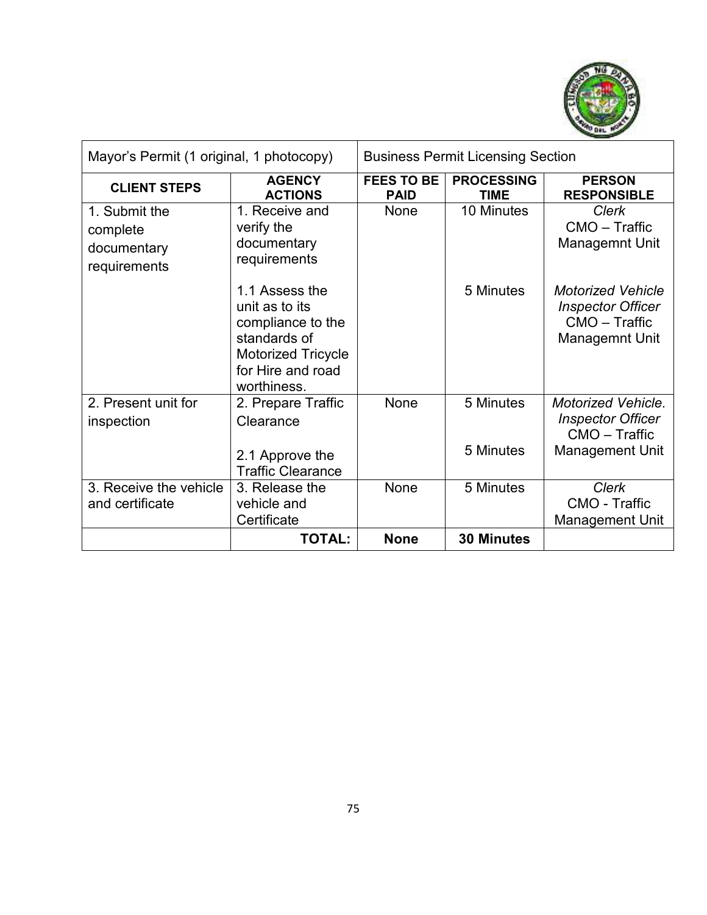| Mayor's Permit (1 original, 1 photocopy) | | Business Permit Licensing Section | | |
|---|---|---|---|---|
| **CLIENT STEPS** | **AGENCY ACTIONS** | **FEES TO BE PAID** | **PROCESSING TIME** | **PERSON RESPONSIBLE** |
| 1. Submit the complete documentary requirements | 1. Receive and verify the documentary requirements | None | 10 Minutes | *Clerk* CMO – Traffic Managemnt Unit |
| | 1.1 Assess the unit as to its compliance to the standards of Motorized Tricycle for Hire and road worthiness. | | 5 Minutes | *Motorized Vehicle Inspector Officer* CMO – Traffic Managemnt Unit |
| 2. Present unit for inspection | 2. Prepare Traffic Clearance | None | 5 Minutes | *Motorized Vehicle. Inspector Officer* CMO – Traffic Management Unit |
| | 2.1 Approve the Traffic Clearance | | 5 Minutes | |
| 3. Receive the vehicle and certificate | 3. Release the vehicle and Certificate | None | 5 Minutes | *Clerk* CMO - Traffic Management Unit |
| | **TOTAL:** | **None** | **30 Minutes** | |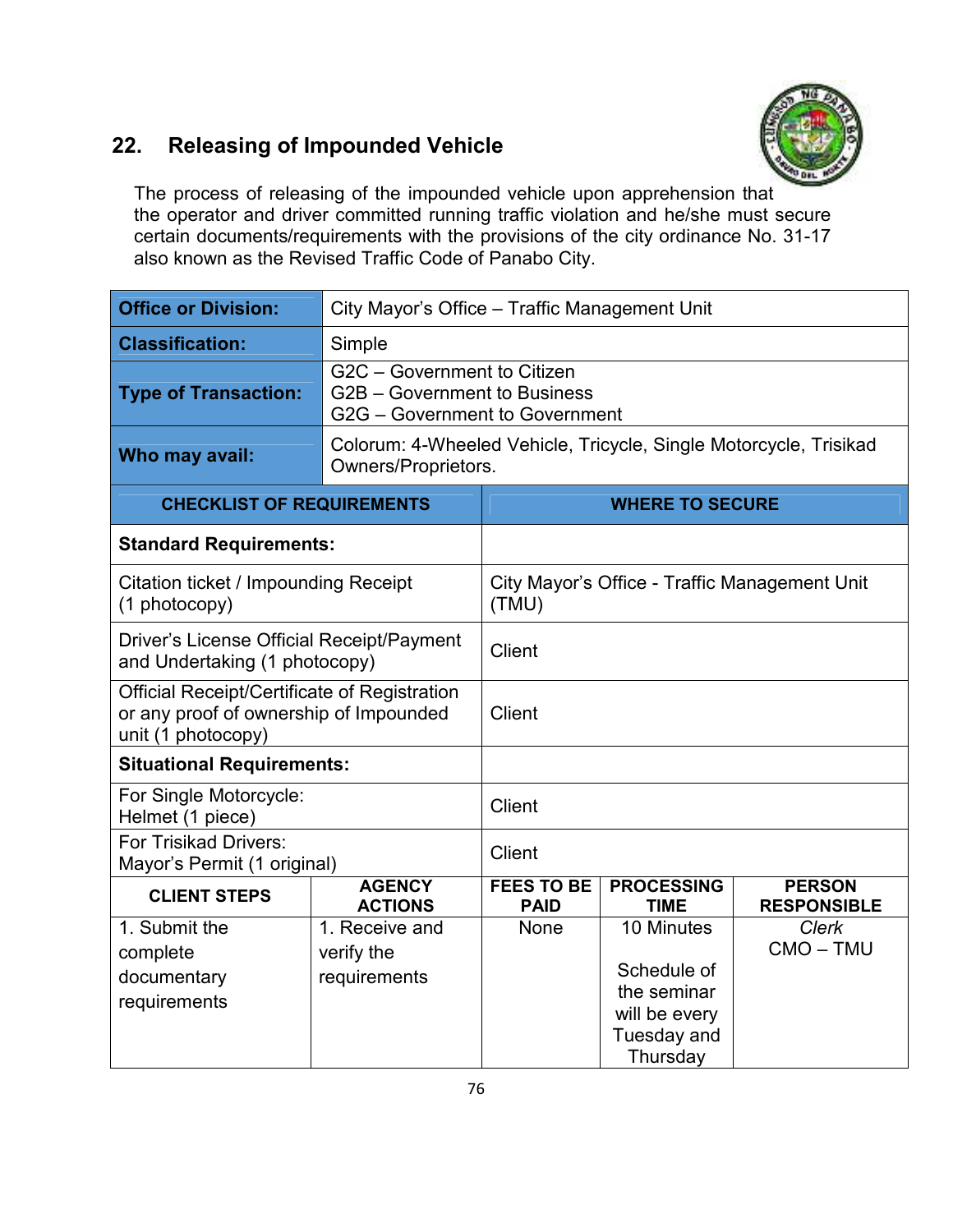## 22. Releasing of Impounded Vehicle

The process of releasing of the impounded vehicle upon apprehension that the operator and driver committed running traffic violation and he/she must secure certain documents/requirements with the provisions of the city ordinance No. 31-17 also known as the Revised Traffic Code of Panabo City.

| **Office or Division:** | City Mayor's Office – Traffic Management Unit |
|---|---|
| **Classification:** | Simple |
| **Type of Transaction:** | G2C – Government to Citizen<br>G2B – Government to Business<br>G2G – Government to Government |
| **Who may avail:** | Colorum: 4-Wheeled Vehicle, Tricycle, Single Motorcycle, Trisikad Owners/Proprietors. |

| CHECKLIST OF REQUIREMENTS | WHERE TO SECURE |
|---|---|
| **Standard Requirements:** | |
| Citation ticket / Impounding Receipt (1 photocopy) | City Mayor's Office - Traffic Management Unit (TMU) |
| Driver's License Official Receipt/Payment and Undertaking (1 photocopy) | Client |
| Official Receipt/Certificate of Registration or any proof of ownership of Impounded unit (1 photocopy) | Client |
| **Situational Requirements:** | |
| For Single Motorcycle:<br>Helmet (1 piece) | Client |
| For Trisikad Drivers:<br>Mayor's Permit (1 original) | Client |

| CLIENT STEPS | AGENCY ACTIONS | FEES TO BE PAID | PROCESSING TIME | PERSON RESPONSIBLE |
|---|---|---|---|---|
| 1. Submit the complete documentary requirements | 1. Receive and verify the requirements | None | 10 Minutes<br><br>Schedule of the seminar will be every Tuesday and Thursday | *Clerk*<br>CMO – TMU |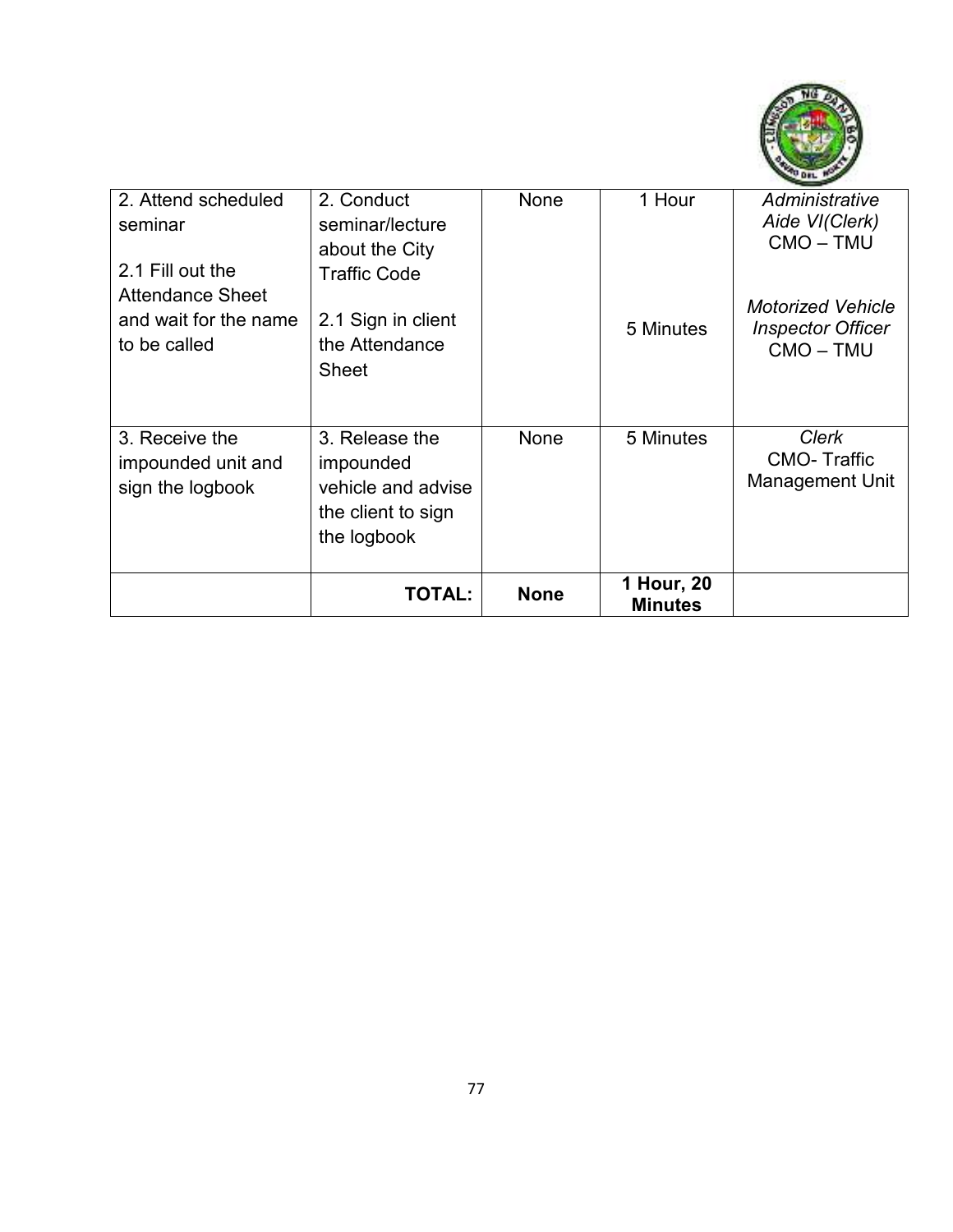| | | | | |
|---|---|---|---|---|
| 2. Attend scheduled seminar<br><br>2.1 Fill out the Attendance Sheet and wait for the name to be called | 2. Conduct seminar/lecture about the City Traffic Code<br><br>2.1 Sign in client the Attendance Sheet | None | 1 Hour<br><br><br>5 Minutes | *Administrative Aide VI(Clerk)* CMO – TMU<br><br>*Motorized Vehicle Inspector Officer* CMO – TMU |
| 3. Receive the impounded unit and sign the logbook | 3. Release the impounded vehicle and advise the client to sign the logbook | None | 5 Minutes | *Clerk* CMO- Traffic Management Unit |
| | **TOTAL:** | **None** | **1 Hour, 20 Minutes** | |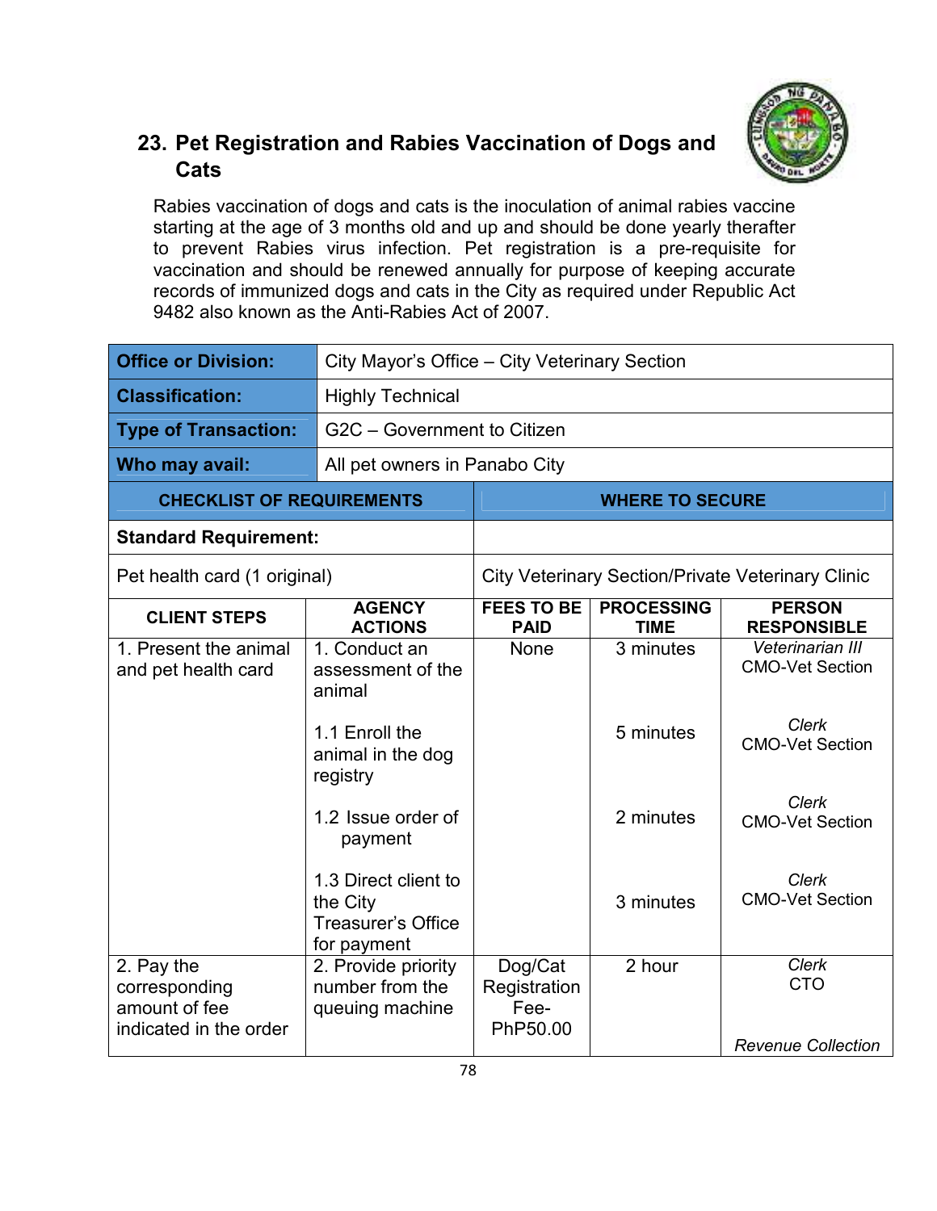## 23. Pet Registration and Rabies Vaccination of Dogs and Cats

Rabies vaccination of dogs and cats is the inoculation of animal rabies vaccine starting at the age of 3 months old and up and should be done yearly therafter to prevent Rabies virus infection. Pet registration is a pre-requisite for vaccination and should be renewed annually for purpose of keeping accurate records of immunized dogs and cats in the City as required under Republic Act 9482 also known as the Anti-Rabies Act of 2007.

| | |
|---|---|
| **Office or Division:** | City Mayor's Office – City Veterinary Section |
| **Classification:** | Highly Technical |
| **Type of Transaction:** | G2C – Government to Citizen |
| **Who may avail:** | All pet owners in Panabo City |

| CHECKLIST OF REQUIREMENTS | WHERE TO SECURE |
|---|---|
| **Standard Requirement:** | |
| Pet health card (1 original) | City Veterinary Section/Private Veterinary Clinic |

| CLIENT STEPS | AGENCY ACTIONS | FEES TO BE PAID | PROCESSING TIME | PERSON RESPONSIBLE |
|---|---|---|---|---|
| 1. Present the animal and pet health card | 1. Conduct an assessment of the animal | None | 3 minutes | *Veterinarian III* CMO-Vet Section |
| | 1.1 Enroll the animal in the dog registry | | 5 minutes | *Clerk* CMO-Vet Section |
| | 1.2 Issue order of payment | | 2 minutes | *Clerk* CMO-Vet Section |
| | 1.3 Direct client to the City Treasurer's Office for payment | | 3 minutes | *Clerk* CMO-Vet Section |
| 2. Pay the corresponding amount of fee indicated in the order | 2. Provide priority number from the queuing machine | Dog/Cat Registration Fee- PhP50.00 | 2 hour | *Clerk* CTO *Revenue Collection* |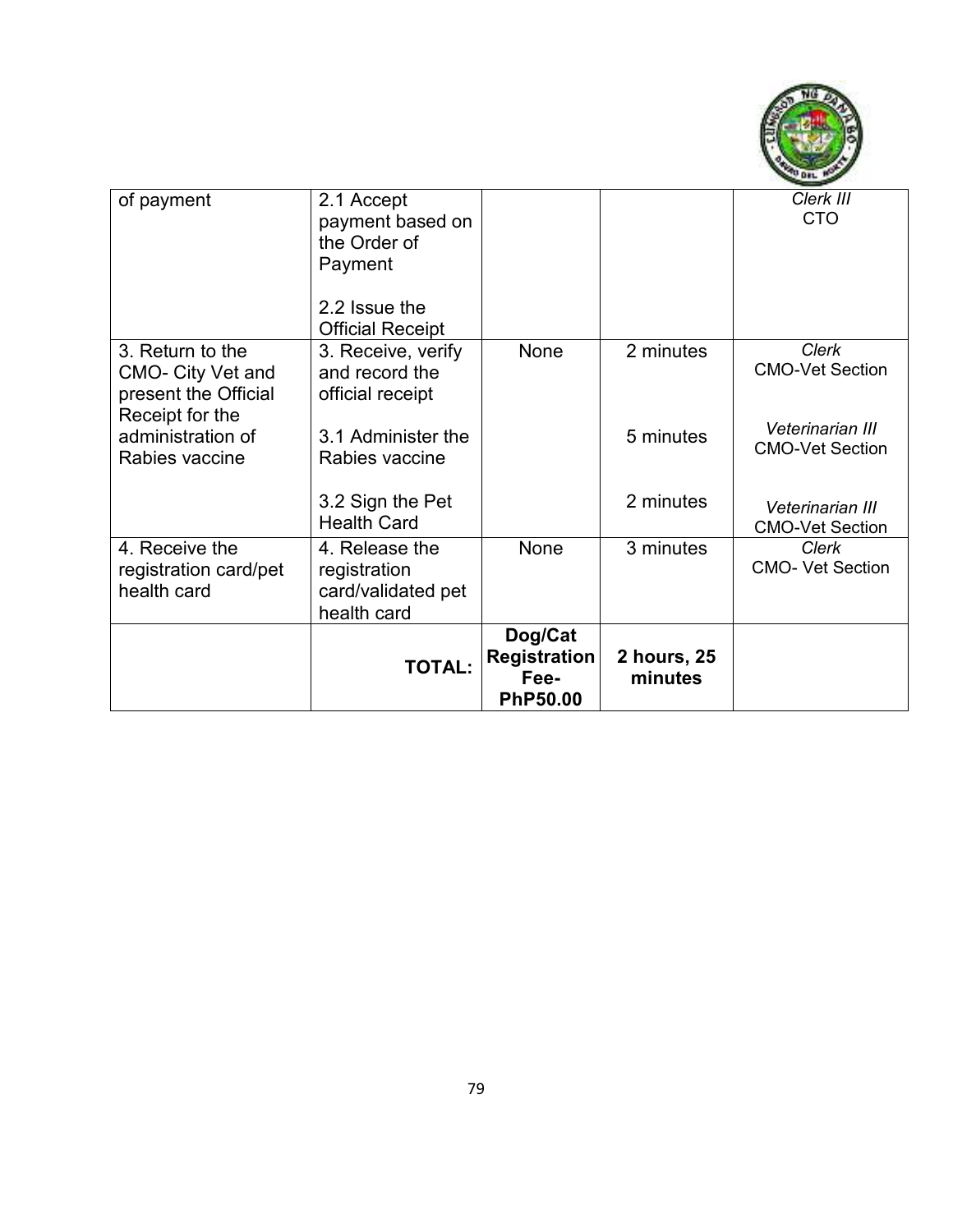| of payment | 2.1 Accept payment based on the Order of Payment<br><br>2.2 Issue the Official Receipt | | | *Clerk III*<br>CTO |
|---|---|---|---|---|
| 3. Return to the CMO- City Vet and present the Official Receipt for the administration of Rabies vaccine | 3. Receive, verify and record the official receipt<br><br>3.1 Administer the Rabies vaccine<br><br>3.2 Sign the Pet Health Card | None | 2 minutes<br><br>5 minutes<br><br>2 minutes | *Clerk*<br>CMO-Vet Section<br><br>*Veterinarian III*<br>CMO-Vet Section<br><br>*Veterinarian III*<br>CMO-Vet Section |
| 4. Receive the registration card/pet health card | 4. Release the registration card/validated pet health card | None | 3 minutes | *Clerk*<br>CMO- Vet Section |
| | **TOTAL:** | **Dog/Cat Registration Fee- PhP50.00** | **2 hours, 25 minutes** | |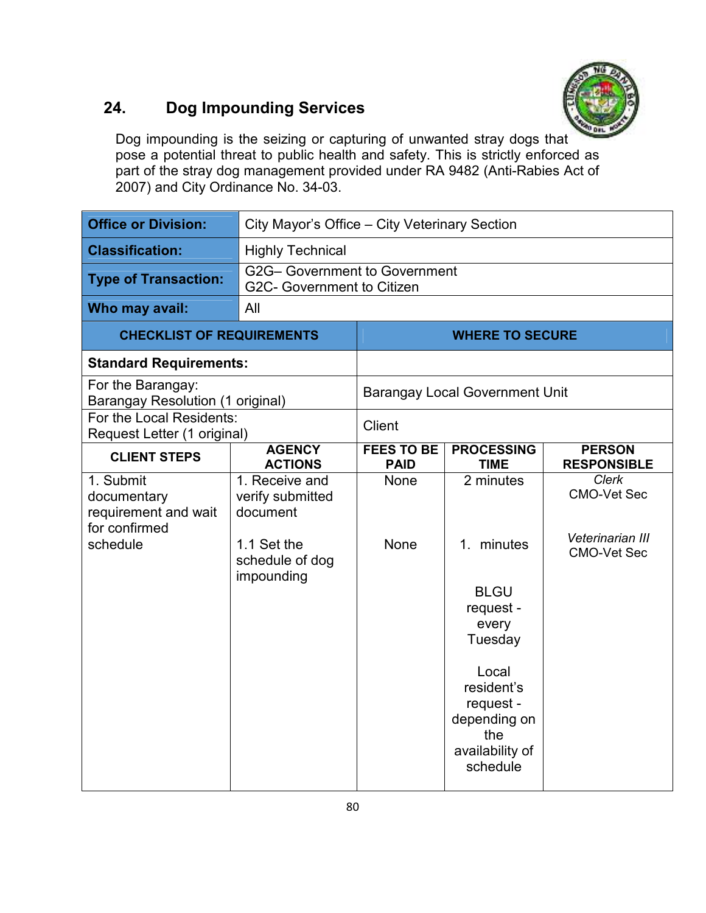## 24. Dog Impounding Services

Dog impounding is the seizing or capturing of unwanted stray dogs that pose a potential threat to public health and safety. This is strictly enforced as part of the stray dog management provided under RA 9482 (Anti-Rabies Act of 2007) and City Ordinance No. 34-03.

| **Office or Division:** | City Mayor's Office – City Veterinary Section |
|---|---|
| **Classification:** | Highly Technical |
| **Type of Transaction:** | G2G– Government to Government<br>G2C- Government to Citizen |
| **Who may avail:** | All |

| **CHECKLIST OF REQUIREMENTS** | **WHERE TO SECURE** |
|---|---|
| **Standard Requirements:** | |
| For the Barangay:<br>Barangay Resolution (1 original) | Barangay Local Government Unit |
| For the Local Residents:<br>Request Letter (1 original) | Client |

| **CLIENT STEPS** | **AGENCY ACTIONS** | **FEES TO BE PAID** | **PROCESSING TIME** | **PERSON RESPONSIBLE** |
|---|---|---|---|---|
| 1. Submit documentary requirement and wait for confirmed schedule | 1. Receive and verify submitted document | None | 2 minutes | *Clerk*<br>CMO-Vet Sec |
| | 1.1 Set the schedule of dog impounding | None | 1. minutes<br><br>BLGU request - every Tuesday<br><br>Local resident's request - depending on the availability of schedule | *Veterinarian III*<br>CMO-Vet Sec |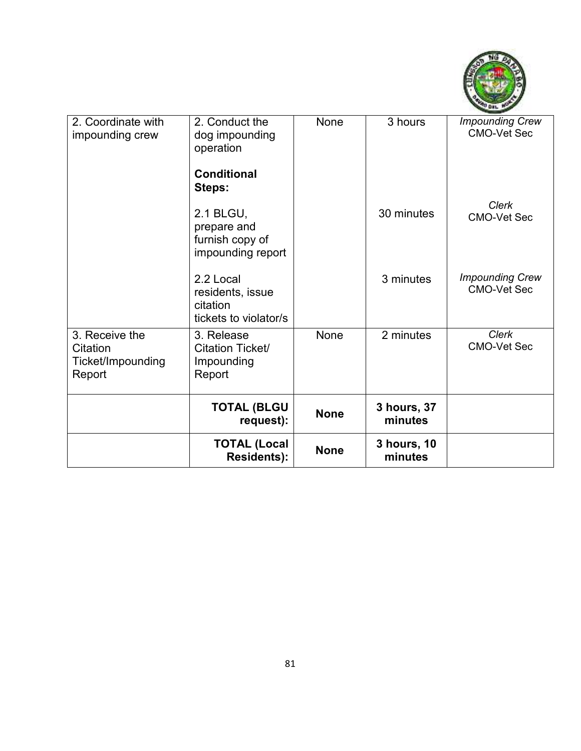| | | | | |
|---|---|---|---|---|
| 2. Coordinate with impounding crew | 2. Conduct the dog impounding operation<br><br>**Conditional Steps:**<br><br>2.1 BLGU, prepare and furnish copy of impounding report<br><br>2.2 Local residents, issue citation tickets to violator/s | None | 3 hours<br><br><br><br>30 minutes<br><br>3 minutes | *Impounding Crew* CMO-Vet Sec<br><br><br><br>*Clerk* CMO-Vet Sec<br><br>*Impounding Crew* CMO-Vet Sec |
| 3. Receive the Citation Ticket/Impounding Report | 3. Release Citation Ticket/ Impounding Report | None | 2 minutes | *Clerk* CMO-Vet Sec |
| | **TOTAL (BLGU request):** | **None** | **3 hours, 37 minutes** | |
| | **TOTAL (Local Residents):** | **None** | **3 hours, 10 minutes** | |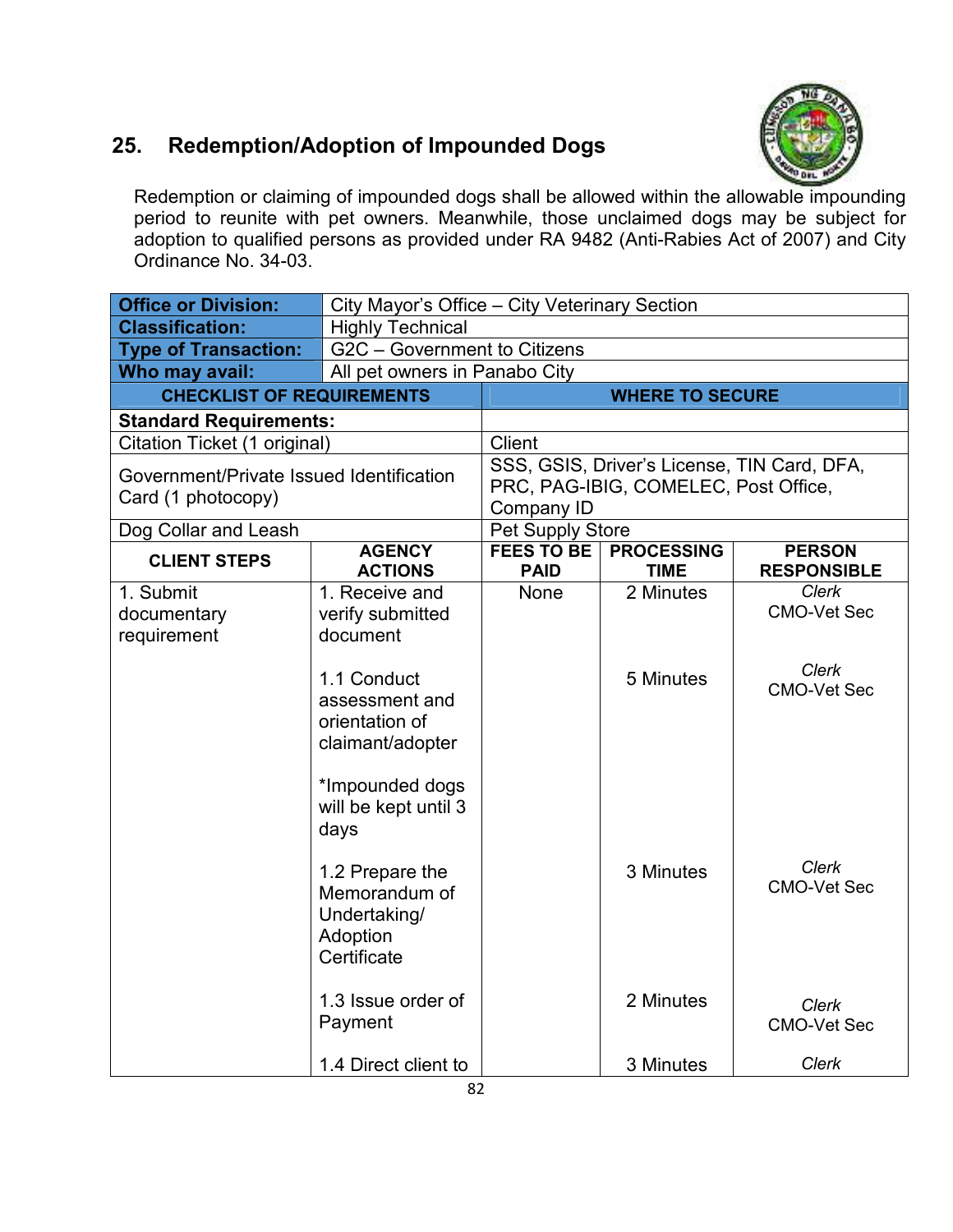## 25. Redemption/Adoption of Impounded Dogs

Redemption or claiming of impounded dogs shall be allowed within the allowable impounding period to reunite with pet owners. Meanwhile, those unclaimed dogs may be subject for adoption to qualified persons as provided under RA 9482 (Anti-Rabies Act of 2007) and City Ordinance No. 34-03.

| **Office or Division:** | City Mayor's Office – City Veterinary Section |
|---|---|
| **Classification:** | Highly Technical |
| **Type of Transaction:** | G2C – Government to Citizens |
| **Who may avail:** | All pet owners in Panabo City |

| **CHECKLIST OF REQUIREMENTS** | **WHERE TO SECURE** |
|---|---|
| **Standard Requirements:** | |
| Citation Ticket (1 original) | Client |
| Government/Private Issued Identification Card (1 photocopy) | SSS, GSIS, Driver's License, TIN Card, DFA, PRC, PAG-IBIG, COMELEC, Post Office, Company ID |
| Dog Collar and Leash | Pet Supply Store |

| **CLIENT STEPS** | **AGENCY ACTIONS** | **FEES TO BE PAID** | **PROCESSING TIME** | **PERSON RESPONSIBLE** |
|---|---|---|---|---|
| 1. Submit documentary requirement | 1. Receive and verify submitted document | None | 2 Minutes | *Clerk* CMO-Vet Sec |
| | 1.1 Conduct assessment and orientation of claimant/adopter<br><br>*Impounded dogs will be kept until 3 days | | 5 Minutes | *Clerk* CMO-Vet Sec |
| | 1.2 Prepare the Memorandum of Undertaking/ Adoption Certificate | | 3 Minutes | *Clerk* CMO-Vet Sec |
| | 1.3 Issue order of Payment | | 2 Minutes | *Clerk* CMO-Vet Sec |
| | 1.4 Direct client to | | 3 Minutes | *Clerk* |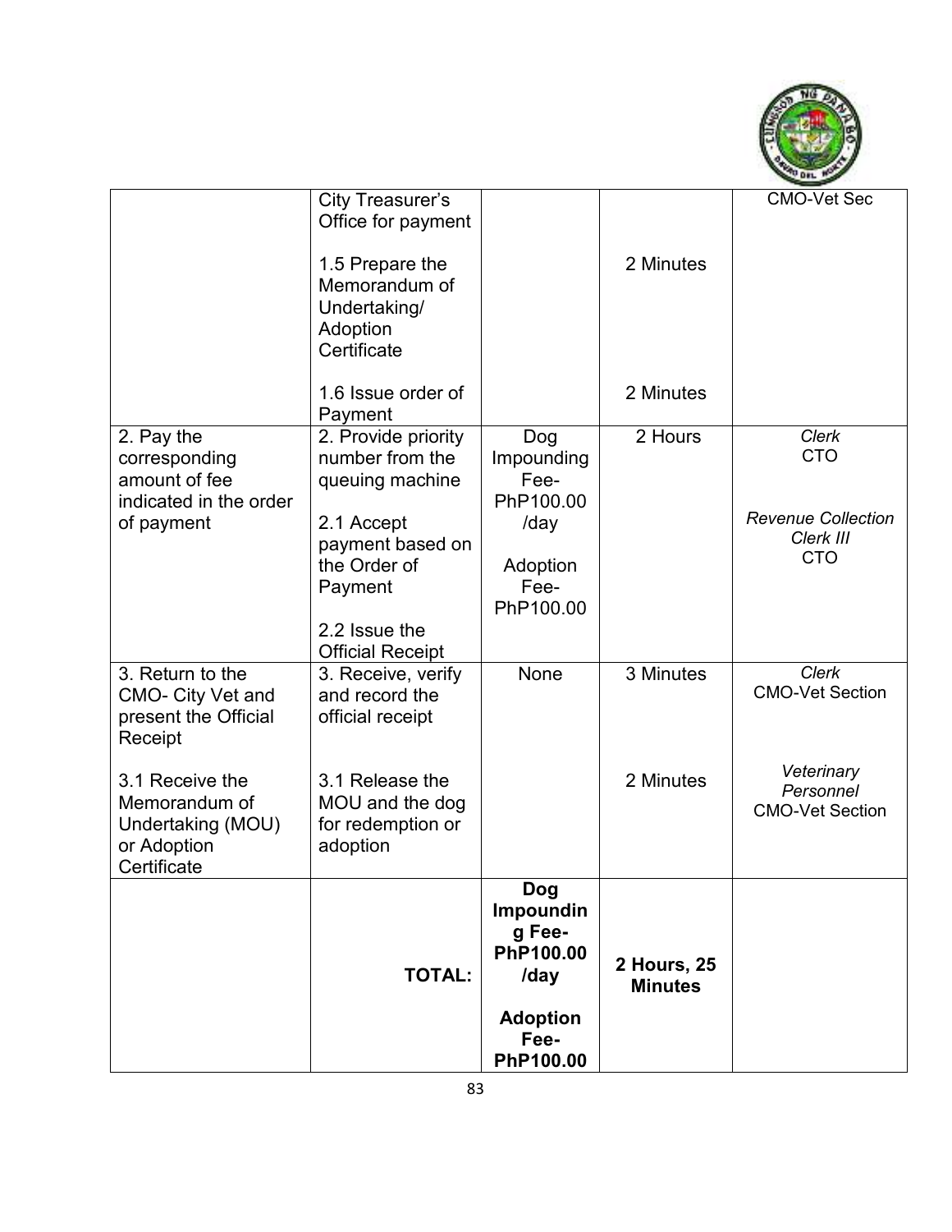| | | | | |
|---|---|---|---|---|
| | City Treasurer's Office for payment<br><br>1.5 Prepare the Memorandum of Undertaking/ Adoption Certificate<br><br>1.6 Issue order of Payment | | <br><br>2 Minutes<br><br><br>2 Minutes | CMO-Vet Sec |
| 2. Pay the corresponding amount of fee indicated in the order of payment | 2. Provide priority number from the queuing machine<br><br>2.1 Accept payment based on the Order of Payment<br><br>2.2 Issue the Official Receipt | Dog Impounding Fee- PhP100.00 /day<br><br>Adoption Fee- PhP100.00 | 2 Hours | *Clerk*<br>CTO<br><br>*Revenue Collection Clerk III*<br>CTO |
| 3. Return to the CMO- City Vet and present the Official Receipt<br><br>3.1 Receive the Memorandum of Undertaking (MOU) or Adoption Certificate | 3. Receive, verify and record the official receipt<br><br>3.1 Release the MOU and the dog for redemption or adoption | None | 3 Minutes<br><br><br>2 Minutes | *Clerk*<br>CMO-Vet Section<br><br>*Veterinary Personnel*<br>CMO-Vet Section |
| | **TOTAL:** | **Dog Impounding Fee- PhP100.00 /day**<br><br>**Adoption Fee- PhP100.00** | **2 Hours, 25 Minutes** | |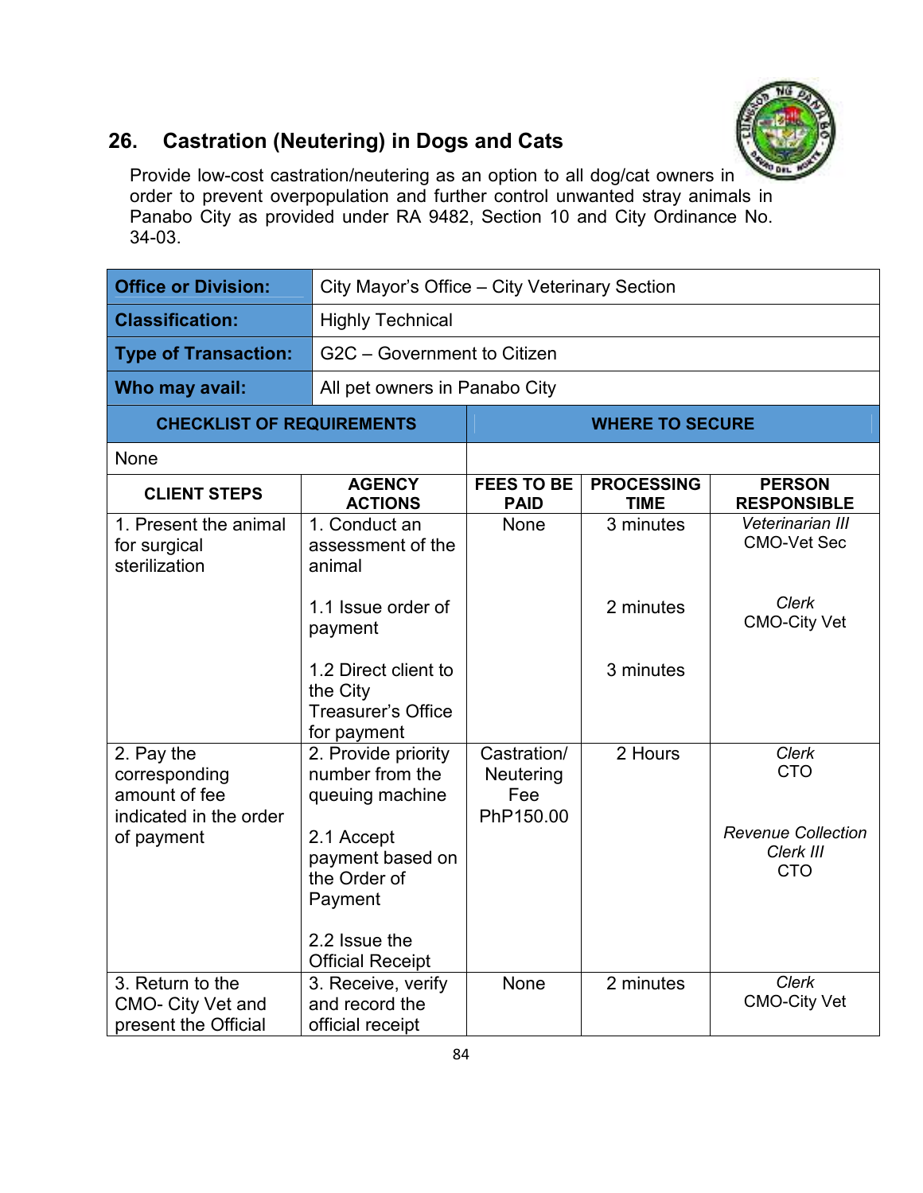## 26. Castration (Neutering) in Dogs and Cats

Provide low-cost castration/neutering as an option to all dog/cat owners in order to prevent overpopulation and further control unwanted stray animals in Panabo City as provided under RA 9482, Section 10 and City Ordinance No. 34-03.

| | |
|---|---|
| **Office or Division:** | City Mayor's Office – City Veterinary Section |
| **Classification:** | Highly Technical |
| **Type of Transaction:** | G2C – Government to Citizen |
| **Who may avail:** | All pet owners in Panabo City |

| CHECKLIST OF REQUIREMENTS | WHERE TO SECURE |
|---|---|
| None | |

| CLIENT STEPS | AGENCY ACTIONS | FEES TO BE PAID | PROCESSING TIME | PERSON RESPONSIBLE |
|---|---|---|---|---|
| 1. Present the animal for surgical sterilization | 1. Conduct an assessment of the animal | None | 3 minutes | *Veterinarian III* CMO-Vet Sec |
| | 1.1 Issue order of payment | | 2 minutes | *Clerk* CMO-City Vet |
| | 1.2 Direct client to the City Treasurer's Office for payment | | 3 minutes | |
| 2. Pay the corresponding amount of fee indicated in the order of payment | 2. Provide priority number from the queuing machine | Castration/ Neutering Fee PhP150.00 | 2 Hours | *Clerk* CTO |
| | 2.1 Accept payment based on the Order of Payment | | | *Revenue Collection Clerk III* CTO |
| | 2.2 Issue the Official Receipt | | | |
| 3. Return to the CMO- City Vet and present the Official | 3. Receive, verify and record the official receipt | None | 2 minutes | *Clerk* CMO-City Vet |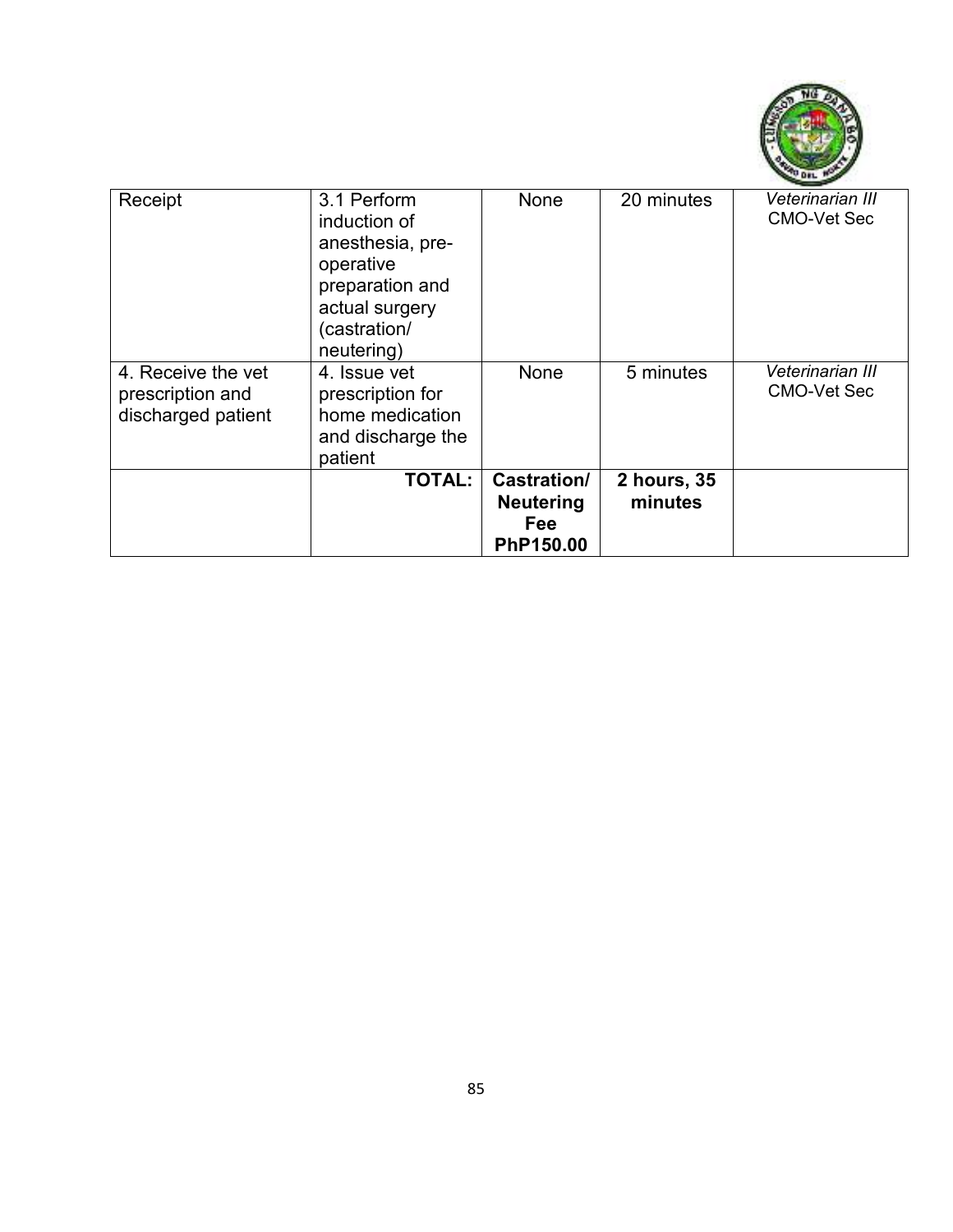| Receipt | 3.1 Perform induction of anesthesia, pre-operative preparation and actual surgery (castration/ neutering) | None | 20 minutes | *Veterinarian III* CMO-Vet Sec |
|---|---|---|---|---|
| 4. Receive the vet prescription and discharged patient | 4. Issue vet prescription for home medication and discharge the patient | None | 5 minutes | *Veterinarian III* CMO-Vet Sec |
| | **TOTAL:** | **Castration/ Neutering Fee PhP150.00** | **2 hours, 35 minutes** | |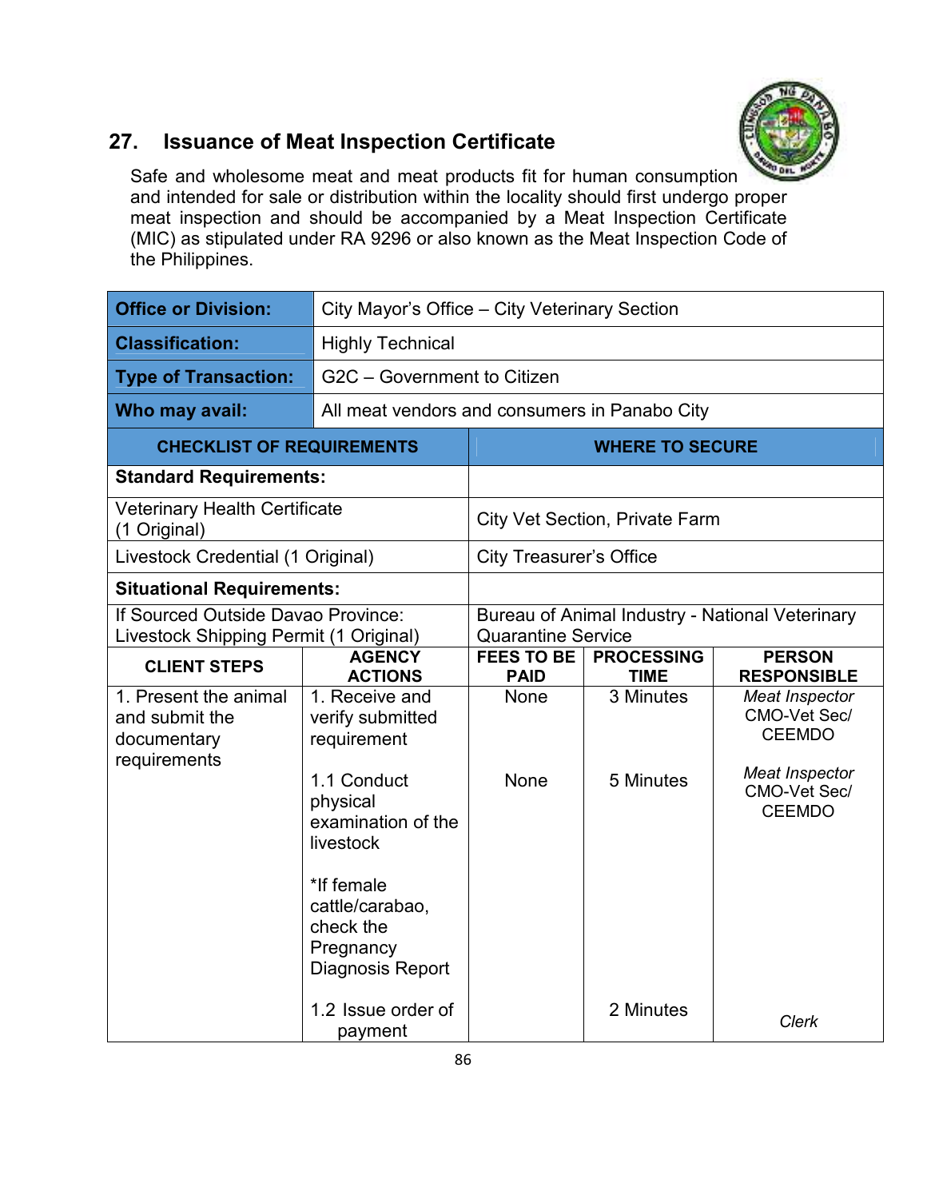## 27. Issuance of Meat Inspection Certificate

Safe and wholesome meat and meat products fit for human consumption and intended for sale or distribution within the locality should first undergo proper meat inspection and should be accompanied by a Meat Inspection Certificate (MIC) as stipulated under RA 9296 or also known as the Meat Inspection Code of the Philippines.

| **Office or Division:** | City Mayor's Office – City Veterinary Section |
|---|---|
| **Classification:** | Highly Technical |
| **Type of Transaction:** | G2C – Government to Citizen |
| **Who may avail:** | All meat vendors and consumers in Panabo City |

| **CHECKLIST OF REQUIREMENTS** | **WHERE TO SECURE** |
|---|---|
| **Standard Requirements:** | |
| Veterinary Health Certificate (1 Original) | City Vet Section, Private Farm |
| Livestock Credential (1 Original) | City Treasurer's Office |
| **Situational Requirements:** | |
| If Sourced Outside Davao Province: Livestock Shipping Permit (1 Original) | Bureau of Animal Industry - National Veterinary Quarantine Service |

| **CLIENT STEPS** | **AGENCY ACTIONS** | **FEES TO BE PAID** | **PROCESSING TIME** | **PERSON RESPONSIBLE** |
|---|---|---|---|---|
| 1. Present the animal and submit the documentary requirements | 1. Receive and verify submitted requirement | None | 3 Minutes | *Meat Inspector* CMO-Vet Sec/ CEEMDO |
| | 1.1 Conduct physical examination of the livestock<br><br>*If female cattle/carabao, check the Pregnancy Diagnosis Report | None | 5 Minutes | *Meat Inspector* CMO-Vet Sec/ CEEMDO |
| | 1.2 Issue order of payment | | 2 Minutes | *Clerk* |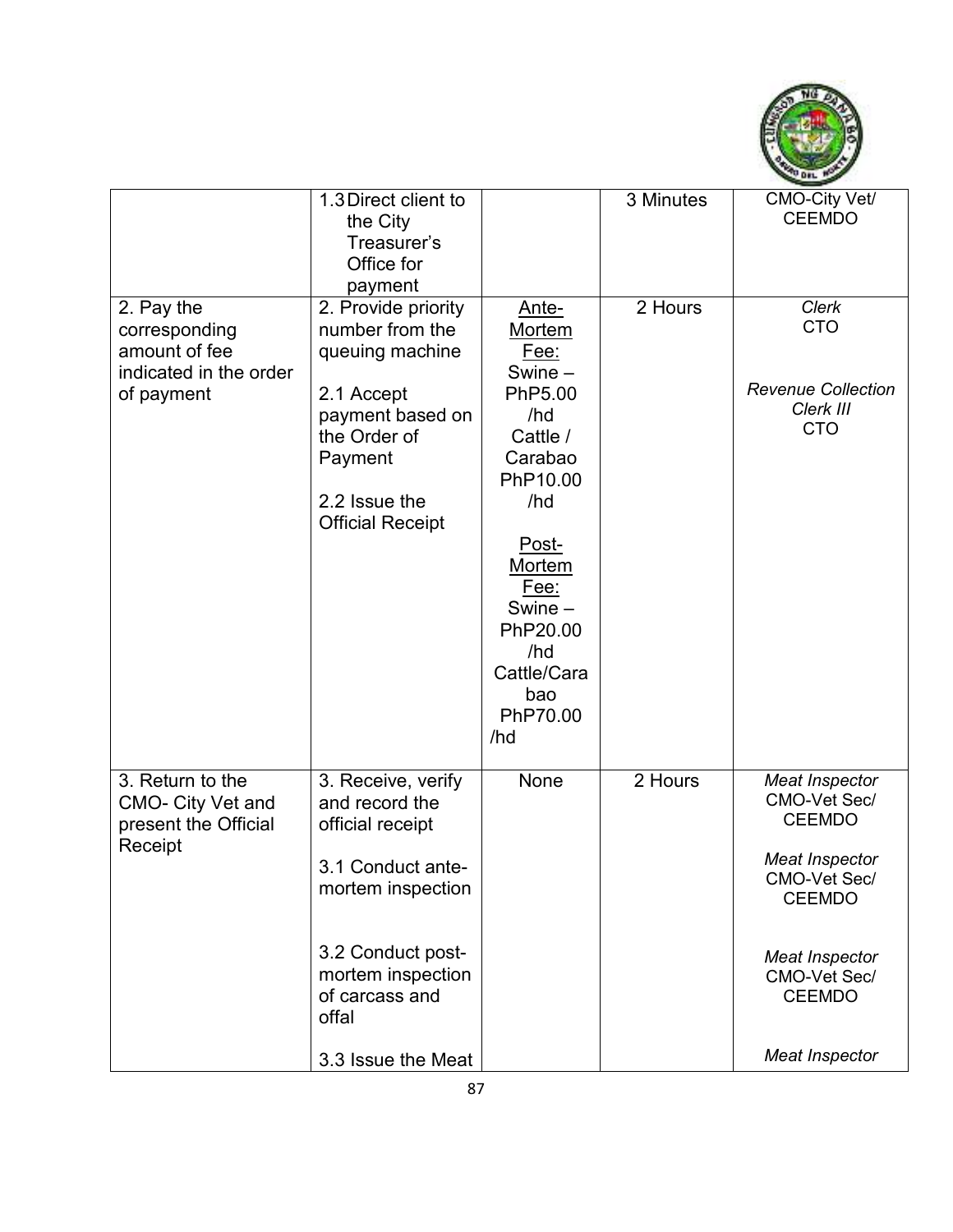| | | | | |
|---|---|---|---|---|
| | 1.3 Direct client to the City Treasurer's Office for payment | | 3 Minutes | CMO-City Vet/ CEEMDO |
| 2. Pay the corresponding amount of fee indicated in the order of payment | 2. Provide priority number from the queuing machine<br><br>2.1 Accept payment based on the Order of Payment<br><br>2.2 Issue the Official Receipt | Ante-Mortem Fee:<br>Swine – PhP5.00 /hd<br>Cattle / Carabao PhP10.00 /hd<br><br>Post-Mortem Fee:<br>Swine – PhP20.00 /hd<br>Cattle/Carabao PhP70.00 /hd | 2 Hours | *Clerk*<br>CTO<br><br>*Revenue Collection Clerk III*<br>CTO |
| 3. Return to the CMO- City Vet and present the Official Receipt | 3. Receive, verify and record the official receipt<br><br>3.1 Conduct ante-mortem inspection<br><br>3.2 Conduct post-mortem inspection of carcass and offal<br><br>3.3 Issue the Meat | None | 2 Hours | *Meat Inspector*<br>CMO-Vet Sec/ CEEMDO<br><br>*Meat Inspector*<br>CMO-Vet Sec/ CEEMDO<br><br>*Meat Inspector*<br>CMO-Vet Sec/ CEEMDO<br><br>*Meat Inspector* |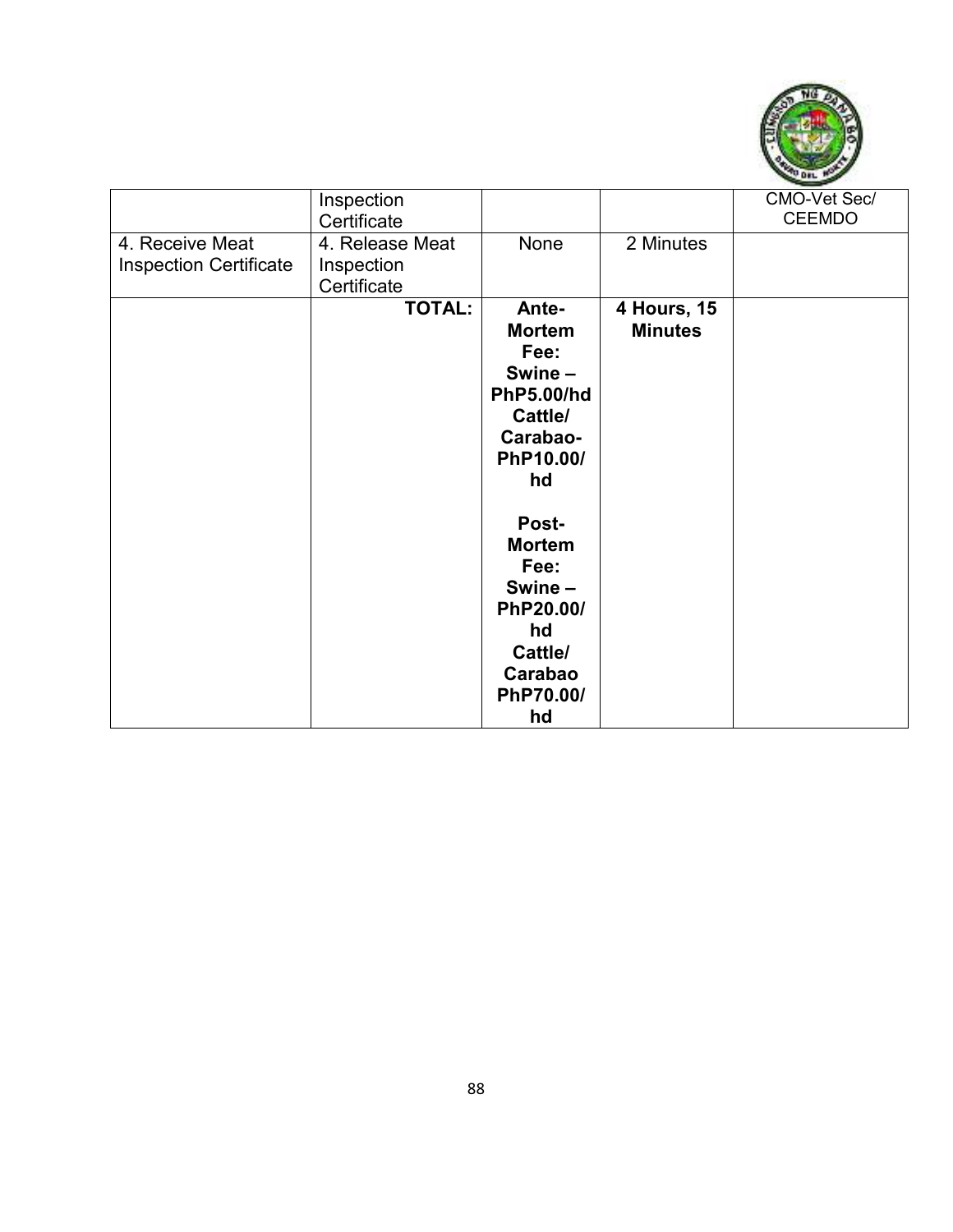| | | | | |
|---|---|---|---|---|
| | Inspection Certificate | | | CMO-Vet Sec/ CEEMDO |
| 4. Receive Meat Inspection Certificate | 4. Release Meat Inspection Certificate | None | 2 Minutes | |
| | **TOTAL:** | **Ante-Mortem Fee: Swine – PhP5.00/hd Cattle/ Carabao- PhP10.00/ hd**<br><br>**Post-Mortem Fee: Swine – PhP20.00/ hd Cattle/ Carabao PhP70.00/ hd** | **4 Hours, 15 Minutes** | |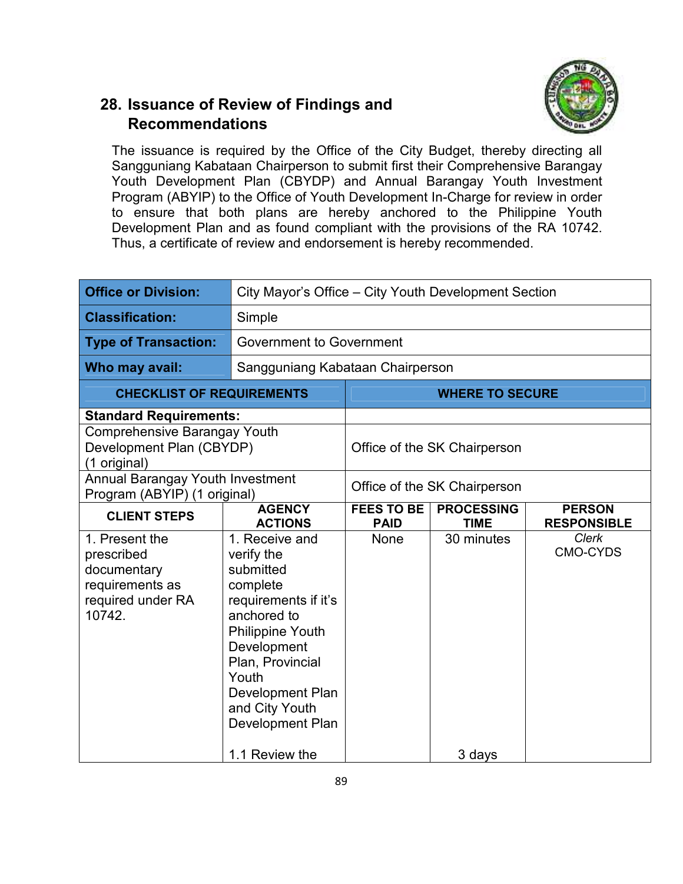## 28. Issuance of Review of Findings and Recommendations

The issuance is required by the Office of the City Budget, thereby directing all Sangguniang Kabataan Chairperson to submit first their Comprehensive Barangay Youth Development Plan (CBYDP) and Annual Barangay Youth Investment Program (ABYIP) to the Office of Youth Development In-Charge for review in order to ensure that both plans are hereby anchored to the Philippine Youth Development Plan and as found compliant with the provisions of the RA 10742. Thus, a certificate of review and endorsement is hereby recommended.

| **Office or Division:** | City Mayor's Office – City Youth Development Section |
|---|---|
| **Classification:** | Simple |
| **Type of Transaction:** | Government to Government |
| **Who may avail:** | Sangguniang Kabataan Chairperson |

| **CHECKLIST OF REQUIREMENTS** | **WHERE TO SECURE** |
|---|---|
| **Standard Requirements:** | |
| Comprehensive Barangay Youth Development Plan (CBYDP) (1 original) | Office of the SK Chairperson |
| Annual Barangay Youth Investment Program (ABYIP) (1 original) | Office of the SK Chairperson |

| **CLIENT STEPS** | **AGENCY ACTIONS** | **FEES TO BE PAID** | **PROCESSING TIME** | **PERSON RESPONSIBLE** |
|---|---|---|---|---|
| 1. Present the prescribed documentary requirements as required under RA 10742. | 1. Receive and verify the submitted complete requirements if it's anchored to Philippine Youth Development Plan, Provincial Youth Development Plan and City Youth Development Plan | None | 30 minutes | *Clerk* CMO-CYDS |
| | 1.1 Review the | | 3 days | |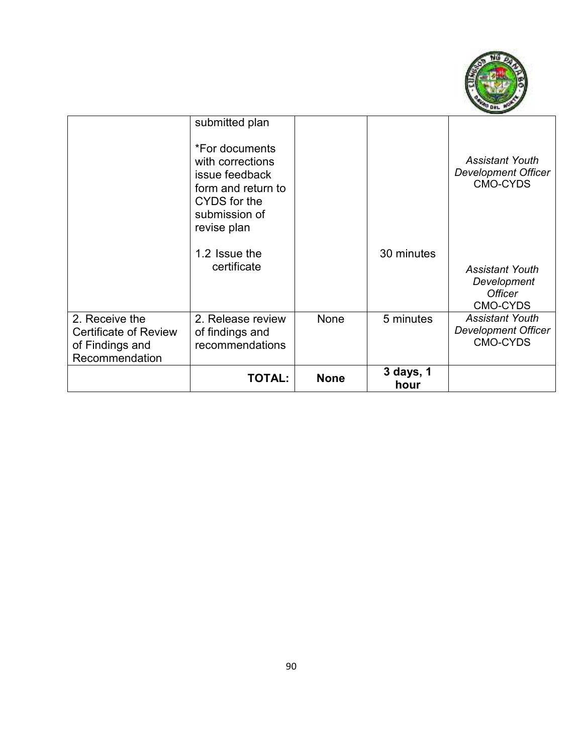| | | | | |
|---|---|---|---|---|
| | submitted plan<br><br>*For documents with corrections issue feedback form and return to CYDS for the submission of revise plan<br><br>1.2 Issue the certificate | | <br><br><br><br><br><br><br>30 minutes | *Assistant Youth Development Officer* CMO-CYDS<br><br>*Assistant Youth Development Officer* CMO-CYDS |
| 2. Receive the Certificate of Review of Findings and Recommendation | 2. Release review of findings and recommendations | None | 5 minutes | *Assistant Youth Development Officer* CMO-CYDS |
| | **TOTAL:** | **None** | **3 days, 1 hour** | |